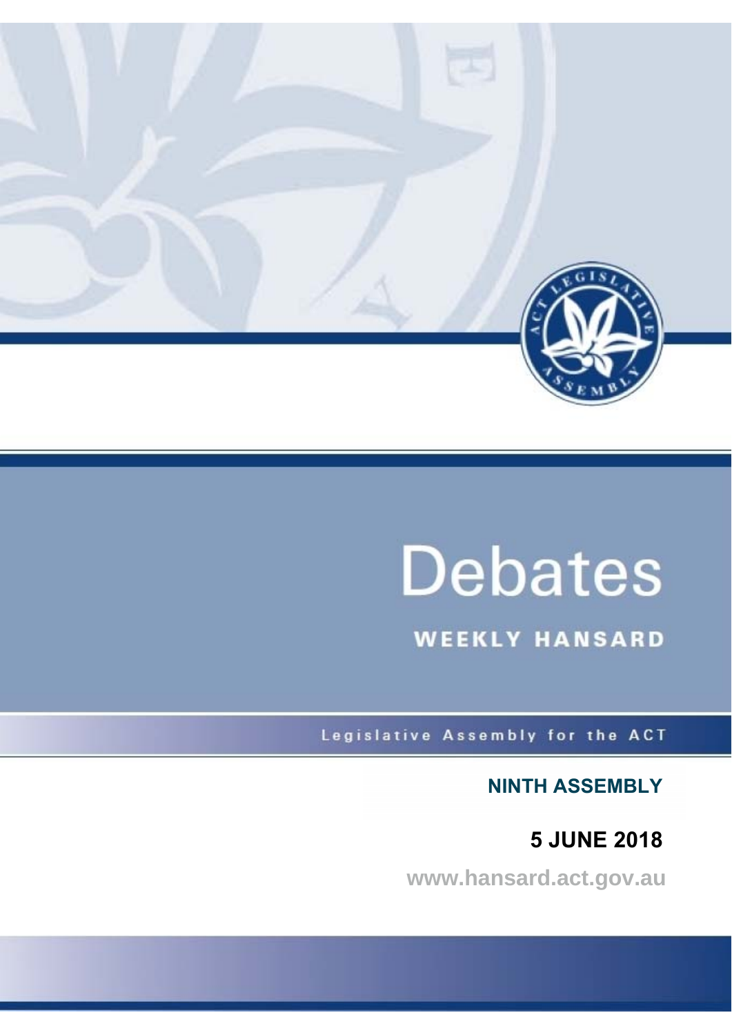# Debates

## WEEKLY HANSARD

Legislative Assembly for the ACT

**NINTH ASSEMBLY**

**5 JUNE 2018**

www.hansard.act.gov.au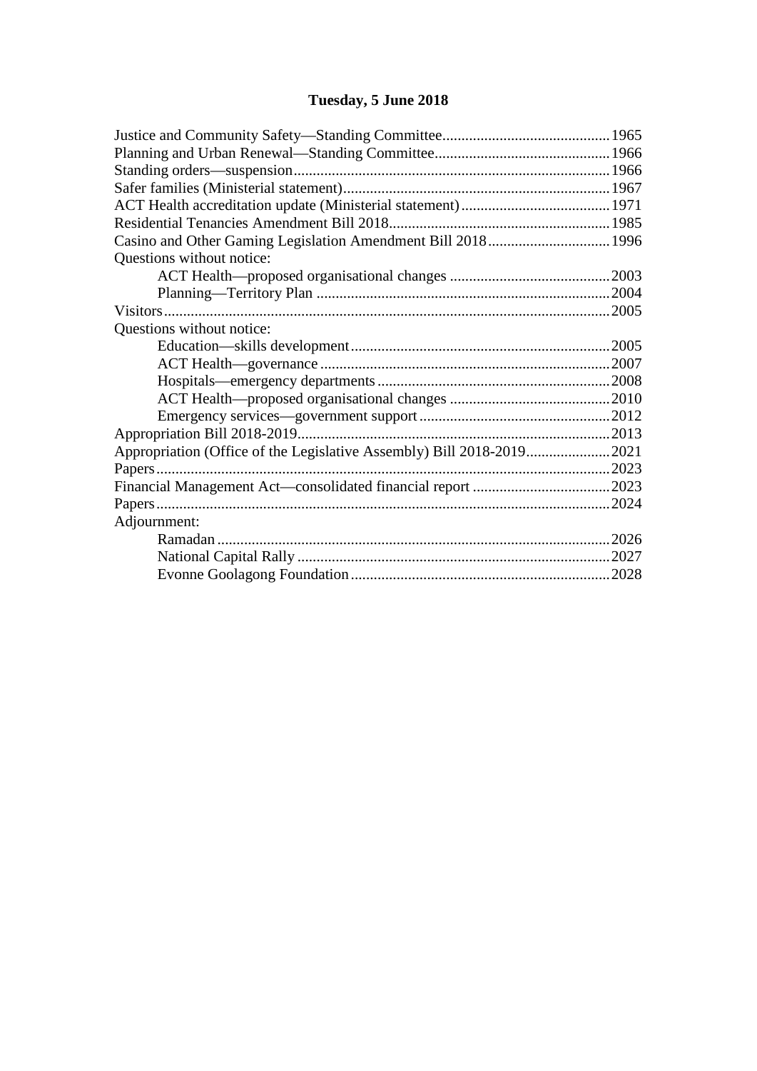**Tuesday, 5 June 2018**

Justice and Community Safety—Standing Committee....1965
Planning and Urban Renewal—Standing Committee....1966
Standing orders—suspension....1966
Safer families (Ministerial statement)....1967
ACT Health accreditation update (Ministerial statement)....1971
Residential Tenancies Amendment Bill 2018....1985
Casino and Other Gaming Legislation Amendment Bill 2018....1996
Questions without notice:
- ACT Health—proposed organisational changes....2003
- Planning—Territory Plan....2004

Visitors....2005
Questions without notice:
- Education—skills development....2005
- ACT Health—governance....2007
- Hospitals—emergency departments....2008
- ACT Health—proposed organisational changes....2010
- Emergency services—government support....2012

Appropriation Bill 2018-2019....2013
Appropriation (Office of the Legislative Assembly) Bill 2018-2019....2021
Papers....2023
Financial Management Act—consolidated financial report....2023
Papers....2024
Adjournment:
- Ramadan....2026
- National Capital Rally....2027
- Evonne Goolagong Foundation....2028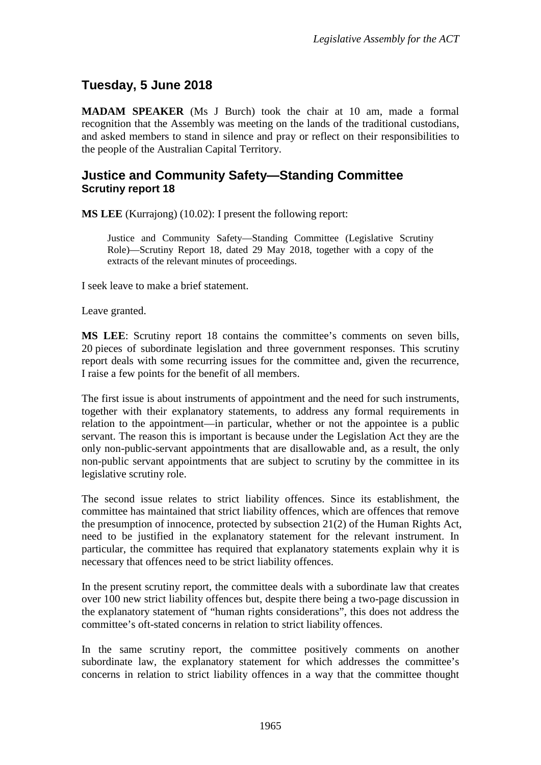## Tuesday, 5 June 2018

**MADAM SPEAKER** (Ms J Burch) took the chair at 10 am, made a formal recognition that the Assembly was meeting on the lands of the traditional custodians, and asked members to stand in silence and pray or reflect on their responsibilities to the people of the Australian Capital Territory.

## Justice and Community Safety—Standing Committee
### Scrutiny report 18

**MS LEE** (Kurrajong) (10.02): I present the following report:

> Justice and Community Safety—Standing Committee (Legislative Scrutiny Role)—Scrutiny Report 18, dated 29 May 2018, together with a copy of the extracts of the relevant minutes of proceedings.

I seek leave to make a brief statement.

Leave granted.

**MS LEE**: Scrutiny report 18 contains the committee's comments on seven bills, 20 pieces of subordinate legislation and three government responses. This scrutiny report deals with some recurring issues for the committee and, given the recurrence, I raise a few points for the benefit of all members.

The first issue is about instruments of appointment and the need for such instruments, together with their explanatory statements, to address any formal requirements in relation to the appointment—in particular, whether or not the appointee is a public servant. The reason this is important is because under the Legislation Act they are the only non-public-servant appointments that are disallowable and, as a result, the only non-public servant appointments that are subject to scrutiny by the committee in its legislative scrutiny role.

The second issue relates to strict liability offences. Since its establishment, the committee has maintained that strict liability offences, which are offences that remove the presumption of innocence, protected by subsection 21(2) of the Human Rights Act, need to be justified in the explanatory statement for the relevant instrument. In particular, the committee has required that explanatory statements explain why it is necessary that offences need to be strict liability offences.

In the present scrutiny report, the committee deals with a subordinate law that creates over 100 new strict liability offences but, despite there being a two-page discussion in the explanatory statement of "human rights considerations", this does not address the committee's oft-stated concerns in relation to strict liability offences.

In the same scrutiny report, the committee positively comments on another subordinate law, the explanatory statement for which addresses the committee's concerns in relation to strict liability offences in a way that the committee thought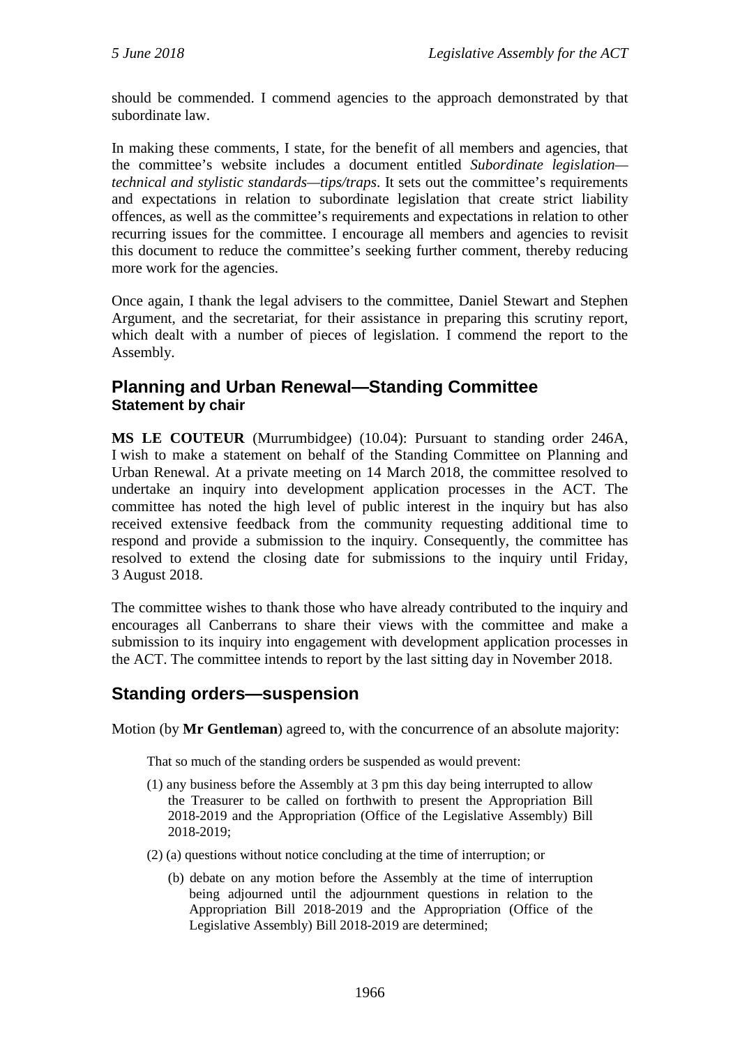should be commended. I commend agencies to the approach demonstrated by that subordinate law.

In making these comments, I state, for the benefit of all members and agencies, that the committee's website includes a document entitled *Subordinate legislation—technical and stylistic standards—tips/traps*. It sets out the committee's requirements and expectations in relation to subordinate legislation that create strict liability offences, as well as the committee's requirements and expectations in relation to other recurring issues for the committee. I encourage all members and agencies to revisit this document to reduce the committee's seeking further comment, thereby reducing more work for the agencies.

Once again, I thank the legal advisers to the committee, Daniel Stewart and Stephen Argument, and the secretariat, for their assistance in preparing this scrutiny report, which dealt with a number of pieces of legislation. I commend the report to the Assembly.

## Planning and Urban Renewal—Standing Committee
### Statement by chair

**MS LE COUTEUR** (Murrumbidgee) (10.04): Pursuant to standing order 246A, I wish to make a statement on behalf of the Standing Committee on Planning and Urban Renewal. At a private meeting on 14 March 2018, the committee resolved to undertake an inquiry into development application processes in the ACT. The committee has noted the high level of public interest in the inquiry but has also received extensive feedback from the community requesting additional time to respond and provide a submission to the inquiry. Consequently, the committee has resolved to extend the closing date for submissions to the inquiry until Friday, 3 August 2018.

The committee wishes to thank those who have already contributed to the inquiry and encourages all Canberrans to share their views with the committee and make a submission to its inquiry into engagement with development application processes in the ACT. The committee intends to report by the last sitting day in November 2018.

## Standing orders—suspension

Motion (by **Mr Gentleman**) agreed to, with the concurrence of an absolute majority:

> That so much of the standing orders be suspended as would prevent:
>
> (1) any business before the Assembly at 3 pm this day being interrupted to allow the Treasurer to be called on forthwith to present the Appropriation Bill 2018-2019 and the Appropriation (Office of the Legislative Assembly) Bill 2018-2019;
>
> (2) (a) questions without notice concluding at the time of interruption; or
>
> (b) debate on any motion before the Assembly at the time of interruption being adjourned until the adjournment questions in relation to the Appropriation Bill 2018-2019 and the Appropriation (Office of the Legislative Assembly) Bill 2018-2019 are determined;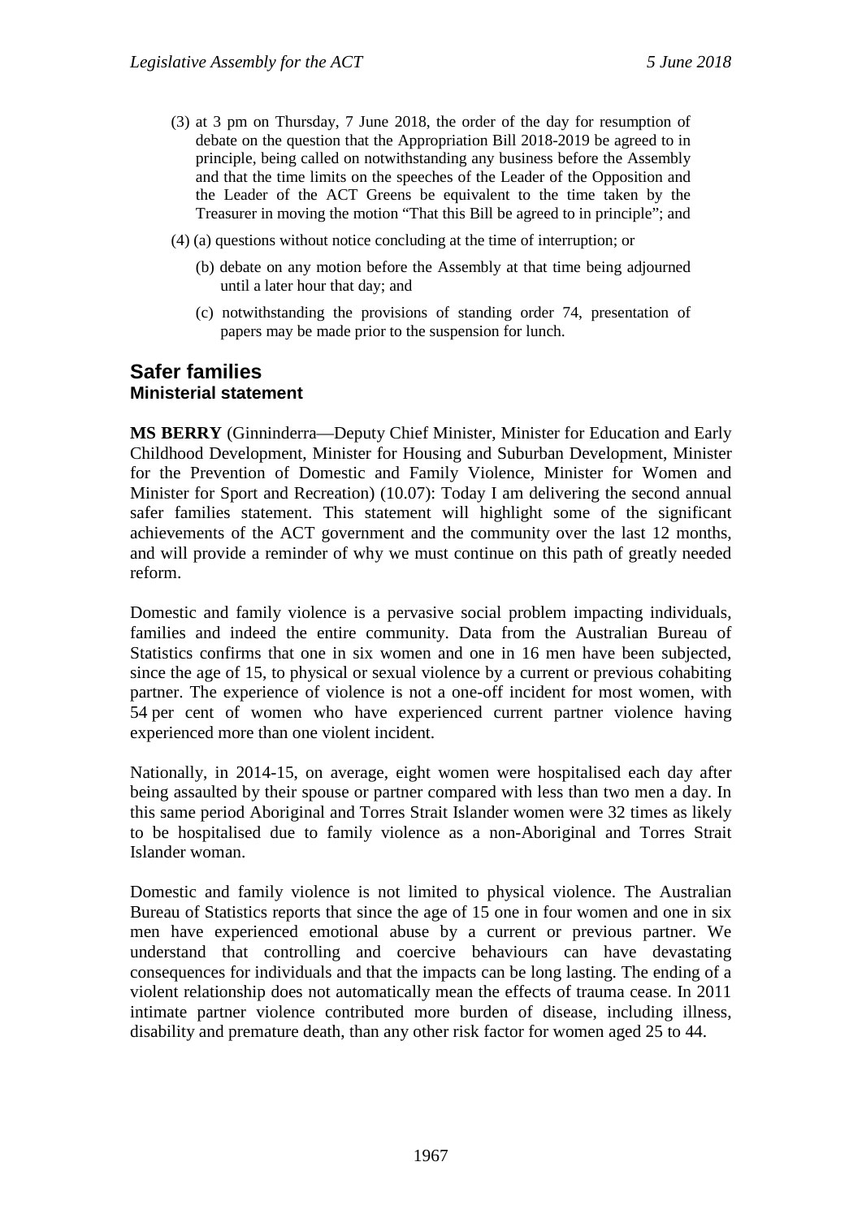(3) at 3 pm on Thursday, 7 June 2018, the order of the day for resumption of debate on the question that the Appropriation Bill 2018-2019 be agreed to in principle, being called on notwithstanding any business before the Assembly and that the time limits on the speeches of the Leader of the Opposition and the Leader of the ACT Greens be equivalent to the time taken by the Treasurer in moving the motion "That this Bill be agreed to in principle"; and

(4) (a) questions without notice concluding at the time of interruption; or

(b) debate on any motion before the Assembly at that time being adjourned until a later hour that day; and

(c) notwithstanding the provisions of standing order 74, presentation of papers may be made prior to the suspension for lunch.

## Safer families

### Ministerial statement

**MS BERRY** (Ginninderra—Deputy Chief Minister, Minister for Education and Early Childhood Development, Minister for Housing and Suburban Development, Minister for the Prevention of Domestic and Family Violence, Minister for Women and Minister for Sport and Recreation) (10.07): Today I am delivering the second annual safer families statement. This statement will highlight some of the significant achievements of the ACT government and the community over the last 12 months, and will provide a reminder of why we must continue on this path of greatly needed reform.

Domestic and family violence is a pervasive social problem impacting individuals, families and indeed the entire community. Data from the Australian Bureau of Statistics confirms that one in six women and one in 16 men have been subjected, since the age of 15, to physical or sexual violence by a current or previous cohabiting partner. The experience of violence is not a one-off incident for most women, with 54 per cent of women who have experienced current partner violence having experienced more than one violent incident.

Nationally, in 2014-15, on average, eight women were hospitalised each day after being assaulted by their spouse or partner compared with less than two men a day. In this same period Aboriginal and Torres Strait Islander women were 32 times as likely to be hospitalised due to family violence as a non-Aboriginal and Torres Strait Islander woman.

Domestic and family violence is not limited to physical violence. The Australian Bureau of Statistics reports that since the age of 15 one in four women and one in six men have experienced emotional abuse by a current or previous partner. We understand that controlling and coercive behaviours can have devastating consequences for individuals and that the impacts can be long lasting. The ending of a violent relationship does not automatically mean the effects of trauma cease. In 2011 intimate partner violence contributed more burden of disease, including illness, disability and premature death, than any other risk factor for women aged 25 to 44.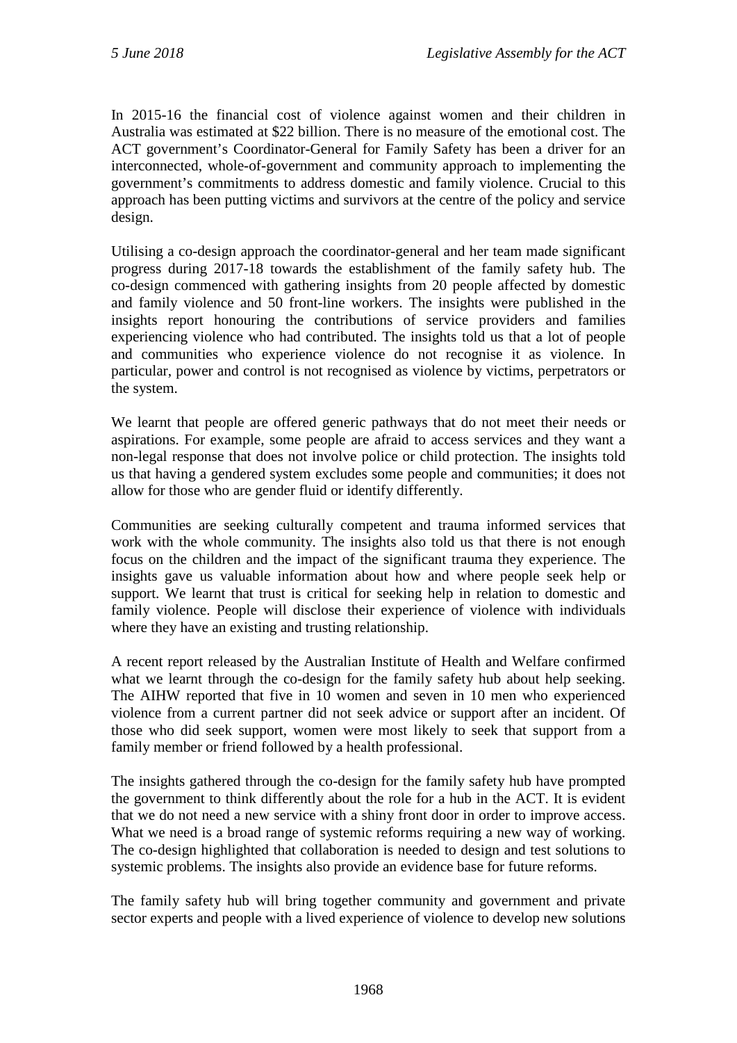In 2015-16 the financial cost of violence against women and their children in Australia was estimated at $22 billion. There is no measure of the emotional cost. The ACT government's Coordinator-General for Family Safety has been a driver for an interconnected, whole-of-government and community approach to implementing the government's commitments to address domestic and family violence. Crucial to this approach has been putting victims and survivors at the centre of the policy and service design.

Utilising a co-design approach the coordinator-general and her team made significant progress during 2017-18 towards the establishment of the family safety hub. The co-design commenced with gathering insights from 20 people affected by domestic and family violence and 50 front-line workers. The insights were published in the insights report honouring the contributions of service providers and families experiencing violence who had contributed. The insights told us that a lot of people and communities who experience violence do not recognise it as violence. In particular, power and control is not recognised as violence by victims, perpetrators or the system.

We learnt that people are offered generic pathways that do not meet their needs or aspirations. For example, some people are afraid to access services and they want a non-legal response that does not involve police or child protection. The insights told us that having a gendered system excludes some people and communities; it does not allow for those who are gender fluid or identify differently.

Communities are seeking culturally competent and trauma informed services that work with the whole community. The insights also told us that there is not enough focus on the children and the impact of the significant trauma they experience. The insights gave us valuable information about how and where people seek help or support. We learnt that trust is critical for seeking help in relation to domestic and family violence. People will disclose their experience of violence with individuals where they have an existing and trusting relationship.

A recent report released by the Australian Institute of Health and Welfare confirmed what we learnt through the co-design for the family safety hub about help seeking. The AIHW reported that five in 10 women and seven in 10 men who experienced violence from a current partner did not seek advice or support after an incident. Of those who did seek support, women were most likely to seek that support from a family member or friend followed by a health professional.

The insights gathered through the co-design for the family safety hub have prompted the government to think differently about the role for a hub in the ACT. It is evident that we do not need a new service with a shiny front door in order to improve access. What we need is a broad range of systemic reforms requiring a new way of working. The co-design highlighted that collaboration is needed to design and test solutions to systemic problems. The insights also provide an evidence base for future reforms.

The family safety hub will bring together community and government and private sector experts and people with a lived experience of violence to develop new solutions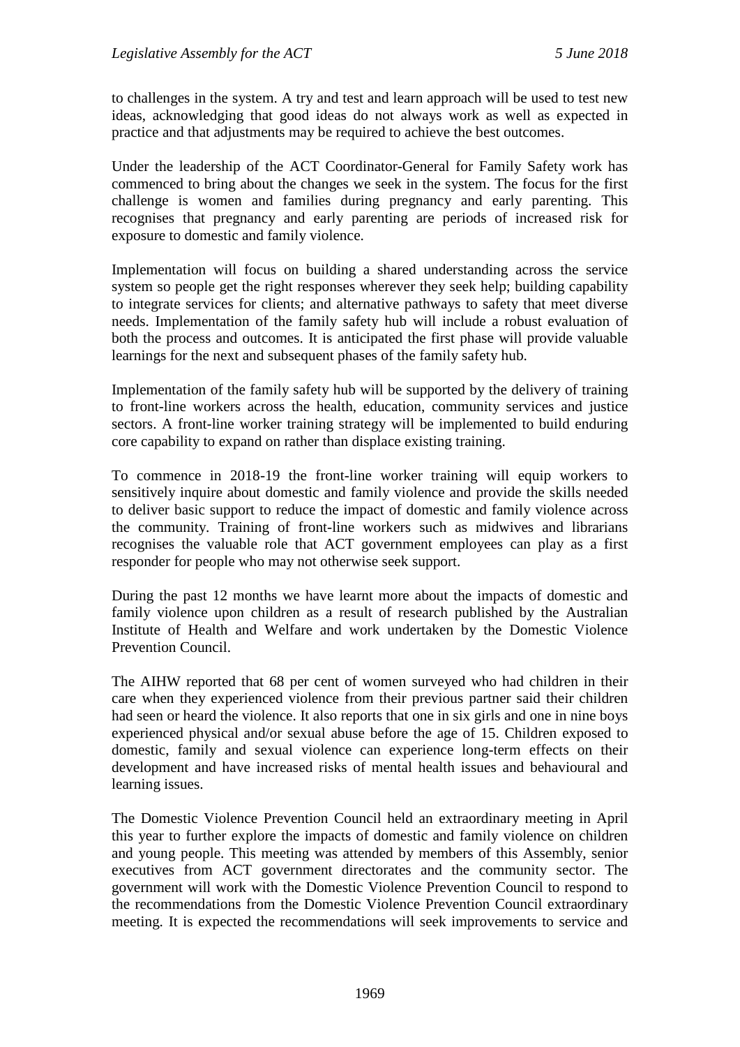to challenges in the system. A try and test and learn approach will be used to test new ideas, acknowledging that good ideas do not always work as well as expected in practice and that adjustments may be required to achieve the best outcomes.

Under the leadership of the ACT Coordinator-General for Family Safety work has commenced to bring about the changes we seek in the system. The focus for the first challenge is women and families during pregnancy and early parenting. This recognises that pregnancy and early parenting are periods of increased risk for exposure to domestic and family violence.

Implementation will focus on building a shared understanding across the service system so people get the right responses wherever they seek help; building capability to integrate services for clients; and alternative pathways to safety that meet diverse needs. Implementation of the family safety hub will include a robust evaluation of both the process and outcomes. It is anticipated the first phase will provide valuable learnings for the next and subsequent phases of the family safety hub.

Implementation of the family safety hub will be supported by the delivery of training to front-line workers across the health, education, community services and justice sectors. A front-line worker training strategy will be implemented to build enduring core capability to expand on rather than displace existing training.

To commence in 2018-19 the front-line worker training will equip workers to sensitively inquire about domestic and family violence and provide the skills needed to deliver basic support to reduce the impact of domestic and family violence across the community. Training of front-line workers such as midwives and librarians recognises the valuable role that ACT government employees can play as a first responder for people who may not otherwise seek support.

During the past 12 months we have learnt more about the impacts of domestic and family violence upon children as a result of research published by the Australian Institute of Health and Welfare and work undertaken by the Domestic Violence Prevention Council.

The AIHW reported that 68 per cent of women surveyed who had children in their care when they experienced violence from their previous partner said their children had seen or heard the violence. It also reports that one in six girls and one in nine boys experienced physical and/or sexual abuse before the age of 15. Children exposed to domestic, family and sexual violence can experience long-term effects on their development and have increased risks of mental health issues and behavioural and learning issues.

The Domestic Violence Prevention Council held an extraordinary meeting in April this year to further explore the impacts of domestic and family violence on children and young people. This meeting was attended by members of this Assembly, senior executives from ACT government directorates and the community sector. The government will work with the Domestic Violence Prevention Council to respond to the recommendations from the Domestic Violence Prevention Council extraordinary meeting. It is expected the recommendations will seek improvements to service and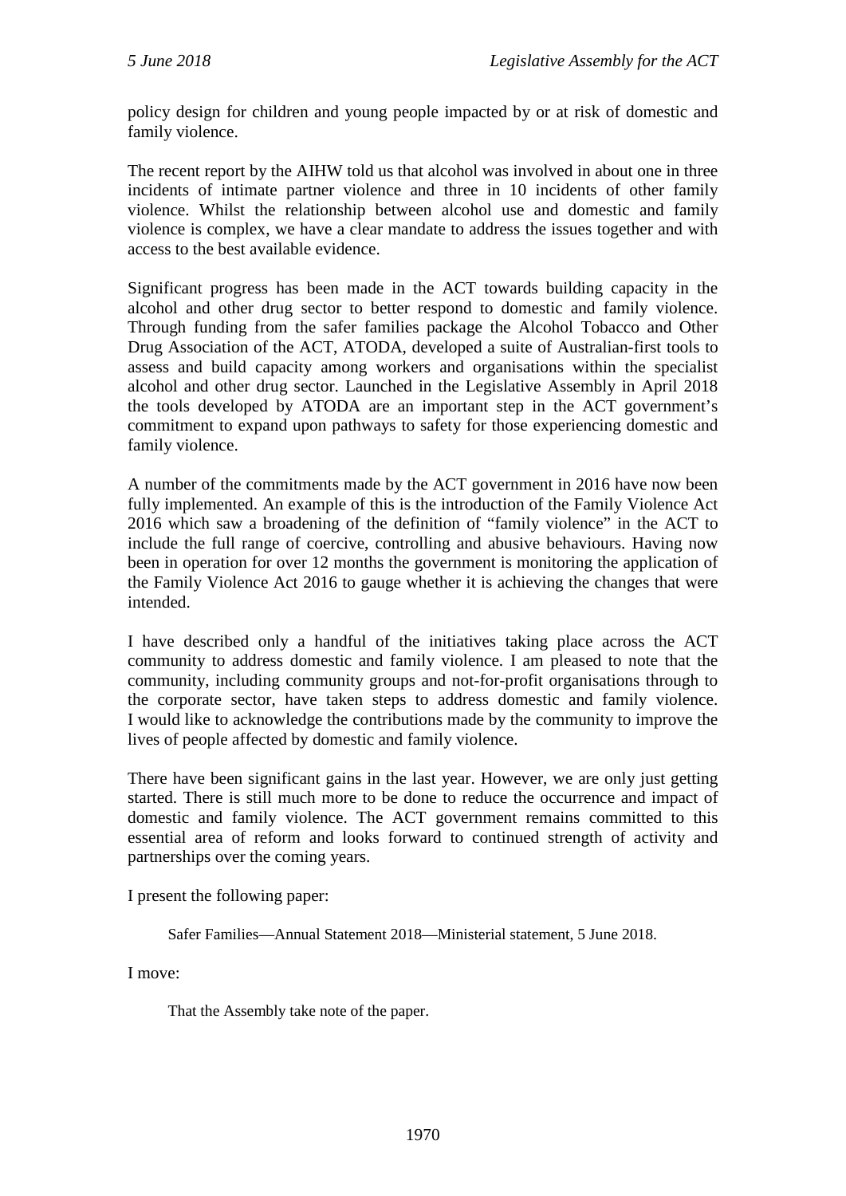policy design for children and young people impacted by or at risk of domestic and family violence.

The recent report by the AIHW told us that alcohol was involved in about one in three incidents of intimate partner violence and three in 10 incidents of other family violence. Whilst the relationship between alcohol use and domestic and family violence is complex, we have a clear mandate to address the issues together and with access to the best available evidence.

Significant progress has been made in the ACT towards building capacity in the alcohol and other drug sector to better respond to domestic and family violence. Through funding from the safer families package the Alcohol Tobacco and Other Drug Association of the ACT, ATODA, developed a suite of Australian-first tools to assess and build capacity among workers and organisations within the specialist alcohol and other drug sector. Launched in the Legislative Assembly in April 2018 the tools developed by ATODA are an important step in the ACT government's commitment to expand upon pathways to safety for those experiencing domestic and family violence.

A number of the commitments made by the ACT government in 2016 have now been fully implemented. An example of this is the introduction of the Family Violence Act 2016 which saw a broadening of the definition of "family violence" in the ACT to include the full range of coercive, controlling and abusive behaviours. Having now been in operation for over 12 months the government is monitoring the application of the Family Violence Act 2016 to gauge whether it is achieving the changes that were intended.

I have described only a handful of the initiatives taking place across the ACT community to address domestic and family violence. I am pleased to note that the community, including community groups and not-for-profit organisations through to the corporate sector, have taken steps to address domestic and family violence. I would like to acknowledge the contributions made by the community to improve the lives of people affected by domestic and family violence.

There have been significant gains in the last year. However, we are only just getting started. There is still much more to be done to reduce the occurrence and impact of domestic and family violence. The ACT government remains committed to this essential area of reform and looks forward to continued strength of activity and partnerships over the coming years.

I present the following paper:

> Safer Families—Annual Statement 2018—Ministerial statement, 5 June 2018.

I move:

> That the Assembly take note of the paper.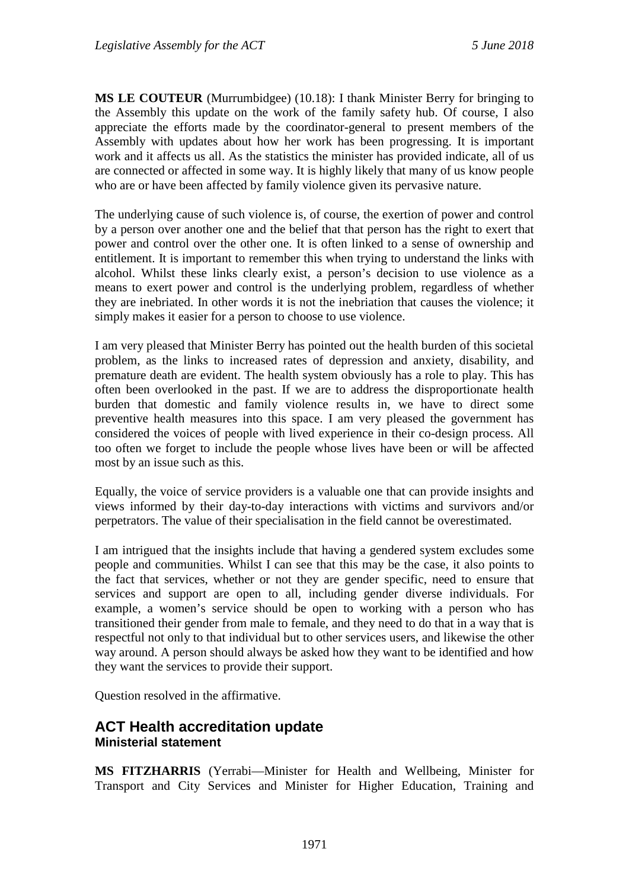**MS LE COUTEUR** (Murrumbidgee) (10.18): I thank Minister Berry for bringing to the Assembly this update on the work of the family safety hub. Of course, I also appreciate the efforts made by the coordinator-general to present members of the Assembly with updates about how her work has been progressing. It is important work and it affects us all. As the statistics the minister has provided indicate, all of us are connected or affected in some way. It is highly likely that many of us know people who are or have been affected by family violence given its pervasive nature.

The underlying cause of such violence is, of course, the exertion of power and control by a person over another one and the belief that that person has the right to exert that power and control over the other one. It is often linked to a sense of ownership and entitlement. It is important to remember this when trying to understand the links with alcohol. Whilst these links clearly exist, a person's decision to use violence as a means to exert power and control is the underlying problem, regardless of whether they are inebriated. In other words it is not the inebriation that causes the violence; it simply makes it easier for a person to choose to use violence.

I am very pleased that Minister Berry has pointed out the health burden of this societal problem, as the links to increased rates of depression and anxiety, disability, and premature death are evident. The health system obviously has a role to play. This has often been overlooked in the past. If we are to address the disproportionate health burden that domestic and family violence results in, we have to direct some preventive health measures into this space. I am very pleased the government has considered the voices of people with lived experience in their co-design process. All too often we forget to include the people whose lives have been or will be affected most by an issue such as this.

Equally, the voice of service providers is a valuable one that can provide insights and views informed by their day-to-day interactions with victims and survivors and/or perpetrators. The value of their specialisation in the field cannot be overestimated.

I am intrigued that the insights include that having a gendered system excludes some people and communities. Whilst I can see that this may be the case, it also points to the fact that services, whether or not they are gender specific, need to ensure that services and support are open to all, including gender diverse individuals. For example, a women's service should be open to working with a person who has transitioned their gender from male to female, and they need to do that in a way that is respectful not only to that individual but to other services users, and likewise the other way around. A person should always be asked how they want to be identified and how they want the services to provide their support.

Question resolved in the affirmative.

## ACT Health accreditation update
### Ministerial statement

**MS FITZHARRIS** (Yerrabi—Minister for Health and Wellbeing, Minister for Transport and City Services and Minister for Higher Education, Training and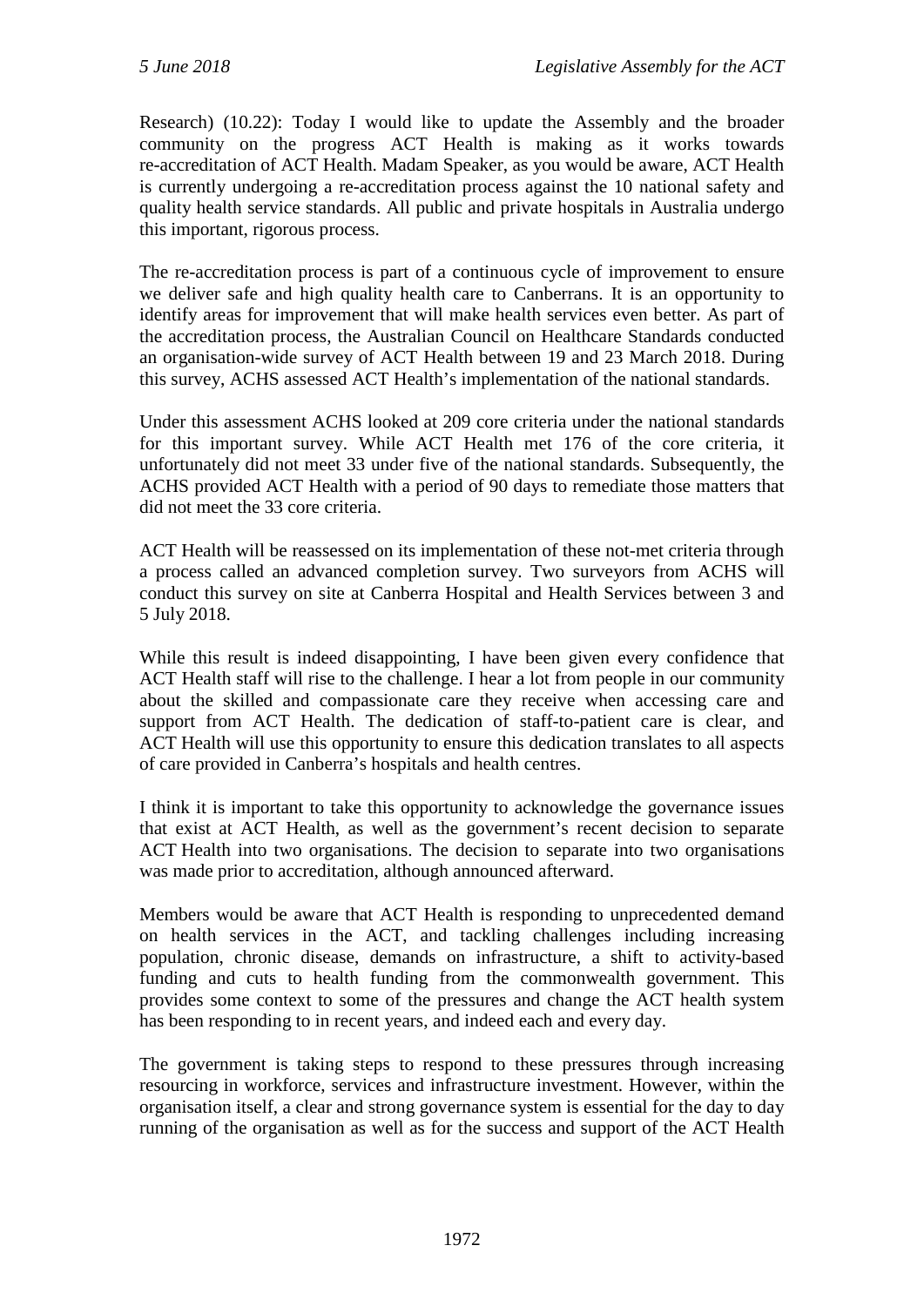Research) (10.22): Today I would like to update the Assembly and the broader community on the progress ACT Health is making as it works towards re-accreditation of ACT Health. Madam Speaker, as you would be aware, ACT Health is currently undergoing a re-accreditation process against the 10 national safety and quality health service standards. All public and private hospitals in Australia undergo this important, rigorous process.

The re-accreditation process is part of a continuous cycle of improvement to ensure we deliver safe and high quality health care to Canberrans. It is an opportunity to identify areas for improvement that will make health services even better. As part of the accreditation process, the Australian Council on Healthcare Standards conducted an organisation-wide survey of ACT Health between 19 and 23 March 2018. During this survey, ACHS assessed ACT Health's implementation of the national standards.

Under this assessment ACHS looked at 209 core criteria under the national standards for this important survey. While ACT Health met 176 of the core criteria, it unfortunately did not meet 33 under five of the national standards. Subsequently, the ACHS provided ACT Health with a period of 90 days to remediate those matters that did not meet the 33 core criteria.

ACT Health will be reassessed on its implementation of these not-met criteria through a process called an advanced completion survey. Two surveyors from ACHS will conduct this survey on site at Canberra Hospital and Health Services between 3 and 5 July 2018.

While this result is indeed disappointing, I have been given every confidence that ACT Health staff will rise to the challenge. I hear a lot from people in our community about the skilled and compassionate care they receive when accessing care and support from ACT Health. The dedication of staff-to-patient care is clear, and ACT Health will use this opportunity to ensure this dedication translates to all aspects of care provided in Canberra's hospitals and health centres.

I think it is important to take this opportunity to acknowledge the governance issues that exist at ACT Health, as well as the government's recent decision to separate ACT Health into two organisations. The decision to separate into two organisations was made prior to accreditation, although announced afterward.

Members would be aware that ACT Health is responding to unprecedented demand on health services in the ACT, and tackling challenges including increasing population, chronic disease, demands on infrastructure, a shift to activity-based funding and cuts to health funding from the commonwealth government. This provides some context to some of the pressures and change the ACT health system has been responding to in recent years, and indeed each and every day.

The government is taking steps to respond to these pressures through increasing resourcing in workforce, services and infrastructure investment. However, within the organisation itself, a clear and strong governance system is essential for the day to day running of the organisation as well as for the success and support of the ACT Health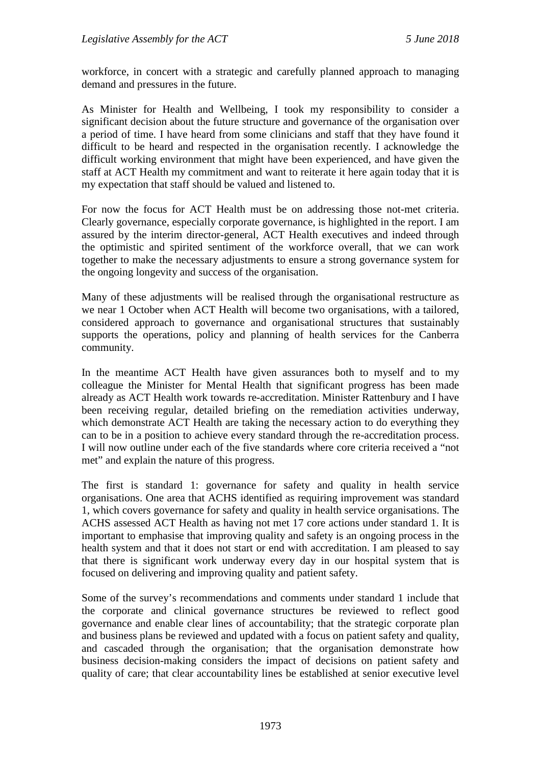workforce, in concert with a strategic and carefully planned approach to managing demand and pressures in the future.

As Minister for Health and Wellbeing, I took my responsibility to consider a significant decision about the future structure and governance of the organisation over a period of time. I have heard from some clinicians and staff that they have found it difficult to be heard and respected in the organisation recently. I acknowledge the difficult working environment that might have been experienced, and have given the staff at ACT Health my commitment and want to reiterate it here again today that it is my expectation that staff should be valued and listened to.

For now the focus for ACT Health must be on addressing those not-met criteria. Clearly governance, especially corporate governance, is highlighted in the report. I am assured by the interim director-general, ACT Health executives and indeed through the optimistic and spirited sentiment of the workforce overall, that we can work together to make the necessary adjustments to ensure a strong governance system for the ongoing longevity and success of the organisation.

Many of these adjustments will be realised through the organisational restructure as we near 1 October when ACT Health will become two organisations, with a tailored, considered approach to governance and organisational structures that sustainably supports the operations, policy and planning of health services for the Canberra community.

In the meantime ACT Health have given assurances both to myself and to my colleague the Minister for Mental Health that significant progress has been made already as ACT Health work towards re-accreditation. Minister Rattenbury and I have been receiving regular, detailed briefing on the remediation activities underway, which demonstrate ACT Health are taking the necessary action to do everything they can to be in a position to achieve every standard through the re-accreditation process. I will now outline under each of the five standards where core criteria received a "not met" and explain the nature of this progress.

The first is standard 1: governance for safety and quality in health service organisations. One area that ACHS identified as requiring improvement was standard 1, which covers governance for safety and quality in health service organisations. The ACHS assessed ACT Health as having not met 17 core actions under standard 1. It is important to emphasise that improving quality and safety is an ongoing process in the health system and that it does not start or end with accreditation. I am pleased to say that there is significant work underway every day in our hospital system that is focused on delivering and improving quality and patient safety.

Some of the survey's recommendations and comments under standard 1 include that the corporate and clinical governance structures be reviewed to reflect good governance and enable clear lines of accountability; that the strategic corporate plan and business plans be reviewed and updated with a focus on patient safety and quality, and cascaded through the organisation; that the organisation demonstrate how business decision-making considers the impact of decisions on patient safety and quality of care; that clear accountability lines be established at senior executive level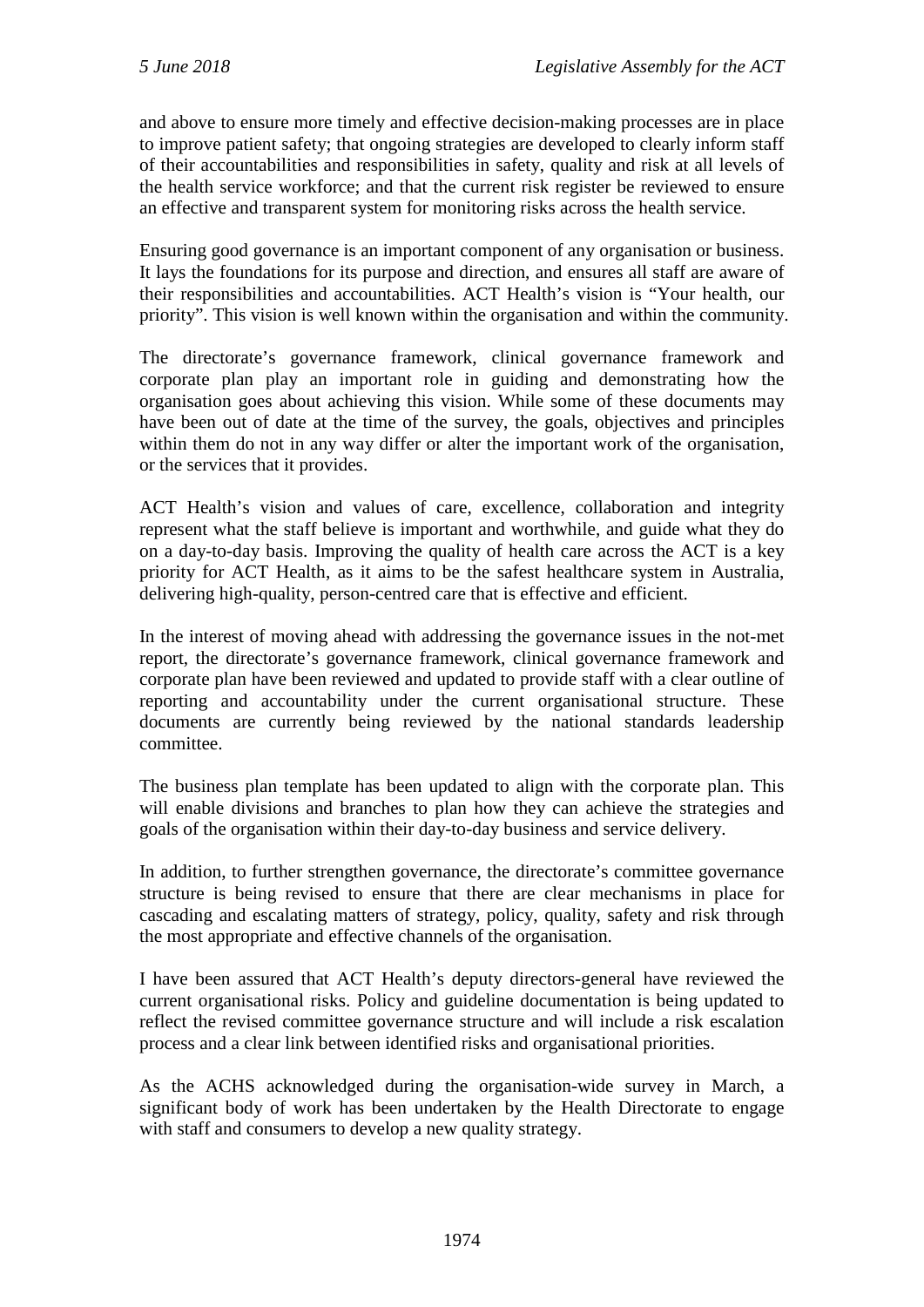and above to ensure more timely and effective decision-making processes are in place to improve patient safety; that ongoing strategies are developed to clearly inform staff of their accountabilities and responsibilities in safety, quality and risk at all levels of the health service workforce; and that the current risk register be reviewed to ensure an effective and transparent system for monitoring risks across the health service.

Ensuring good governance is an important component of any organisation or business. It lays the foundations for its purpose and direction, and ensures all staff are aware of their responsibilities and accountabilities. ACT Health's vision is "Your health, our priority". This vision is well known within the organisation and within the community.

The directorate's governance framework, clinical governance framework and corporate plan play an important role in guiding and demonstrating how the organisation goes about achieving this vision. While some of these documents may have been out of date at the time of the survey, the goals, objectives and principles within them do not in any way differ or alter the important work of the organisation, or the services that it provides.

ACT Health's vision and values of care, excellence, collaboration and integrity represent what the staff believe is important and worthwhile, and guide what they do on a day-to-day basis. Improving the quality of health care across the ACT is a key priority for ACT Health, as it aims to be the safest healthcare system in Australia, delivering high-quality, person-centred care that is effective and efficient.

In the interest of moving ahead with addressing the governance issues in the not-met report, the directorate's governance framework, clinical governance framework and corporate plan have been reviewed and updated to provide staff with a clear outline of reporting and accountability under the current organisational structure. These documents are currently being reviewed by the national standards leadership committee.

The business plan template has been updated to align with the corporate plan. This will enable divisions and branches to plan how they can achieve the strategies and goals of the organisation within their day-to-day business and service delivery.

In addition, to further strengthen governance, the directorate's committee governance structure is being revised to ensure that there are clear mechanisms in place for cascading and escalating matters of strategy, policy, quality, safety and risk through the most appropriate and effective channels of the organisation.

I have been assured that ACT Health's deputy directors-general have reviewed the current organisational risks. Policy and guideline documentation is being updated to reflect the revised committee governance structure and will include a risk escalation process and a clear link between identified risks and organisational priorities.

As the ACHS acknowledged during the organisation-wide survey in March, a significant body of work has been undertaken by the Health Directorate to engage with staff and consumers to develop a new quality strategy.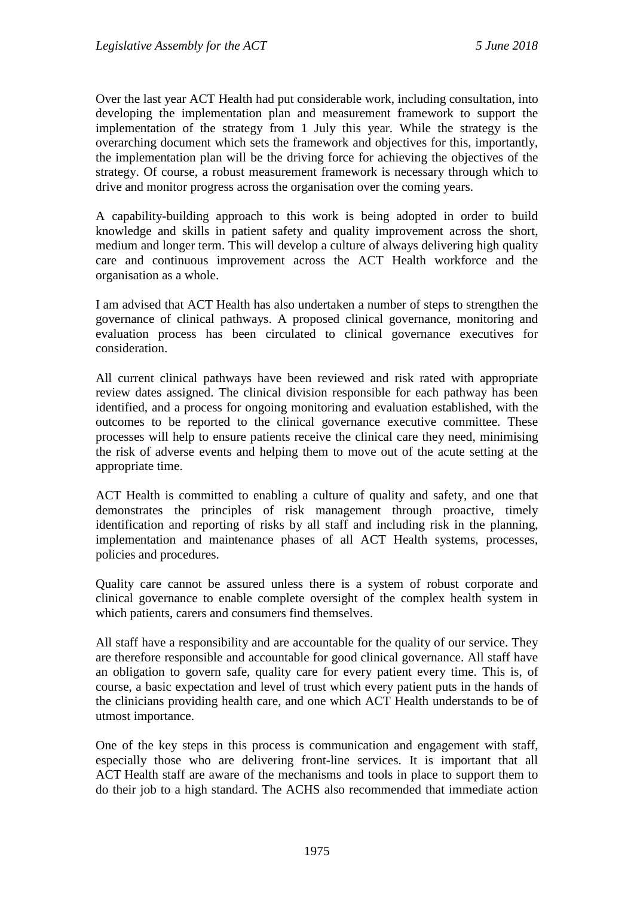Over the last year ACT Health had put considerable work, including consultation, into developing the implementation plan and measurement framework to support the implementation of the strategy from 1 July this year. While the strategy is the overarching document which sets the framework and objectives for this, importantly, the implementation plan will be the driving force for achieving the objectives of the strategy. Of course, a robust measurement framework is necessary through which to drive and monitor progress across the organisation over the coming years.

A capability-building approach to this work is being adopted in order to build knowledge and skills in patient safety and quality improvement across the short, medium and longer term. This will develop a culture of always delivering high quality care and continuous improvement across the ACT Health workforce and the organisation as a whole.

I am advised that ACT Health has also undertaken a number of steps to strengthen the governance of clinical pathways. A proposed clinical governance, monitoring and evaluation process has been circulated to clinical governance executives for consideration.

All current clinical pathways have been reviewed and risk rated with appropriate review dates assigned. The clinical division responsible for each pathway has been identified, and a process for ongoing monitoring and evaluation established, with the outcomes to be reported to the clinical governance executive committee. These processes will help to ensure patients receive the clinical care they need, minimising the risk of adverse events and helping them to move out of the acute setting at the appropriate time.

ACT Health is committed to enabling a culture of quality and safety, and one that demonstrates the principles of risk management through proactive, timely identification and reporting of risks by all staff and including risk in the planning, implementation and maintenance phases of all ACT Health systems, processes, policies and procedures.

Quality care cannot be assured unless there is a system of robust corporate and clinical governance to enable complete oversight of the complex health system in which patients, carers and consumers find themselves.

All staff have a responsibility and are accountable for the quality of our service. They are therefore responsible and accountable for good clinical governance. All staff have an obligation to govern safe, quality care for every patient every time. This is, of course, a basic expectation and level of trust which every patient puts in the hands of the clinicians providing health care, and one which ACT Health understands to be of utmost importance.

One of the key steps in this process is communication and engagement with staff, especially those who are delivering front-line services. It is important that all ACT Health staff are aware of the mechanisms and tools in place to support them to do their job to a high standard. The ACHS also recommended that immediate action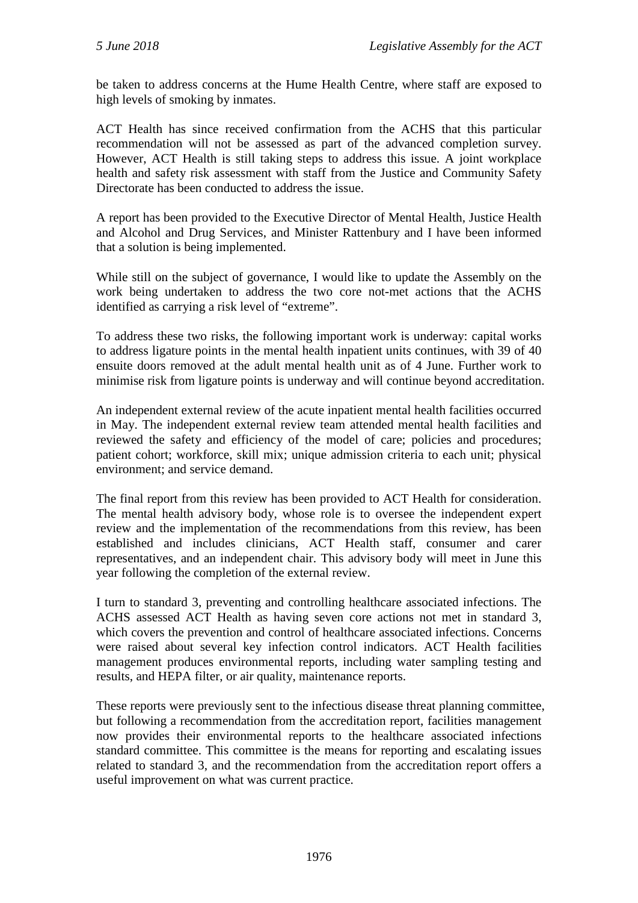be taken to address concerns at the Hume Health Centre, where staff are exposed to high levels of smoking by inmates.

ACT Health has since received confirmation from the ACHS that this particular recommendation will not be assessed as part of the advanced completion survey. However, ACT Health is still taking steps to address this issue. A joint workplace health and safety risk assessment with staff from the Justice and Community Safety Directorate has been conducted to address the issue.

A report has been provided to the Executive Director of Mental Health, Justice Health and Alcohol and Drug Services, and Minister Rattenbury and I have been informed that a solution is being implemented.

While still on the subject of governance, I would like to update the Assembly on the work being undertaken to address the two core not-met actions that the ACHS identified as carrying a risk level of "extreme".

To address these two risks, the following important work is underway: capital works to address ligature points in the mental health inpatient units continues, with 39 of 40 ensuite doors removed at the adult mental health unit as of 4 June. Further work to minimise risk from ligature points is underway and will continue beyond accreditation.

An independent external review of the acute inpatient mental health facilities occurred in May. The independent external review team attended mental health facilities and reviewed the safety and efficiency of the model of care; policies and procedures; patient cohort; workforce, skill mix; unique admission criteria to each unit; physical environment; and service demand.

The final report from this review has been provided to ACT Health for consideration. The mental health advisory body, whose role is to oversee the independent expert review and the implementation of the recommendations from this review, has been established and includes clinicians, ACT Health staff, consumer and carer representatives, and an independent chair. This advisory body will meet in June this year following the completion of the external review.

I turn to standard 3, preventing and controlling healthcare associated infections. The ACHS assessed ACT Health as having seven core actions not met in standard 3, which covers the prevention and control of healthcare associated infections. Concerns were raised about several key infection control indicators. ACT Health facilities management produces environmental reports, including water sampling testing and results, and HEPA filter, or air quality, maintenance reports.

These reports were previously sent to the infectious disease threat planning committee, but following a recommendation from the accreditation report, facilities management now provides their environmental reports to the healthcare associated infections standard committee. This committee is the means for reporting and escalating issues related to standard 3, and the recommendation from the accreditation report offers a useful improvement on what was current practice.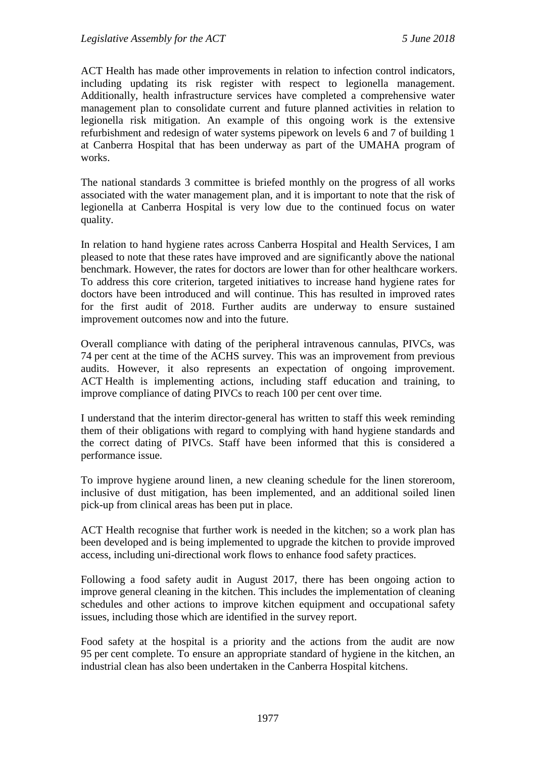ACT Health has made other improvements in relation to infection control indicators, including updating its risk register with respect to legionella management. Additionally, health infrastructure services have completed a comprehensive water management plan to consolidate current and future planned activities in relation to legionella risk mitigation. An example of this ongoing work is the extensive refurbishment and redesign of water systems pipework on levels 6 and 7 of building 1 at Canberra Hospital that has been underway as part of the UMAHA program of works.

The national standards 3 committee is briefed monthly on the progress of all works associated with the water management plan, and it is important to note that the risk of legionella at Canberra Hospital is very low due to the continued focus on water quality.

In relation to hand hygiene rates across Canberra Hospital and Health Services, I am pleased to note that these rates have improved and are significantly above the national benchmark. However, the rates for doctors are lower than for other healthcare workers. To address this core criterion, targeted initiatives to increase hand hygiene rates for doctors have been introduced and will continue. This has resulted in improved rates for the first audit of 2018. Further audits are underway to ensure sustained improvement outcomes now and into the future.

Overall compliance with dating of the peripheral intravenous cannulas, PIVCs, was 74 per cent at the time of the ACHS survey. This was an improvement from previous audits. However, it also represents an expectation of ongoing improvement. ACT Health is implementing actions, including staff education and training, to improve compliance of dating PIVCs to reach 100 per cent over time.

I understand that the interim director-general has written to staff this week reminding them of their obligations with regard to complying with hand hygiene standards and the correct dating of PIVCs. Staff have been informed that this is considered a performance issue.

To improve hygiene around linen, a new cleaning schedule for the linen storeroom, inclusive of dust mitigation, has been implemented, and an additional soiled linen pick-up from clinical areas has been put in place.

ACT Health recognise that further work is needed in the kitchen; so a work plan has been developed and is being implemented to upgrade the kitchen to provide improved access, including uni-directional work flows to enhance food safety practices.

Following a food safety audit in August 2017, there has been ongoing action to improve general cleaning in the kitchen. This includes the implementation of cleaning schedules and other actions to improve kitchen equipment and occupational safety issues, including those which are identified in the survey report.

Food safety at the hospital is a priority and the actions from the audit are now 95 per cent complete. To ensure an appropriate standard of hygiene in the kitchen, an industrial clean has also been undertaken in the Canberra Hospital kitchens.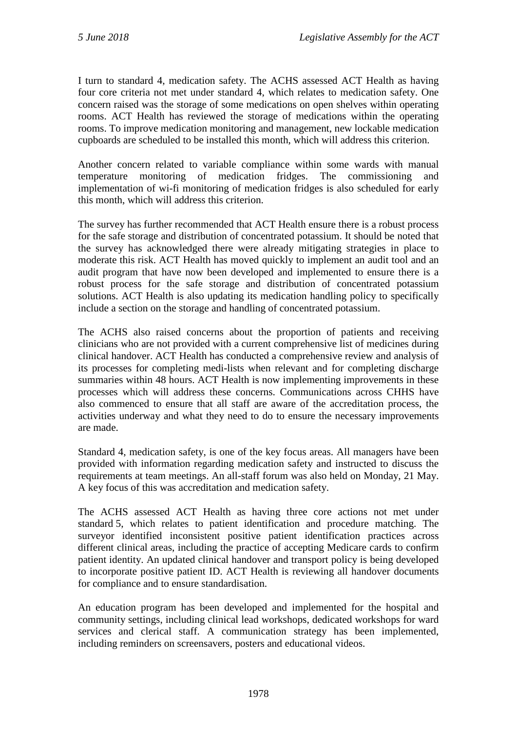I turn to standard 4, medication safety. The ACHS assessed ACT Health as having four core criteria not met under standard 4, which relates to medication safety. One concern raised was the storage of some medications on open shelves within operating rooms. ACT Health has reviewed the storage of medications within the operating rooms. To improve medication monitoring and management, new lockable medication cupboards are scheduled to be installed this month, which will address this criterion.

Another concern related to variable compliance within some wards with manual temperature monitoring of medication fridges. The commissioning and implementation of wi-fi monitoring of medication fridges is also scheduled for early this month, which will address this criterion.

The survey has further recommended that ACT Health ensure there is a robust process for the safe storage and distribution of concentrated potassium. It should be noted that the survey has acknowledged there were already mitigating strategies in place to moderate this risk. ACT Health has moved quickly to implement an audit tool and an audit program that have now been developed and implemented to ensure there is a robust process for the safe storage and distribution of concentrated potassium solutions. ACT Health is also updating its medication handling policy to specifically include a section on the storage and handling of concentrated potassium.

The ACHS also raised concerns about the proportion of patients and receiving clinicians who are not provided with a current comprehensive list of medicines during clinical handover. ACT Health has conducted a comprehensive review and analysis of its processes for completing medi-lists when relevant and for completing discharge summaries within 48 hours. ACT Health is now implementing improvements in these processes which will address these concerns. Communications across CHHS have also commenced to ensure that all staff are aware of the accreditation process, the activities underway and what they need to do to ensure the necessary improvements are made.

Standard 4, medication safety, is one of the key focus areas. All managers have been provided with information regarding medication safety and instructed to discuss the requirements at team meetings. An all-staff forum was also held on Monday, 21 May. A key focus of this was accreditation and medication safety.

The ACHS assessed ACT Health as having three core actions not met under standard 5, which relates to patient identification and procedure matching. The surveyor identified inconsistent positive patient identification practices across different clinical areas, including the practice of accepting Medicare cards to confirm patient identity. An updated clinical handover and transport policy is being developed to incorporate positive patient ID. ACT Health is reviewing all handover documents for compliance and to ensure standardisation.

An education program has been developed and implemented for the hospital and community settings, including clinical lead workshops, dedicated workshops for ward services and clerical staff. A communication strategy has been implemented, including reminders on screensavers, posters and educational videos.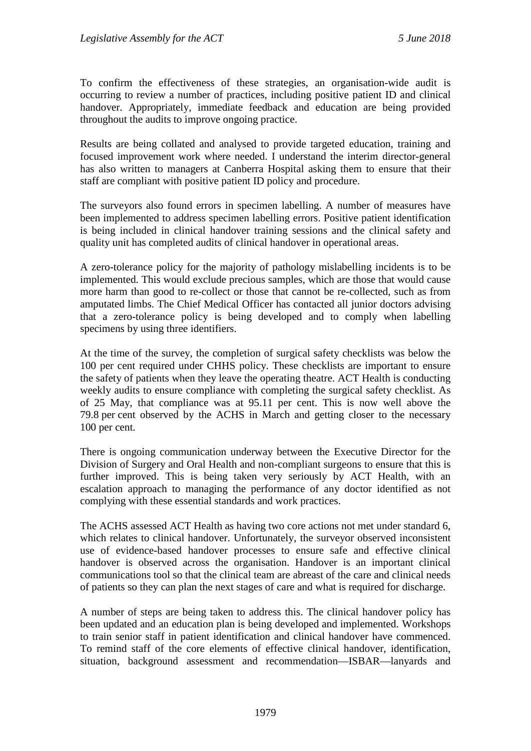To confirm the effectiveness of these strategies, an organisation-wide audit is occurring to review a number of practices, including positive patient ID and clinical handover. Appropriately, immediate feedback and education are being provided throughout the audits to improve ongoing practice.

Results are being collated and analysed to provide targeted education, training and focused improvement work where needed. I understand the interim director-general has also written to managers at Canberra Hospital asking them to ensure that their staff are compliant with positive patient ID policy and procedure.

The surveyors also found errors in specimen labelling. A number of measures have been implemented to address specimen labelling errors. Positive patient identification is being included in clinical handover training sessions and the clinical safety and quality unit has completed audits of clinical handover in operational areas.

A zero-tolerance policy for the majority of pathology mislabelling incidents is to be implemented. This would exclude precious samples, which are those that would cause more harm than good to re-collect or those that cannot be re-collected, such as from amputated limbs. The Chief Medical Officer has contacted all junior doctors advising that a zero-tolerance policy is being developed and to comply when labelling specimens by using three identifiers.

At the time of the survey, the completion of surgical safety checklists was below the 100 per cent required under CHHS policy. These checklists are important to ensure the safety of patients when they leave the operating theatre. ACT Health is conducting weekly audits to ensure compliance with completing the surgical safety checklist. As of 25 May, that compliance was at 95.11 per cent. This is now well above the 79.8 per cent observed by the ACHS in March and getting closer to the necessary 100 per cent.

There is ongoing communication underway between the Executive Director for the Division of Surgery and Oral Health and non-compliant surgeons to ensure that this is further improved. This is being taken very seriously by ACT Health, with an escalation approach to managing the performance of any doctor identified as not complying with these essential standards and work practices.

The ACHS assessed ACT Health as having two core actions not met under standard 6, which relates to clinical handover. Unfortunately, the surveyor observed inconsistent use of evidence-based handover processes to ensure safe and effective clinical handover is observed across the organisation. Handover is an important clinical communications tool so that the clinical team are abreast of the care and clinical needs of patients so they can plan the next stages of care and what is required for discharge.

A number of steps are being taken to address this. The clinical handover policy has been updated and an education plan is being developed and implemented. Workshops to train senior staff in patient identification and clinical handover have commenced. To remind staff of the core elements of effective clinical handover, identification, situation, background assessment and recommendation—ISBAR—lanyards and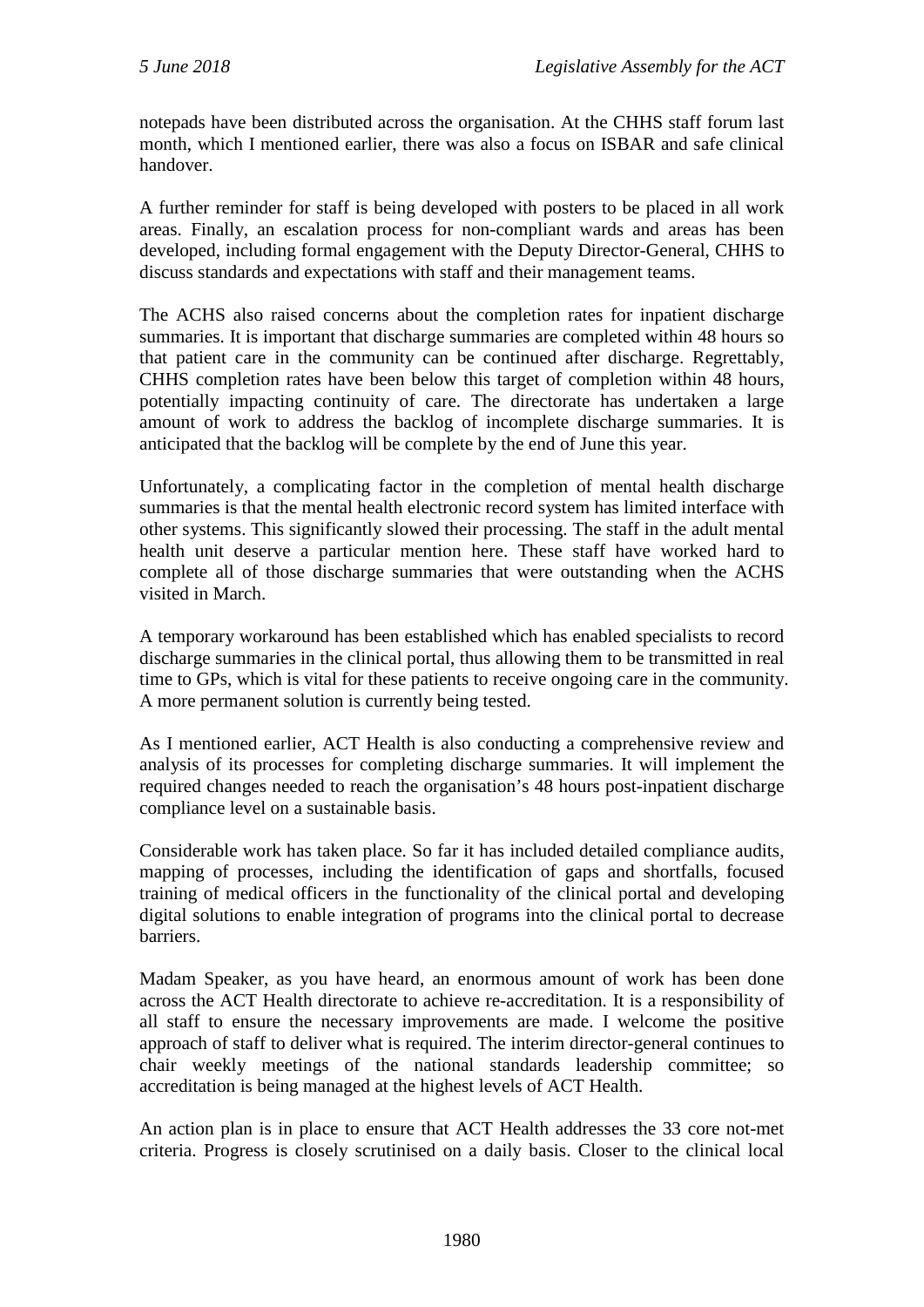notepads have been distributed across the organisation. At the CHHS staff forum last month, which I mentioned earlier, there was also a focus on ISBAR and safe clinical handover.

A further reminder for staff is being developed with posters to be placed in all work areas. Finally, an escalation process for non-compliant wards and areas has been developed, including formal engagement with the Deputy Director-General, CHHS to discuss standards and expectations with staff and their management teams.

The ACHS also raised concerns about the completion rates for inpatient discharge summaries. It is important that discharge summaries are completed within 48 hours so that patient care in the community can be continued after discharge. Regrettably, CHHS completion rates have been below this target of completion within 48 hours, potentially impacting continuity of care. The directorate has undertaken a large amount of work to address the backlog of incomplete discharge summaries. It is anticipated that the backlog will be complete by the end of June this year.

Unfortunately, a complicating factor in the completion of mental health discharge summaries is that the mental health electronic record system has limited interface with other systems. This significantly slowed their processing. The staff in the adult mental health unit deserve a particular mention here. These staff have worked hard to complete all of those discharge summaries that were outstanding when the ACHS visited in March.

A temporary workaround has been established which has enabled specialists to record discharge summaries in the clinical portal, thus allowing them to be transmitted in real time to GPs, which is vital for these patients to receive ongoing care in the community. A more permanent solution is currently being tested.

As I mentioned earlier, ACT Health is also conducting a comprehensive review and analysis of its processes for completing discharge summaries. It will implement the required changes needed to reach the organisation's 48 hours post-inpatient discharge compliance level on a sustainable basis.

Considerable work has taken place. So far it has included detailed compliance audits, mapping of processes, including the identification of gaps and shortfalls, focused training of medical officers in the functionality of the clinical portal and developing digital solutions to enable integration of programs into the clinical portal to decrease barriers.

Madam Speaker, as you have heard, an enormous amount of work has been done across the ACT Health directorate to achieve re-accreditation. It is a responsibility of all staff to ensure the necessary improvements are made. I welcome the positive approach of staff to deliver what is required. The interim director-general continues to chair weekly meetings of the national standards leadership committee; so accreditation is being managed at the highest levels of ACT Health.

An action plan is in place to ensure that ACT Health addresses the 33 core not-met criteria. Progress is closely scrutinised on a daily basis. Closer to the clinical local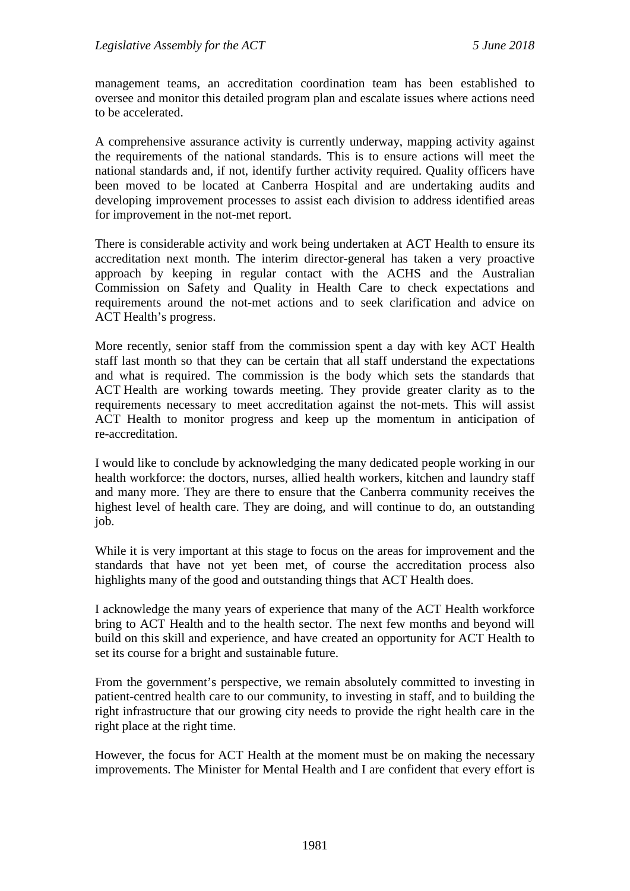management teams, an accreditation coordination team has been established to oversee and monitor this detailed program plan and escalate issues where actions need to be accelerated.

A comprehensive assurance activity is currently underway, mapping activity against the requirements of the national standards. This is to ensure actions will meet the national standards and, if not, identify further activity required. Quality officers have been moved to be located at Canberra Hospital and are undertaking audits and developing improvement processes to assist each division to address identified areas for improvement in the not-met report.

There is considerable activity and work being undertaken at ACT Health to ensure its accreditation next month. The interim director-general has taken a very proactive approach by keeping in regular contact with the ACHS and the Australian Commission on Safety and Quality in Health Care to check expectations and requirements around the not-met actions and to seek clarification and advice on ACT Health's progress.

More recently, senior staff from the commission spent a day with key ACT Health staff last month so that they can be certain that all staff understand the expectations and what is required. The commission is the body which sets the standards that ACT Health are working towards meeting. They provide greater clarity as to the requirements necessary to meet accreditation against the not-mets. This will assist ACT Health to monitor progress and keep up the momentum in anticipation of re-accreditation.

I would like to conclude by acknowledging the many dedicated people working in our health workforce: the doctors, nurses, allied health workers, kitchen and laundry staff and many more. They are there to ensure that the Canberra community receives the highest level of health care. They are doing, and will continue to do, an outstanding job.

While it is very important at this stage to focus on the areas for improvement and the standards that have not yet been met, of course the accreditation process also highlights many of the good and outstanding things that ACT Health does.

I acknowledge the many years of experience that many of the ACT Health workforce bring to ACT Health and to the health sector. The next few months and beyond will build on this skill and experience, and have created an opportunity for ACT Health to set its course for a bright and sustainable future.

From the government's perspective, we remain absolutely committed to investing in patient-centred health care to our community, to investing in staff, and to building the right infrastructure that our growing city needs to provide the right health care in the right place at the right time.

However, the focus for ACT Health at the moment must be on making the necessary improvements. The Minister for Mental Health and I are confident that every effort is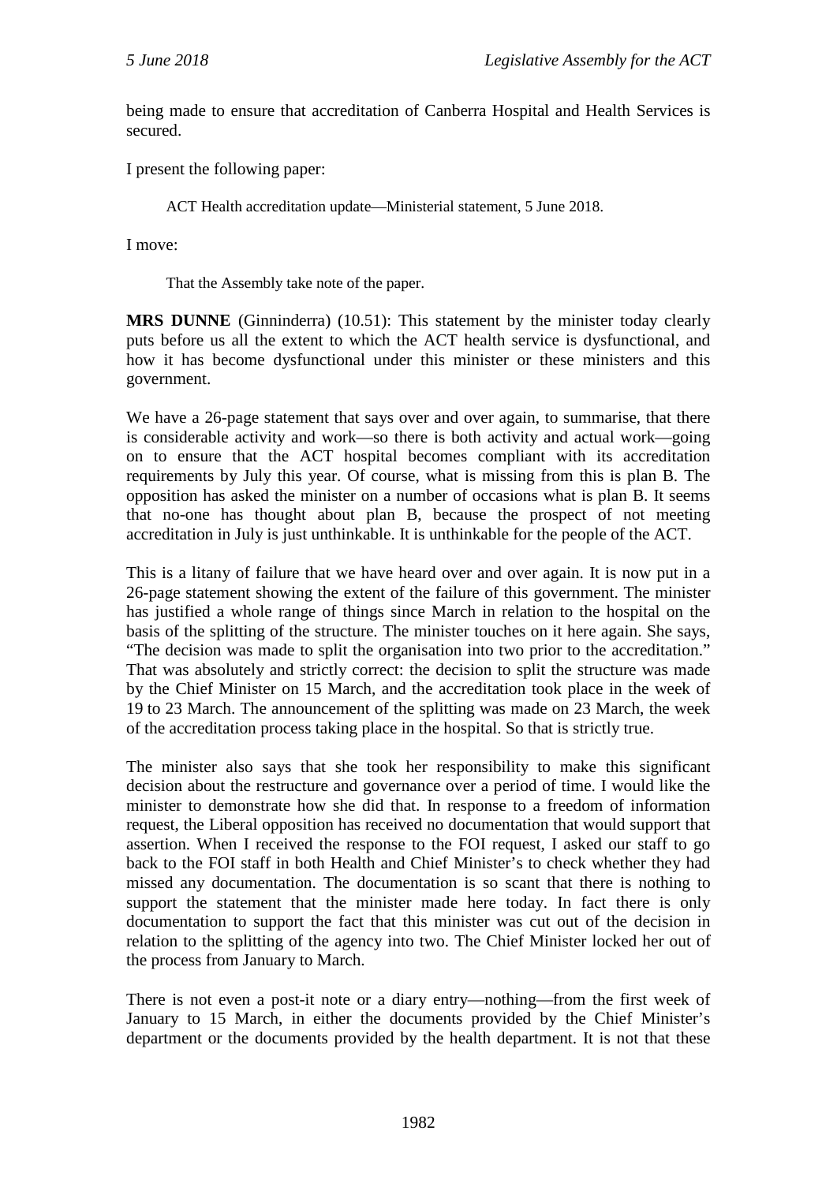being made to ensure that accreditation of Canberra Hospital and Health Services is secured.

I present the following paper:

> ACT Health accreditation update—Ministerial statement, 5 June 2018.

I move:

> That the Assembly take note of the paper.

**MRS DUNNE** (Ginninderra) (10.51): This statement by the minister today clearly puts before us all the extent to which the ACT health service is dysfunctional, and how it has become dysfunctional under this minister or these ministers and this government.

We have a 26-page statement that says over and over again, to summarise, that there is considerable activity and work—so there is both activity and actual work—going on to ensure that the ACT hospital becomes compliant with its accreditation requirements by July this year. Of course, what is missing from this is plan B. The opposition has asked the minister on a number of occasions what is plan B. It seems that no-one has thought about plan B, because the prospect of not meeting accreditation in July is just unthinkable. It is unthinkable for the people of the ACT.

This is a litany of failure that we have heard over and over again. It is now put in a 26-page statement showing the extent of the failure of this government. The minister has justified a whole range of things since March in relation to the hospital on the basis of the splitting of the structure. The minister touches on it here again. She says, "The decision was made to split the organisation into two prior to the accreditation." That was absolutely and strictly correct: the decision to split the structure was made by the Chief Minister on 15 March, and the accreditation took place in the week of 19 to 23 March. The announcement of the splitting was made on 23 March, the week of the accreditation process taking place in the hospital. So that is strictly true.

The minister also says that she took her responsibility to make this significant decision about the restructure and governance over a period of time. I would like the minister to demonstrate how she did that. In response to a freedom of information request, the Liberal opposition has received no documentation that would support that assertion. When I received the response to the FOI request, I asked our staff to go back to the FOI staff in both Health and Chief Minister's to check whether they had missed any documentation. The documentation is so scant that there is nothing to support the statement that the minister made here today. In fact there is only documentation to support the fact that this minister was cut out of the decision in relation to the splitting of the agency into two. The Chief Minister locked her out of the process from January to March.

There is not even a post-it note or a diary entry—nothing—from the first week of January to 15 March, in either the documents provided by the Chief Minister's department or the documents provided by the health department. It is not that these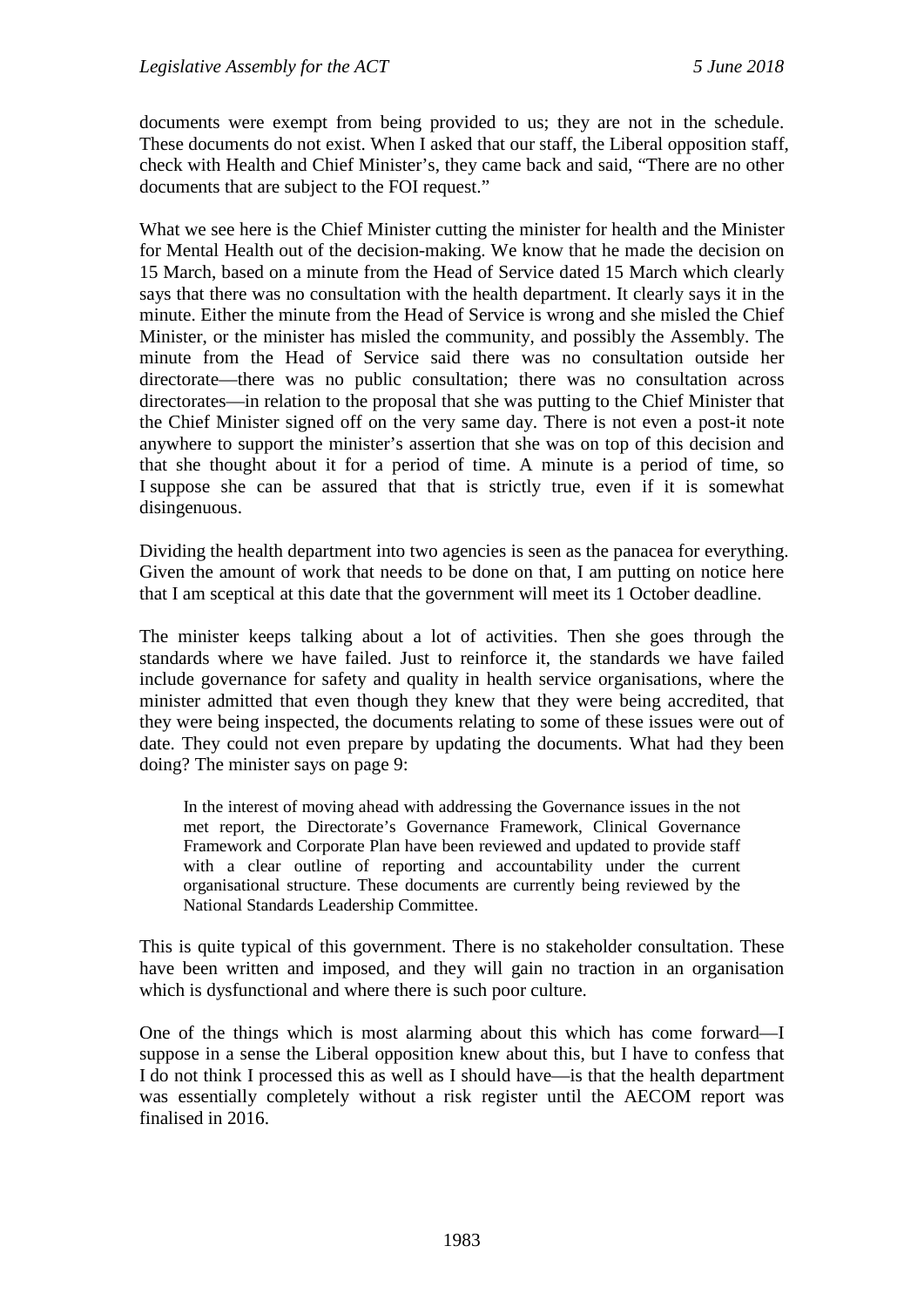documents were exempt from being provided to us; they are not in the schedule. These documents do not exist. When I asked that our staff, the Liberal opposition staff, check with Health and Chief Minister's, they came back and said, "There are no other documents that are subject to the FOI request."

What we see here is the Chief Minister cutting the minister for health and the Minister for Mental Health out of the decision-making. We know that he made the decision on 15 March, based on a minute from the Head of Service dated 15 March which clearly says that there was no consultation with the health department. It clearly says it in the minute. Either the minute from the Head of Service is wrong and she misled the Chief Minister, or the minister has misled the community, and possibly the Assembly. The minute from the Head of Service said there was no consultation outside her directorate—there was no public consultation; there was no consultation across directorates—in relation to the proposal that she was putting to the Chief Minister that the Chief Minister signed off on the very same day. There is not even a post-it note anywhere to support the minister's assertion that she was on top of this decision and that she thought about it for a period of time. A minute is a period of time, so I suppose she can be assured that that is strictly true, even if it is somewhat disingenuous.

Dividing the health department into two agencies is seen as the panacea for everything. Given the amount of work that needs to be done on that, I am putting on notice here that I am sceptical at this date that the government will meet its 1 October deadline.

The minister keeps talking about a lot of activities. Then she goes through the standards where we have failed. Just to reinforce it, the standards we have failed include governance for safety and quality in health service organisations, where the minister admitted that even though they knew that they were being accredited, that they were being inspected, the documents relating to some of these issues were out of date. They could not even prepare by updating the documents. What had they been doing? The minister says on page 9:

> In the interest of moving ahead with addressing the Governance issues in the not met report, the Directorate's Governance Framework, Clinical Governance Framework and Corporate Plan have been reviewed and updated to provide staff with a clear outline of reporting and accountability under the current organisational structure. These documents are currently being reviewed by the National Standards Leadership Committee.

This is quite typical of this government. There is no stakeholder consultation. These have been written and imposed, and they will gain no traction in an organisation which is dysfunctional and where there is such poor culture.

One of the things which is most alarming about this which has come forward—I suppose in a sense the Liberal opposition knew about this, but I have to confess that I do not think I processed this as well as I should have—is that the health department was essentially completely without a risk register until the AECOM report was finalised in 2016.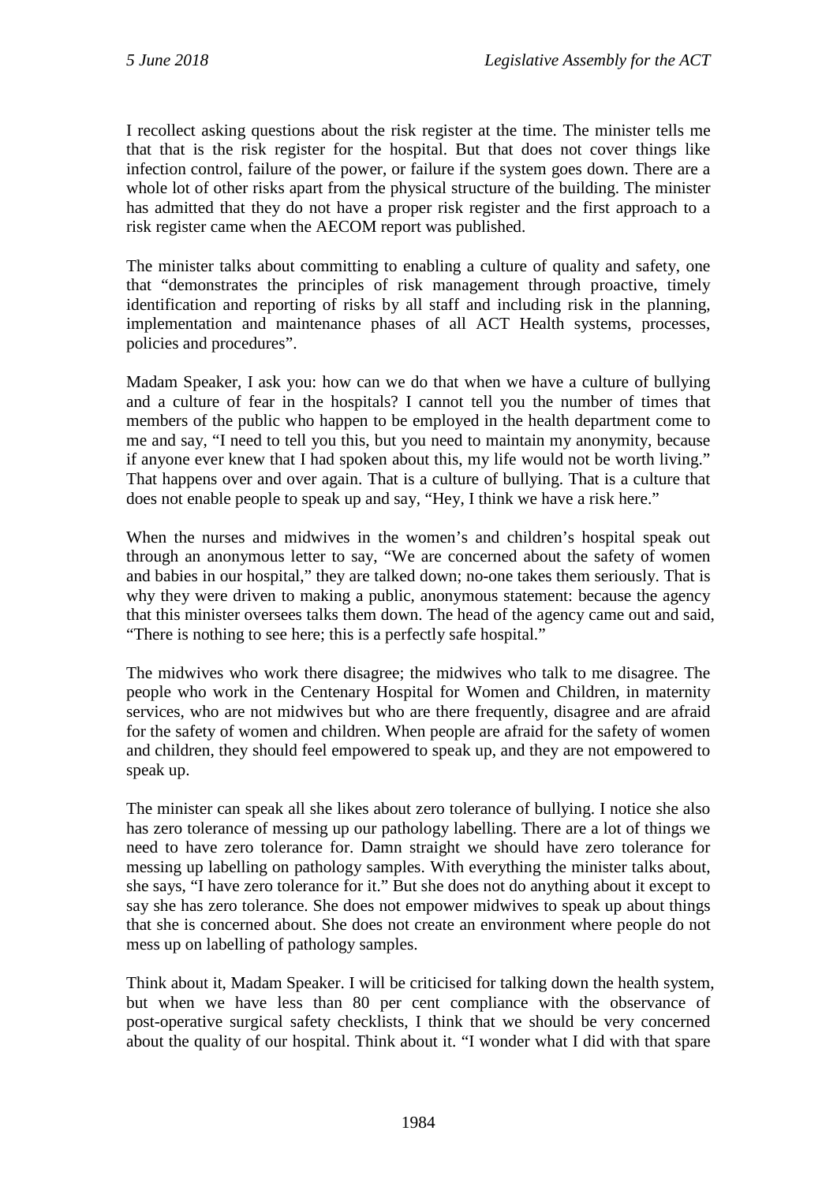I recollect asking questions about the risk register at the time. The minister tells me that that is the risk register for the hospital. But that does not cover things like infection control, failure of the power, or failure if the system goes down. There are a whole lot of other risks apart from the physical structure of the building. The minister has admitted that they do not have a proper risk register and the first approach to a risk register came when the AECOM report was published.

The minister talks about committing to enabling a culture of quality and safety, one that "demonstrates the principles of risk management through proactive, timely identification and reporting of risks by all staff and including risk in the planning, implementation and maintenance phases of all ACT Health systems, processes, policies and procedures".

Madam Speaker, I ask you: how can we do that when we have a culture of bullying and a culture of fear in the hospitals? I cannot tell you the number of times that members of the public who happen to be employed in the health department come to me and say, "I need to tell you this, but you need to maintain my anonymity, because if anyone ever knew that I had spoken about this, my life would not be worth living." That happens over and over again. That is a culture of bullying. That is a culture that does not enable people to speak up and say, "Hey, I think we have a risk here."

When the nurses and midwives in the women's and children's hospital speak out through an anonymous letter to say, "We are concerned about the safety of women and babies in our hospital," they are talked down; no-one takes them seriously. That is why they were driven to making a public, anonymous statement: because the agency that this minister oversees talks them down. The head of the agency came out and said, "There is nothing to see here; this is a perfectly safe hospital."

The midwives who work there disagree; the midwives who talk to me disagree. The people who work in the Centenary Hospital for Women and Children, in maternity services, who are not midwives but who are there frequently, disagree and are afraid for the safety of women and children. When people are afraid for the safety of women and children, they should feel empowered to speak up, and they are not empowered to speak up.

The minister can speak all she likes about zero tolerance of bullying. I notice she also has zero tolerance of messing up our pathology labelling. There are a lot of things we need to have zero tolerance for. Damn straight we should have zero tolerance for messing up labelling on pathology samples. With everything the minister talks about, she says, "I have zero tolerance for it." But she does not do anything about it except to say she has zero tolerance. She does not empower midwives to speak up about things that she is concerned about. She does not create an environment where people do not mess up on labelling of pathology samples.

Think about it, Madam Speaker. I will be criticised for talking down the health system, but when we have less than 80 per cent compliance with the observance of post-operative surgical safety checklists, I think that we should be very concerned about the quality of our hospital. Think about it. "I wonder what I did with that spare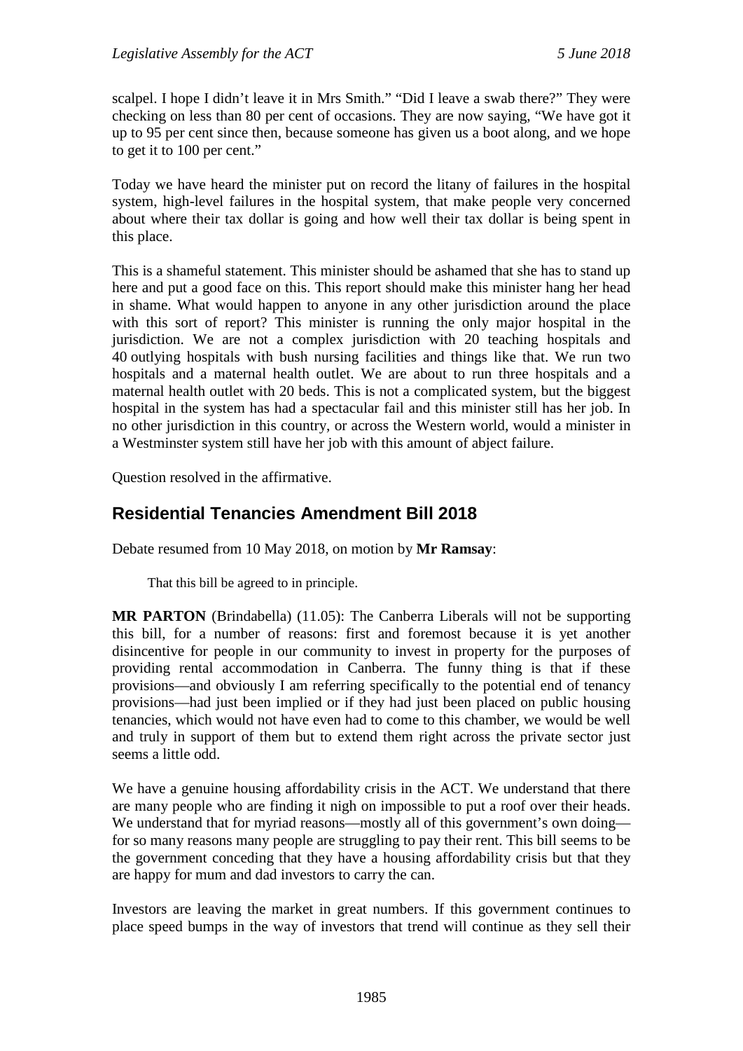scalpel. I hope I didn't leave it in Mrs Smith." "Did I leave a swab there?" They were checking on less than 80 per cent of occasions. They are now saying, "We have got it up to 95 per cent since then, because someone has given us a boot along, and we hope to get it to 100 per cent."

Today we have heard the minister put on record the litany of failures in the hospital system, high-level failures in the hospital system, that make people very concerned about where their tax dollar is going and how well their tax dollar is being spent in this place.

This is a shameful statement. This minister should be ashamed that she has to stand up here and put a good face on this. This report should make this minister hang her head in shame. What would happen to anyone in any other jurisdiction around the place with this sort of report? This minister is running the only major hospital in the jurisdiction. We are not a complex jurisdiction with 20 teaching hospitals and 40 outlying hospitals with bush nursing facilities and things like that. We run two hospitals and a maternal health outlet. We are about to run three hospitals and a maternal health outlet with 20 beds. This is not a complicated system, but the biggest hospital in the system has had a spectacular fail and this minister still has her job. In no other jurisdiction in this country, or across the Western world, would a minister in a Westminster system still have her job with this amount of abject failure.

Question resolved in the affirmative.

## Residential Tenancies Amendment Bill 2018

Debate resumed from 10 May 2018, on motion by **Mr Ramsay**:

That this bill be agreed to in principle.

**MR PARTON** (Brindabella) (11.05): The Canberra Liberals will not be supporting this bill, for a number of reasons: first and foremost because it is yet another disincentive for people in our community to invest in property for the purposes of providing rental accommodation in Canberra. The funny thing is that if these provisions—and obviously I am referring specifically to the potential end of tenancy provisions—had just been implied or if they had just been placed on public housing tenancies, which would not have even had to come to this chamber, we would be well and truly in support of them but to extend them right across the private sector just seems a little odd.

We have a genuine housing affordability crisis in the ACT. We understand that there are many people who are finding it nigh on impossible to put a roof over their heads. We understand that for myriad reasons—mostly all of this government's own doing—for so many reasons many people are struggling to pay their rent. This bill seems to be the government conceding that they have a housing affordability crisis but that they are happy for mum and dad investors to carry the can.

Investors are leaving the market in great numbers. If this government continues to place speed bumps in the way of investors that trend will continue as they sell their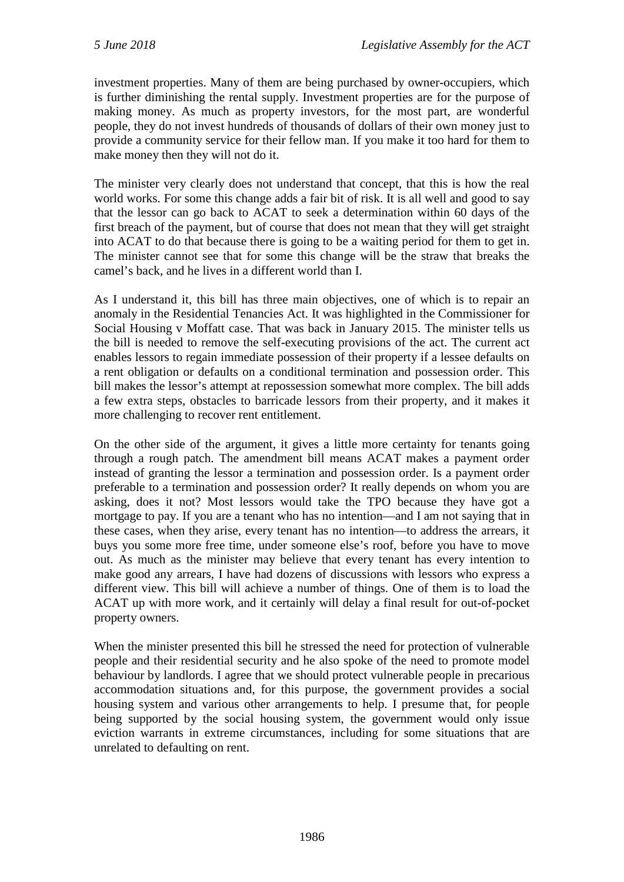investment properties. Many of them are being purchased by owner-occupiers, which is further diminishing the rental supply. Investment properties are for the purpose of making money. As much as property investors, for the most part, are wonderful people, they do not invest hundreds of thousands of dollars of their own money just to provide a community service for their fellow man. If you make it too hard for them to make money then they will not do it.

The minister very clearly does not understand that concept, that this is how the real world works. For some this change adds a fair bit of risk. It is all well and good to say that the lessor can go back to ACAT to seek a determination within 60 days of the first breach of the payment, but of course that does not mean that they will get straight into ACAT to do that because there is going to be a waiting period for them to get in. The minister cannot see that for some this change will be the straw that breaks the camel's back, and he lives in a different world than I.

As I understand it, this bill has three main objectives, one of which is to repair an anomaly in the Residential Tenancies Act. It was highlighted in the Commissioner for Social Housing v Moffatt case. That was back in January 2015. The minister tells us the bill is needed to remove the self-executing provisions of the act. The current act enables lessors to regain immediate possession of their property if a lessee defaults on a rent obligation or defaults on a conditional termination and possession order. This bill makes the lessor's attempt at repossession somewhat more complex. The bill adds a few extra steps, obstacles to barricade lessors from their property, and it makes it more challenging to recover rent entitlement.

On the other side of the argument, it gives a little more certainty for tenants going through a rough patch. The amendment bill means ACAT makes a payment order instead of granting the lessor a termination and possession order. Is a payment order preferable to a termination and possession order? It really depends on whom you are asking, does it not? Most lessors would take the TPO because they have got a mortgage to pay. If you are a tenant who has no intention—and I am not saying that in these cases, when they arise, every tenant has no intention—to address the arrears, it buys you some more free time, under someone else's roof, before you have to move out. As much as the minister may believe that every tenant has every intention to make good any arrears, I have had dozens of discussions with lessors who express a different view. This bill will achieve a number of things. One of them is to load the ACAT up with more work, and it certainly will delay a final result for out-of-pocket property owners.

When the minister presented this bill he stressed the need for protection of vulnerable people and their residential security and he also spoke of the need to promote model behaviour by landlords. I agree that we should protect vulnerable people in precarious accommodation situations and, for this purpose, the government provides a social housing system and various other arrangements to help. I presume that, for people being supported by the social housing system, the government would only issue eviction warrants in extreme circumstances, including for some situations that are unrelated to defaulting on rent.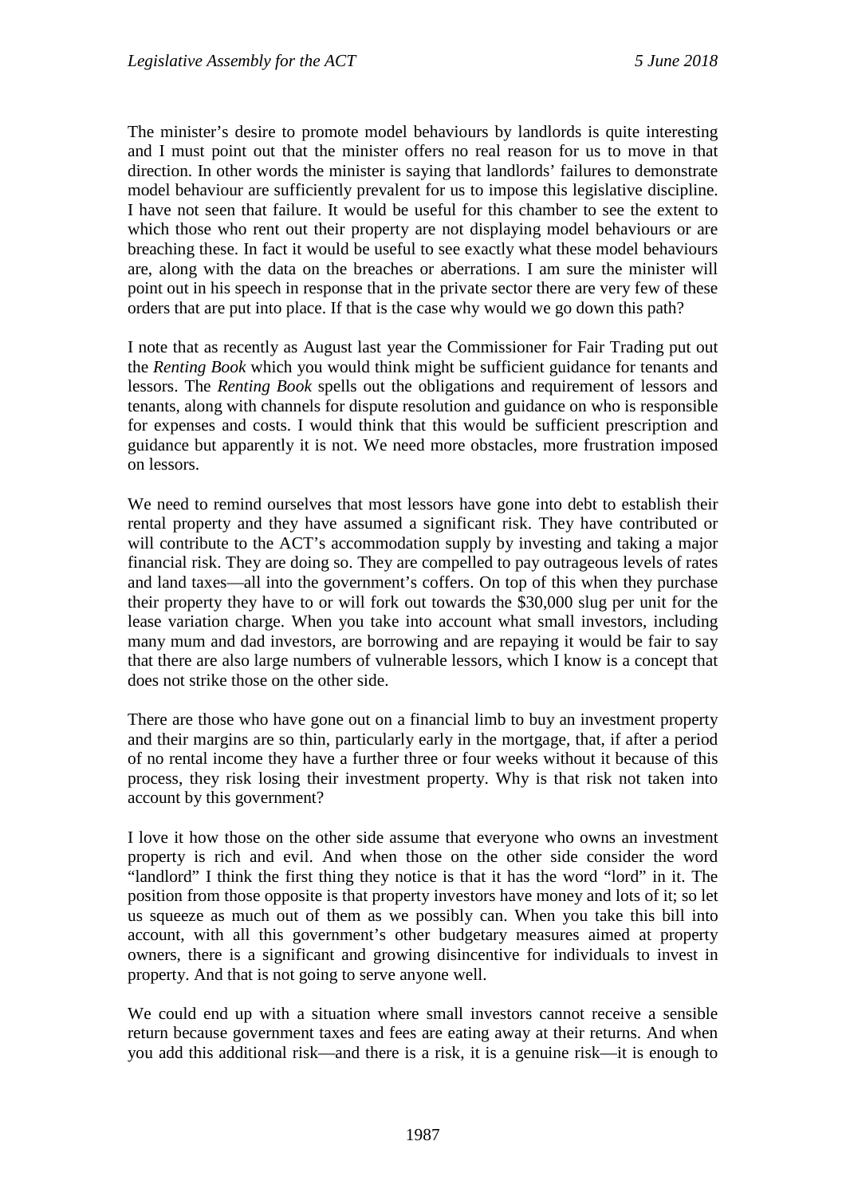The minister's desire to promote model behaviours by landlords is quite interesting and I must point out that the minister offers no real reason for us to move in that direction. In other words the minister is saying that landlords' failures to demonstrate model behaviour are sufficiently prevalent for us to impose this legislative discipline. I have not seen that failure. It would be useful for this chamber to see the extent to which those who rent out their property are not displaying model behaviours or are breaching these. In fact it would be useful to see exactly what these model behaviours are, along with the data on the breaches or aberrations. I am sure the minister will point out in his speech in response that in the private sector there are very few of these orders that are put into place. If that is the case why would we go down this path?

I note that as recently as August last year the Commissioner for Fair Trading put out the *Renting Book* which you would think might be sufficient guidance for tenants and lessors. The *Renting Book* spells out the obligations and requirement of lessors and tenants, along with channels for dispute resolution and guidance on who is responsible for expenses and costs. I would think that this would be sufficient prescription and guidance but apparently it is not. We need more obstacles, more frustration imposed on lessors.

We need to remind ourselves that most lessors have gone into debt to establish their rental property and they have assumed a significant risk. They have contributed or will contribute to the ACT's accommodation supply by investing and taking a major financial risk. They are doing so. They are compelled to pay outrageous levels of rates and land taxes—all into the government's coffers. On top of this when they purchase their property they have to or will fork out towards the $30,000 slug per unit for the lease variation charge. When you take into account what small investors, including many mum and dad investors, are borrowing and are repaying it would be fair to say that there are also large numbers of vulnerable lessors, which I know is a concept that does not strike those on the other side.

There are those who have gone out on a financial limb to buy an investment property and their margins are so thin, particularly early in the mortgage, that, if after a period of no rental income they have a further three or four weeks without it because of this process, they risk losing their investment property. Why is that risk not taken into account by this government?

I love it how those on the other side assume that everyone who owns an investment property is rich and evil. And when those on the other side consider the word "landlord" I think the first thing they notice is that it has the word "lord" in it. The position from those opposite is that property investors have money and lots of it; so let us squeeze as much out of them as we possibly can. When you take this bill into account, with all this government's other budgetary measures aimed at property owners, there is a significant and growing disincentive for individuals to invest in property. And that is not going to serve anyone well.

We could end up with a situation where small investors cannot receive a sensible return because government taxes and fees are eating away at their returns. And when you add this additional risk—and there is a risk, it is a genuine risk—it is enough to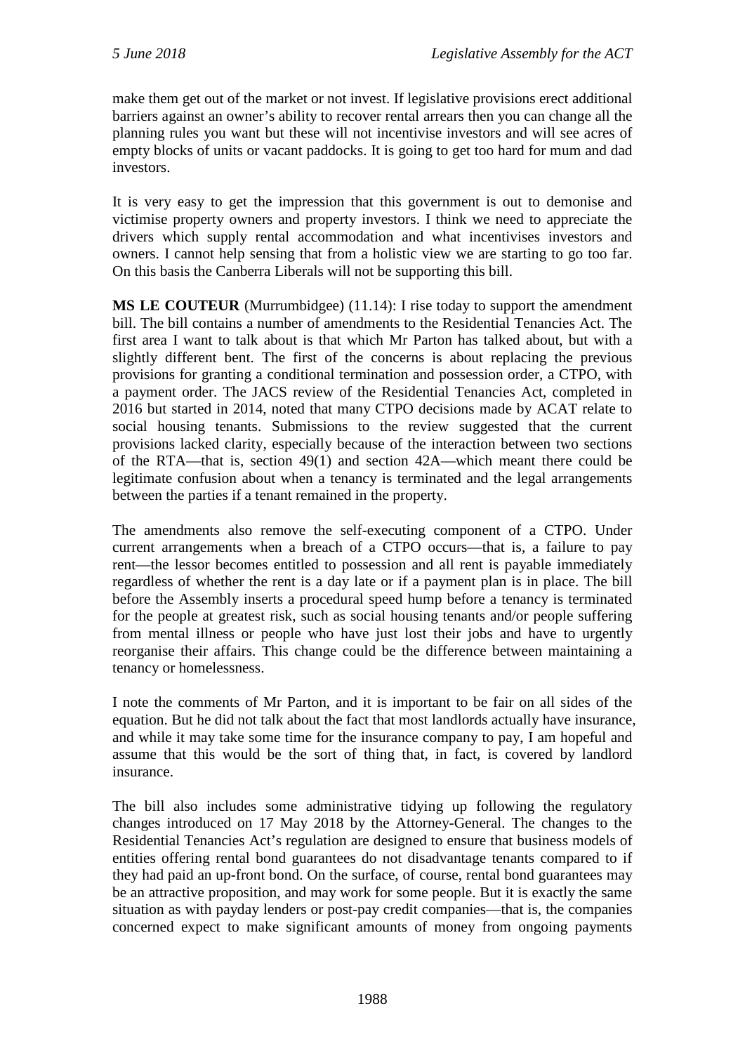make them get out of the market or not invest. If legislative provisions erect additional barriers against an owner's ability to recover rental arrears then you can change all the planning rules you want but these will not incentivise investors and will see acres of empty blocks of units or vacant paddocks. It is going to get too hard for mum and dad investors.

It is very easy to get the impression that this government is out to demonise and victimise property owners and property investors. I think we need to appreciate the drivers which supply rental accommodation and what incentivises investors and owners. I cannot help sensing that from a holistic view we are starting to go too far. On this basis the Canberra Liberals will not be supporting this bill.

**MS LE COUTEUR** (Murrumbidgee) (11.14): I rise today to support the amendment bill. The bill contains a number of amendments to the Residential Tenancies Act. The first area I want to talk about is that which Mr Parton has talked about, but with a slightly different bent. The first of the concerns is about replacing the previous provisions for granting a conditional termination and possession order, a CTPO, with a payment order. The JACS review of the Residential Tenancies Act, completed in 2016 but started in 2014, noted that many CTPO decisions made by ACAT relate to social housing tenants. Submissions to the review suggested that the current provisions lacked clarity, especially because of the interaction between two sections of the RTA—that is, section 49(1) and section 42A—which meant there could be legitimate confusion about when a tenancy is terminated and the legal arrangements between the parties if a tenant remained in the property.

The amendments also remove the self-executing component of a CTPO. Under current arrangements when a breach of a CTPO occurs—that is, a failure to pay rent—the lessor becomes entitled to possession and all rent is payable immediately regardless of whether the rent is a day late or if a payment plan is in place. The bill before the Assembly inserts a procedural speed hump before a tenancy is terminated for the people at greatest risk, such as social housing tenants and/or people suffering from mental illness or people who have just lost their jobs and have to urgently reorganise their affairs. This change could be the difference between maintaining a tenancy or homelessness.

I note the comments of Mr Parton, and it is important to be fair on all sides of the equation. But he did not talk about the fact that most landlords actually have insurance, and while it may take some time for the insurance company to pay, I am hopeful and assume that this would be the sort of thing that, in fact, is covered by landlord insurance.

The bill also includes some administrative tidying up following the regulatory changes introduced on 17 May 2018 by the Attorney-General. The changes to the Residential Tenancies Act's regulation are designed to ensure that business models of entities offering rental bond guarantees do not disadvantage tenants compared to if they had paid an up-front bond. On the surface, of course, rental bond guarantees may be an attractive proposition, and may work for some people. But it is exactly the same situation as with payday lenders or post-pay credit companies—that is, the companies concerned expect to make significant amounts of money from ongoing payments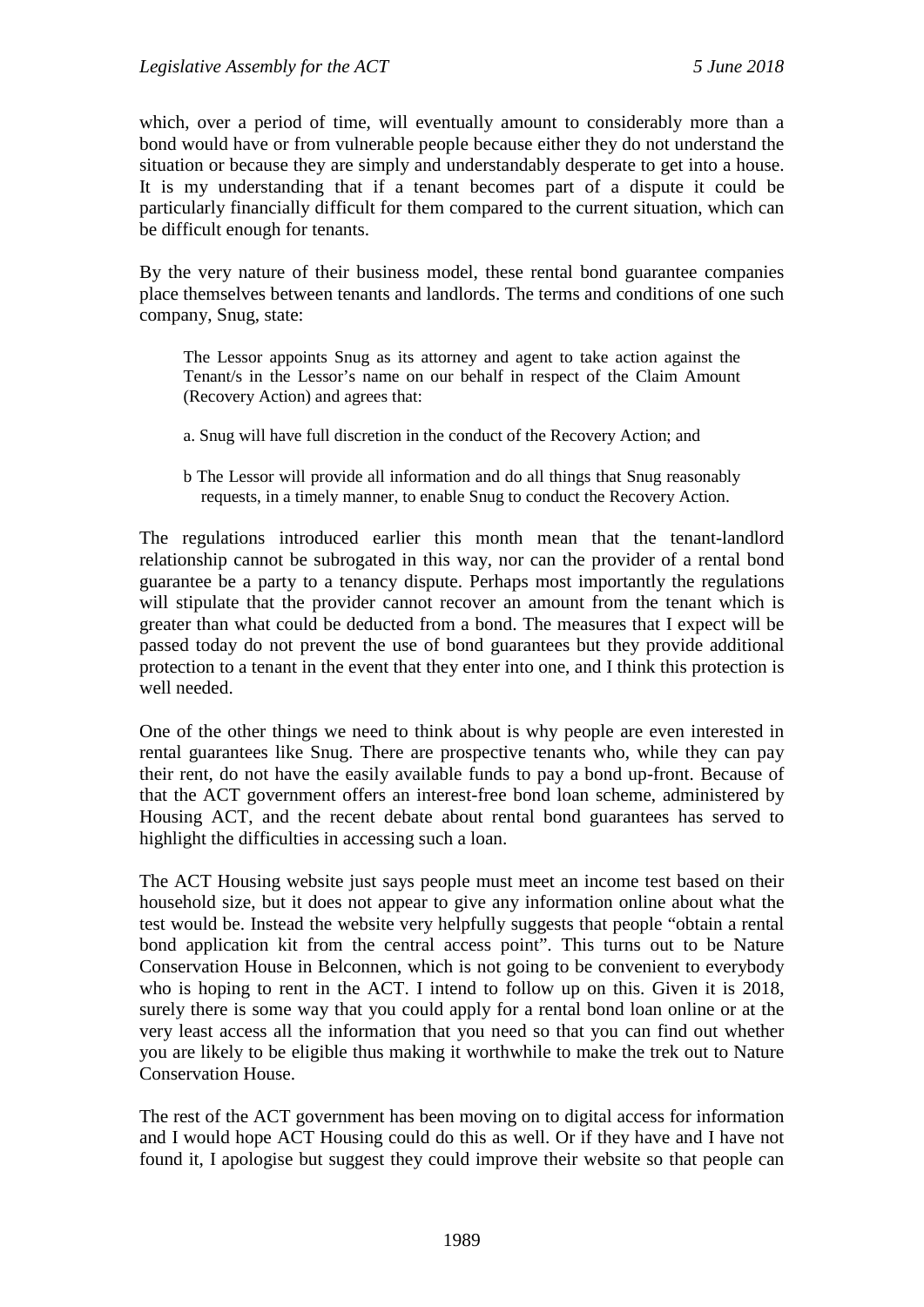which, over a period of time, will eventually amount to considerably more than a bond would have or from vulnerable people because either they do not understand the situation or because they are simply and understandably desperate to get into a house. It is my understanding that if a tenant becomes part of a dispute it could be particularly financially difficult for them compared to the current situation, which can be difficult enough for tenants.

By the very nature of their business model, these rental bond guarantee companies place themselves between tenants and landlords. The terms and conditions of one such company, Snug, state:

> The Lessor appoints Snug as its attorney and agent to take action against the Tenant/s in the Lessor's name on our behalf in respect of the Claim Amount (Recovery Action) and agrees that:
>
> a. Snug will have full discretion in the conduct of the Recovery Action; and
>
> b The Lessor will provide all information and do all things that Snug reasonably requests, in a timely manner, to enable Snug to conduct the Recovery Action.

The regulations introduced earlier this month mean that the tenant-landlord relationship cannot be subrogated in this way, nor can the provider of a rental bond guarantee be a party to a tenancy dispute. Perhaps most importantly the regulations will stipulate that the provider cannot recover an amount from the tenant which is greater than what could be deducted from a bond. The measures that I expect will be passed today do not prevent the use of bond guarantees but they provide additional protection to a tenant in the event that they enter into one, and I think this protection is well needed.

One of the other things we need to think about is why people are even interested in rental guarantees like Snug. There are prospective tenants who, while they can pay their rent, do not have the easily available funds to pay a bond up-front. Because of that the ACT government offers an interest-free bond loan scheme, administered by Housing ACT, and the recent debate about rental bond guarantees has served to highlight the difficulties in accessing such a loan.

The ACT Housing website just says people must meet an income test based on their household size, but it does not appear to give any information online about what the test would be. Instead the website very helpfully suggests that people "obtain a rental bond application kit from the central access point". This turns out to be Nature Conservation House in Belconnen, which is not going to be convenient to everybody who is hoping to rent in the ACT. I intend to follow up on this. Given it is 2018, surely there is some way that you could apply for a rental bond loan online or at the very least access all the information that you need so that you can find out whether you are likely to be eligible thus making it worthwhile to make the trek out to Nature Conservation House.

The rest of the ACT government has been moving on to digital access for information and I would hope ACT Housing could do this as well. Or if they have and I have not found it, I apologise but suggest they could improve their website so that people can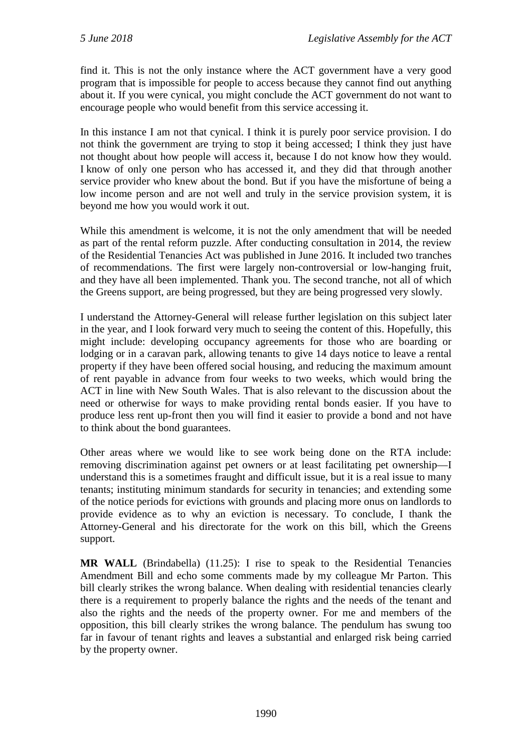find it. This is not the only instance where the ACT government have a very good program that is impossible for people to access because they cannot find out anything about it. If you were cynical, you might conclude the ACT government do not want to encourage people who would benefit from this service accessing it.

In this instance I am not that cynical. I think it is purely poor service provision. I do not think the government are trying to stop it being accessed; I think they just have not thought about how people will access it, because I do not know how they would. I know of only one person who has accessed it, and they did that through another service provider who knew about the bond. But if you have the misfortune of being a low income person and are not well and truly in the service provision system, it is beyond me how you would work it out.

While this amendment is welcome, it is not the only amendment that will be needed as part of the rental reform puzzle. After conducting consultation in 2014, the review of the Residential Tenancies Act was published in June 2016. It included two tranches of recommendations. The first were largely non-controversial or low-hanging fruit, and they have all been implemented. Thank you. The second tranche, not all of which the Greens support, are being progressed, but they are being progressed very slowly.

I understand the Attorney-General will release further legislation on this subject later in the year, and I look forward very much to seeing the content of this. Hopefully, this might include: developing occupancy agreements for those who are boarding or lodging or in a caravan park, allowing tenants to give 14 days notice to leave a rental property if they have been offered social housing, and reducing the maximum amount of rent payable in advance from four weeks to two weeks, which would bring the ACT in line with New South Wales. That is also relevant to the discussion about the need or otherwise for ways to make providing rental bonds easier. If you have to produce less rent up-front then you will find it easier to provide a bond and not have to think about the bond guarantees.

Other areas where we would like to see work being done on the RTA include: removing discrimination against pet owners or at least facilitating pet ownership—I understand this is a sometimes fraught and difficult issue, but it is a real issue to many tenants; instituting minimum standards for security in tenancies; and extending some of the notice periods for evictions with grounds and placing more onus on landlords to provide evidence as to why an eviction is necessary. To conclude, I thank the Attorney-General and his directorate for the work on this bill, which the Greens support.

**MR WALL** (Brindabella) (11.25): I rise to speak to the Residential Tenancies Amendment Bill and echo some comments made by my colleague Mr Parton. This bill clearly strikes the wrong balance. When dealing with residential tenancies clearly there is a requirement to properly balance the rights and the needs of the tenant and also the rights and the needs of the property owner. For me and members of the opposition, this bill clearly strikes the wrong balance. The pendulum has swung too far in favour of tenant rights and leaves a substantial and enlarged risk being carried by the property owner.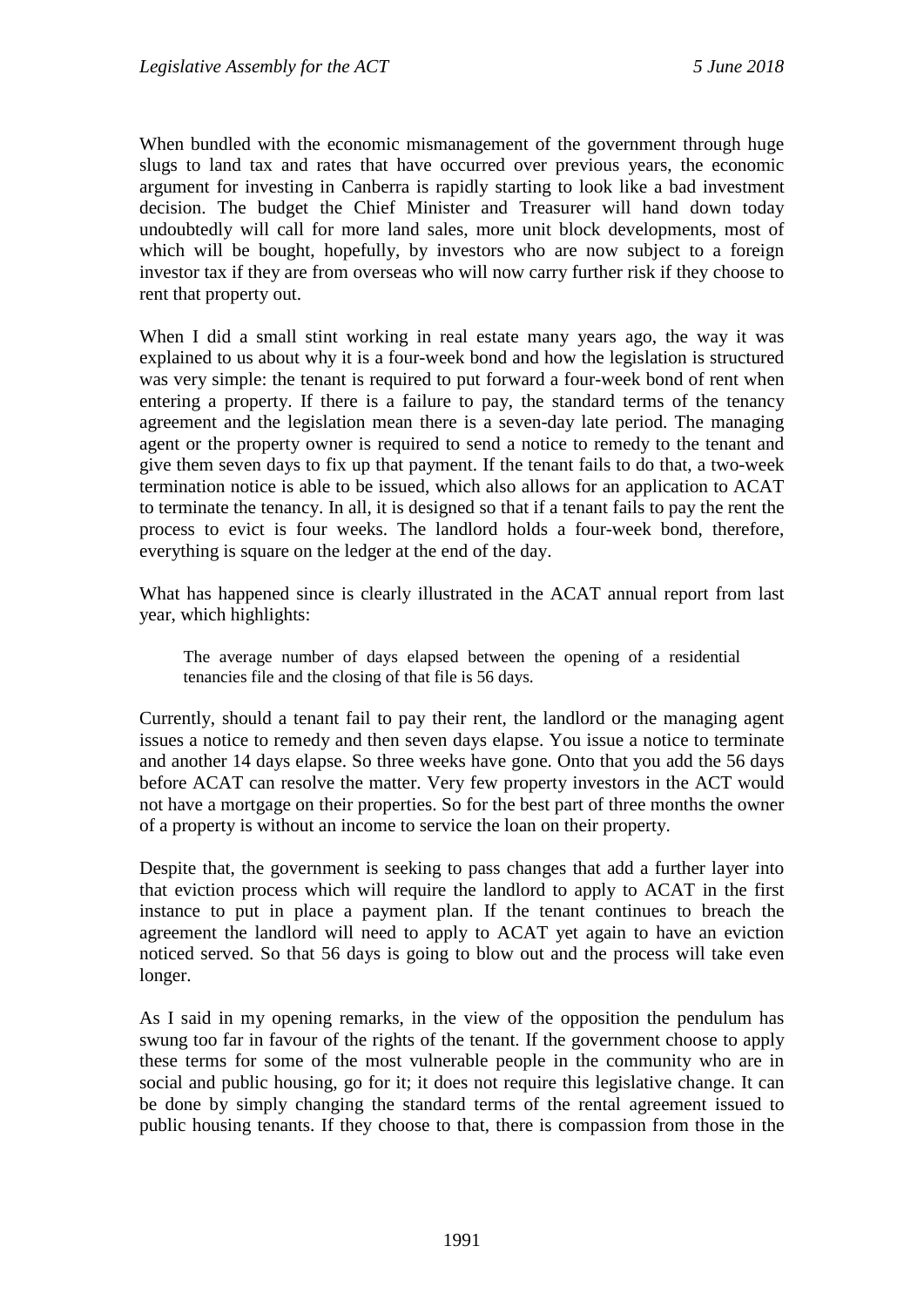When bundled with the economic mismanagement of the government through huge slugs to land tax and rates that have occurred over previous years, the economic argument for investing in Canberra is rapidly starting to look like a bad investment decision. The budget the Chief Minister and Treasurer will hand down today undoubtedly will call for more land sales, more unit block developments, most of which will be bought, hopefully, by investors who are now subject to a foreign investor tax if they are from overseas who will now carry further risk if they choose to rent that property out.

When I did a small stint working in real estate many years ago, the way it was explained to us about why it is a four-week bond and how the legislation is structured was very simple: the tenant is required to put forward a four-week bond of rent when entering a property. If there is a failure to pay, the standard terms of the tenancy agreement and the legislation mean there is a seven-day late period. The managing agent or the property owner is required to send a notice to remedy to the tenant and give them seven days to fix up that payment. If the tenant fails to do that, a two-week termination notice is able to be issued, which also allows for an application to ACAT to terminate the tenancy. In all, it is designed so that if a tenant fails to pay the rent the process to evict is four weeks. The landlord holds a four-week bond, therefore, everything is square on the ledger at the end of the day.

What has happened since is clearly illustrated in the ACAT annual report from last year, which highlights:

> The average number of days elapsed between the opening of a residential tenancies file and the closing of that file is 56 days.

Currently, should a tenant fail to pay their rent, the landlord or the managing agent issues a notice to remedy and then seven days elapse. You issue a notice to terminate and another 14 days elapse. So three weeks have gone. Onto that you add the 56 days before ACAT can resolve the matter. Very few property investors in the ACT would not have a mortgage on their properties. So for the best part of three months the owner of a property is without an income to service the loan on their property.

Despite that, the government is seeking to pass changes that add a further layer into that eviction process which will require the landlord to apply to ACAT in the first instance to put in place a payment plan. If the tenant continues to breach the agreement the landlord will need to apply to ACAT yet again to have an eviction noticed served. So that 56 days is going to blow out and the process will take even longer.

As I said in my opening remarks, in the view of the opposition the pendulum has swung too far in favour of the rights of the tenant. If the government choose to apply these terms for some of the most vulnerable people in the community who are in social and public housing, go for it; it does not require this legislative change. It can be done by simply changing the standard terms of the rental agreement issued to public housing tenants. If they choose to that, there is compassion from those in the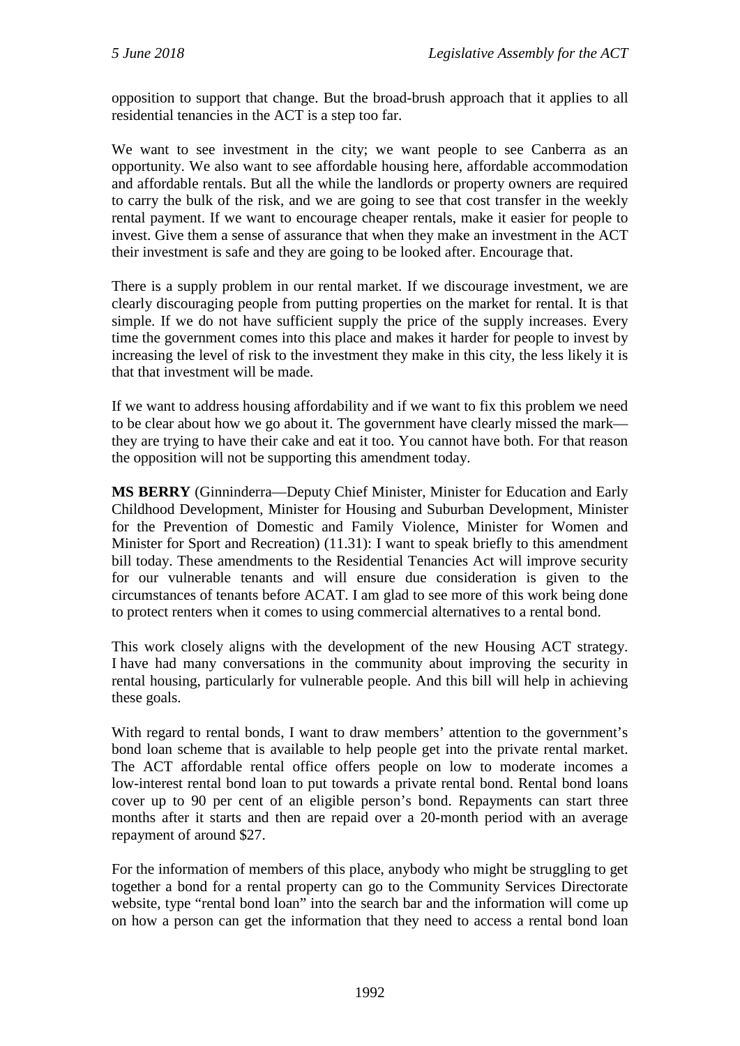opposition to support that change. But the broad-brush approach that it applies to all residential tenancies in the ACT is a step too far.

We want to see investment in the city; we want people to see Canberra as an opportunity. We also want to see affordable housing here, affordable accommodation and affordable rentals. But all the while the landlords or property owners are required to carry the bulk of the risk, and we are going to see that cost transfer in the weekly rental payment. If we want to encourage cheaper rentals, make it easier for people to invest. Give them a sense of assurance that when they make an investment in the ACT their investment is safe and they are going to be looked after. Encourage that.

There is a supply problem in our rental market. If we discourage investment, we are clearly discouraging people from putting properties on the market for rental. It is that simple. If we do not have sufficient supply the price of the supply increases. Every time the government comes into this place and makes it harder for people to invest by increasing the level of risk to the investment they make in this city, the less likely it is that that investment will be made.

If we want to address housing affordability and if we want to fix this problem we need to be clear about how we go about it. The government have clearly missed the mark—they are trying to have their cake and eat it too. You cannot have both. For that reason the opposition will not be supporting this amendment today.

**MS BERRY** (Ginninderra—Deputy Chief Minister, Minister for Education and Early Childhood Development, Minister for Housing and Suburban Development, Minister for the Prevention of Domestic and Family Violence, Minister for Women and Minister for Sport and Recreation) (11.31): I want to speak briefly to this amendment bill today. These amendments to the Residential Tenancies Act will improve security for our vulnerable tenants and will ensure due consideration is given to the circumstances of tenants before ACAT. I am glad to see more of this work being done to protect renters when it comes to using commercial alternatives to a rental bond.

This work closely aligns with the development of the new Housing ACT strategy. I have had many conversations in the community about improving the security in rental housing, particularly for vulnerable people. And this bill will help in achieving these goals.

With regard to rental bonds, I want to draw members' attention to the government's bond loan scheme that is available to help people get into the private rental market. The ACT affordable rental office offers people on low to moderate incomes a low-interest rental bond loan to put towards a private rental bond. Rental bond loans cover up to 90 per cent of an eligible person's bond. Repayments can start three months after it starts and then are repaid over a 20-month period with an average repayment of around $27.

For the information of members of this place, anybody who might be struggling to get together a bond for a rental property can go to the Community Services Directorate website, type "rental bond loan" into the search bar and the information will come up on how a person can get the information that they need to access a rental bond loan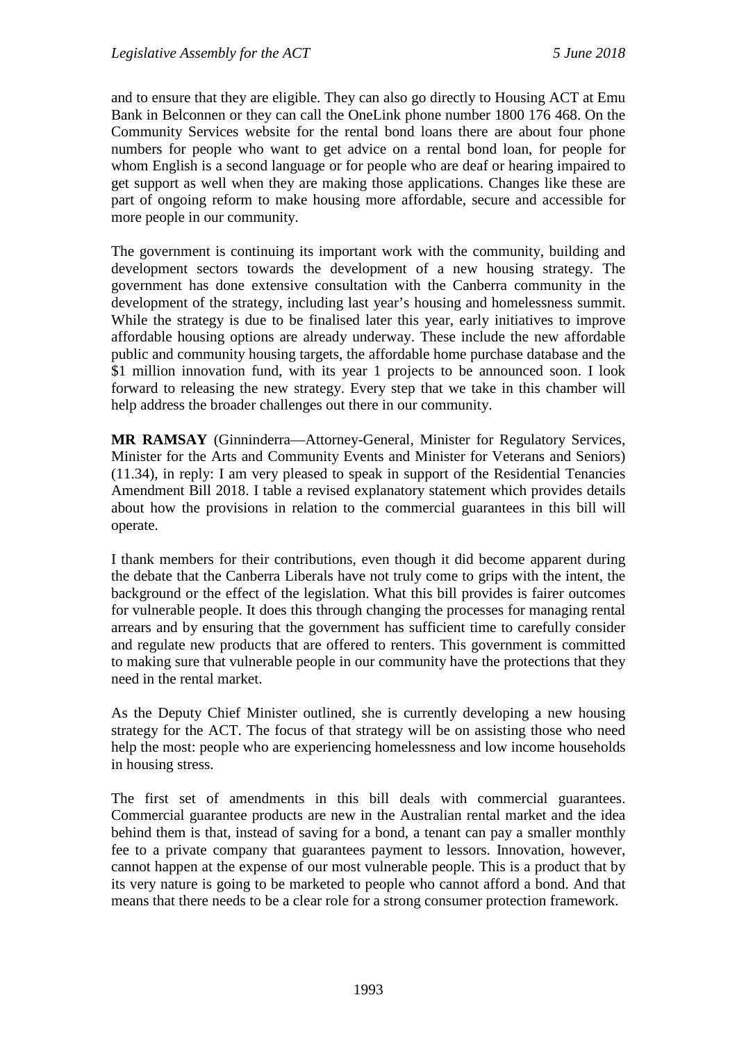and to ensure that they are eligible. They can also go directly to Housing ACT at Emu Bank in Belconnen or they can call the OneLink phone number 1800 176 468. On the Community Services website for the rental bond loans there are about four phone numbers for people who want to get advice on a rental bond loan, for people for whom English is a second language or for people who are deaf or hearing impaired to get support as well when they are making those applications. Changes like these are part of ongoing reform to make housing more affordable, secure and accessible for more people in our community.

The government is continuing its important work with the community, building and development sectors towards the development of a new housing strategy. The government has done extensive consultation with the Canberra community in the development of the strategy, including last year's housing and homelessness summit. While the strategy is due to be finalised later this year, early initiatives to improve affordable housing options are already underway. These include the new affordable public and community housing targets, the affordable home purchase database and the $1 million innovation fund, with its year 1 projects to be announced soon. I look forward to releasing the new strategy. Every step that we take in this chamber will help address the broader challenges out there in our community.

**MR RAMSAY** (Ginninderra—Attorney-General, Minister for Regulatory Services, Minister for the Arts and Community Events and Minister for Veterans and Seniors) (11.34), in reply: I am very pleased to speak in support of the Residential Tenancies Amendment Bill 2018. I table a revised explanatory statement which provides details about how the provisions in relation to the commercial guarantees in this bill will operate.

I thank members for their contributions, even though it did become apparent during the debate that the Canberra Liberals have not truly come to grips with the intent, the background or the effect of the legislation. What this bill provides is fairer outcomes for vulnerable people. It does this through changing the processes for managing rental arrears and by ensuring that the government has sufficient time to carefully consider and regulate new products that are offered to renters. This government is committed to making sure that vulnerable people in our community have the protections that they need in the rental market.

As the Deputy Chief Minister outlined, she is currently developing a new housing strategy for the ACT. The focus of that strategy will be on assisting those who need help the most: people who are experiencing homelessness and low income households in housing stress.

The first set of amendments in this bill deals with commercial guarantees. Commercial guarantee products are new in the Australian rental market and the idea behind them is that, instead of saving for a bond, a tenant can pay a smaller monthly fee to a private company that guarantees payment to lessors. Innovation, however, cannot happen at the expense of our most vulnerable people. This is a product that by its very nature is going to be marketed to people who cannot afford a bond. And that means that there needs to be a clear role for a strong consumer protection framework.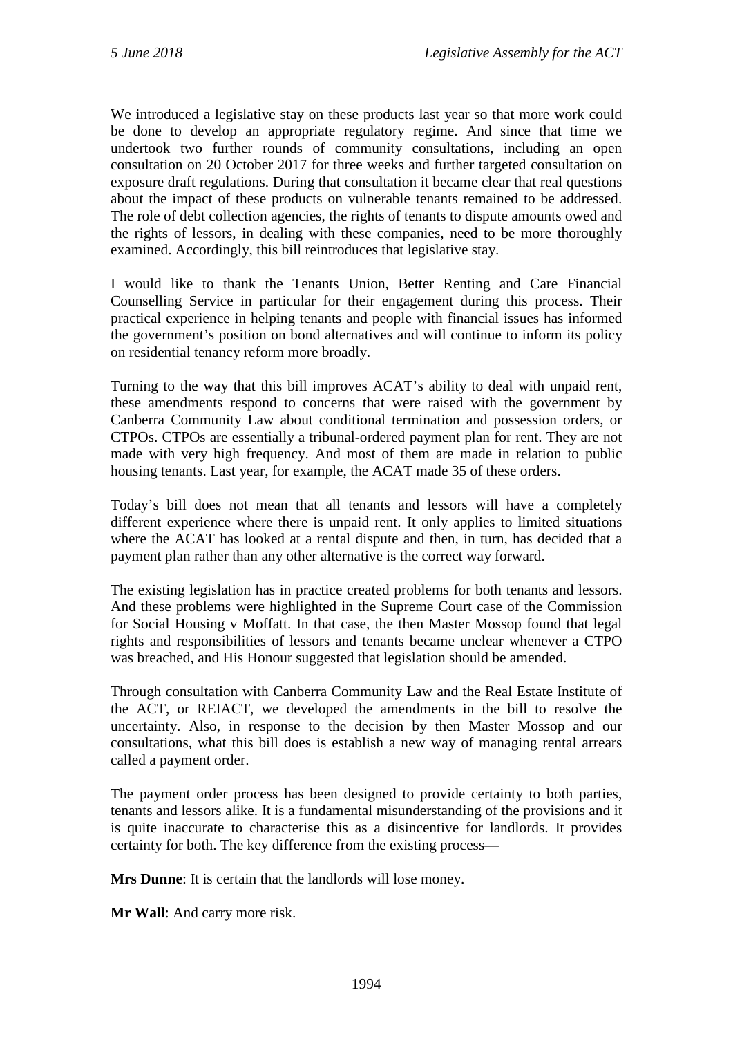We introduced a legislative stay on these products last year so that more work could be done to develop an appropriate regulatory regime. And since that time we undertook two further rounds of community consultations, including an open consultation on 20 October 2017 for three weeks and further targeted consultation on exposure draft regulations. During that consultation it became clear that real questions about the impact of these products on vulnerable tenants remained to be addressed. The role of debt collection agencies, the rights of tenants to dispute amounts owed and the rights of lessors, in dealing with these companies, need to be more thoroughly examined. Accordingly, this bill reintroduces that legislative stay.

I would like to thank the Tenants Union, Better Renting and Care Financial Counselling Service in particular for their engagement during this process. Their practical experience in helping tenants and people with financial issues has informed the government's position on bond alternatives and will continue to inform its policy on residential tenancy reform more broadly.

Turning to the way that this bill improves ACAT's ability to deal with unpaid rent, these amendments respond to concerns that were raised with the government by Canberra Community Law about conditional termination and possession orders, or CTPOs. CTPOs are essentially a tribunal-ordered payment plan for rent. They are not made with very high frequency. And most of them are made in relation to public housing tenants. Last year, for example, the ACAT made 35 of these orders.

Today's bill does not mean that all tenants and lessors will have a completely different experience where there is unpaid rent. It only applies to limited situations where the ACAT has looked at a rental dispute and then, in turn, has decided that a payment plan rather than any other alternative is the correct way forward.

The existing legislation has in practice created problems for both tenants and lessors. And these problems were highlighted in the Supreme Court case of the Commission for Social Housing v Moffatt. In that case, the then Master Mossop found that legal rights and responsibilities of lessors and tenants became unclear whenever a CTPO was breached, and His Honour suggested that legislation should be amended.

Through consultation with Canberra Community Law and the Real Estate Institute of the ACT, or REIACT, we developed the amendments in the bill to resolve the uncertainty. Also, in response to the decision by then Master Mossop and our consultations, what this bill does is establish a new way of managing rental arrears called a payment order.

The payment order process has been designed to provide certainty to both parties, tenants and lessors alike. It is a fundamental misunderstanding of the provisions and it is quite inaccurate to characterise this as a disincentive for landlords. It provides certainty for both. The key difference from the existing process—

**Mrs Dunne**: It is certain that the landlords will lose money.

**Mr Wall**: And carry more risk.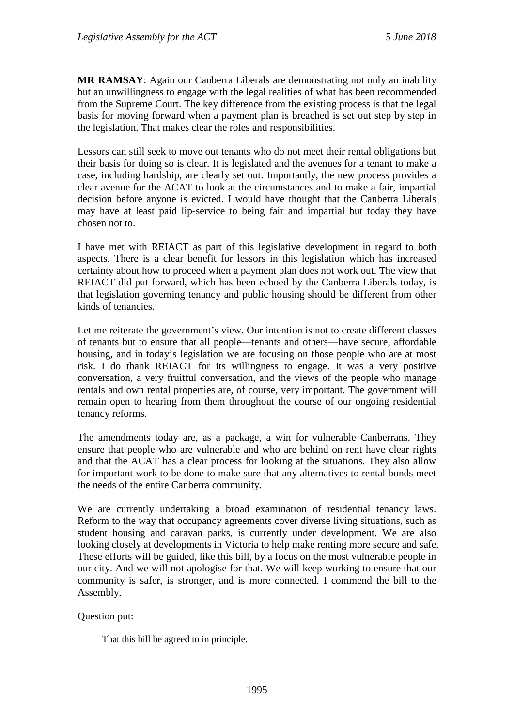**MR RAMSAY**: Again our Canberra Liberals are demonstrating not only an inability but an unwillingness to engage with the legal realities of what has been recommended from the Supreme Court. The key difference from the existing process is that the legal basis for moving forward when a payment plan is breached is set out step by step in the legislation. That makes clear the roles and responsibilities.

Lessors can still seek to move out tenants who do not meet their rental obligations but their basis for doing so is clear. It is legislated and the avenues for a tenant to make a case, including hardship, are clearly set out. Importantly, the new process provides a clear avenue for the ACAT to look at the circumstances and to make a fair, impartial decision before anyone is evicted. I would have thought that the Canberra Liberals may have at least paid lip-service to being fair and impartial but today they have chosen not to.

I have met with REIACT as part of this legislative development in regard to both aspects. There is a clear benefit for lessors in this legislation which has increased certainty about how to proceed when a payment plan does not work out. The view that REIACT did put forward, which has been echoed by the Canberra Liberals today, is that legislation governing tenancy and public housing should be different from other kinds of tenancies.

Let me reiterate the government's view. Our intention is not to create different classes of tenants but to ensure that all people—tenants and others—have secure, affordable housing, and in today's legislation we are focusing on those people who are at most risk. I do thank REIACT for its willingness to engage. It was a very positive conversation, a very fruitful conversation, and the views of the people who manage rentals and own rental properties are, of course, very important. The government will remain open to hearing from them throughout the course of our ongoing residential tenancy reforms.

The amendments today are, as a package, a win for vulnerable Canberrans. They ensure that people who are vulnerable and who are behind on rent have clear rights and that the ACAT has a clear process for looking at the situations. They also allow for important work to be done to make sure that any alternatives to rental bonds meet the needs of the entire Canberra community.

We are currently undertaking a broad examination of residential tenancy laws. Reform to the way that occupancy agreements cover diverse living situations, such as student housing and caravan parks, is currently under development. We are also looking closely at developments in Victoria to help make renting more secure and safe. These efforts will be guided, like this bill, by a focus on the most vulnerable people in our city. And we will not apologise for that. We will keep working to ensure that our community is safer, is stronger, and is more connected. I commend the bill to the Assembly.

Question put:

> That this bill be agreed to in principle.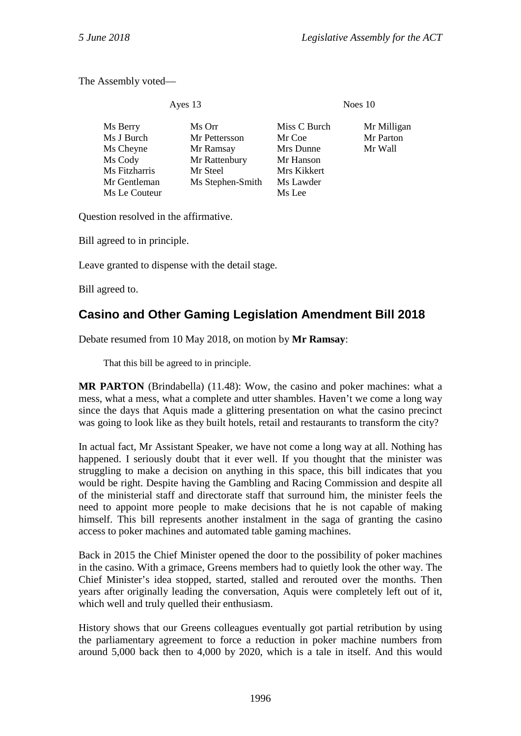The Assembly voted—

| Ayes 13 | | Noes 10 | |
|---|---|---|---|
| Ms Berry | Ms Orr | Miss C Burch | Mr Milligan |
| Ms J Burch | Mr Pettersson | Mr Coe | Mr Parton |
| Ms Cheyne | Mr Ramsay | Mrs Dunne | Mr Wall |
| Ms Cody | Mr Rattenbury | Mr Hanson | |
| Ms Fitzharris | Mr Steel | Mrs Kikkert | |
| Mr Gentleman | Ms Stephen-Smith | Ms Lawder | |
| Ms Le Couteur | | Ms Lee | |

Question resolved in the affirmative.

Bill agreed to in principle.

Leave granted to dispense with the detail stage.

Bill agreed to.

## Casino and Other Gaming Legislation Amendment Bill 2018

Debate resumed from 10 May 2018, on motion by **Mr Ramsay**:

> That this bill be agreed to in principle.

**MR PARTON** (Brindabella) (11.48): Wow, the casino and poker machines: what a mess, what a mess, what a complete and utter shambles. Haven't we come a long way since the days that Aquis made a glittering presentation on what the casino precinct was going to look like as they built hotels, retail and restaurants to transform the city?

In actual fact, Mr Assistant Speaker, we have not come a long way at all. Nothing has happened. I seriously doubt that it ever well. If you thought that the minister was struggling to make a decision on anything in this space, this bill indicates that you would be right. Despite having the Gambling and Racing Commission and despite all of the ministerial staff and directorate staff that surround him, the minister feels the need to appoint more people to make decisions that he is not capable of making himself. This bill represents another instalment in the saga of granting the casino access to poker machines and automated table gaming machines.

Back in 2015 the Chief Minister opened the door to the possibility of poker machines in the casino. With a grimace, Greens members had to quietly look the other way. The Chief Minister's idea stopped, started, stalled and rerouted over the months. Then years after originally leading the conversation, Aquis were completely left out of it, which well and truly quelled their enthusiasm.

History shows that our Greens colleagues eventually got partial retribution by using the parliamentary agreement to force a reduction in poker machine numbers from around 5,000 back then to 4,000 by 2020, which is a tale in itself. And this would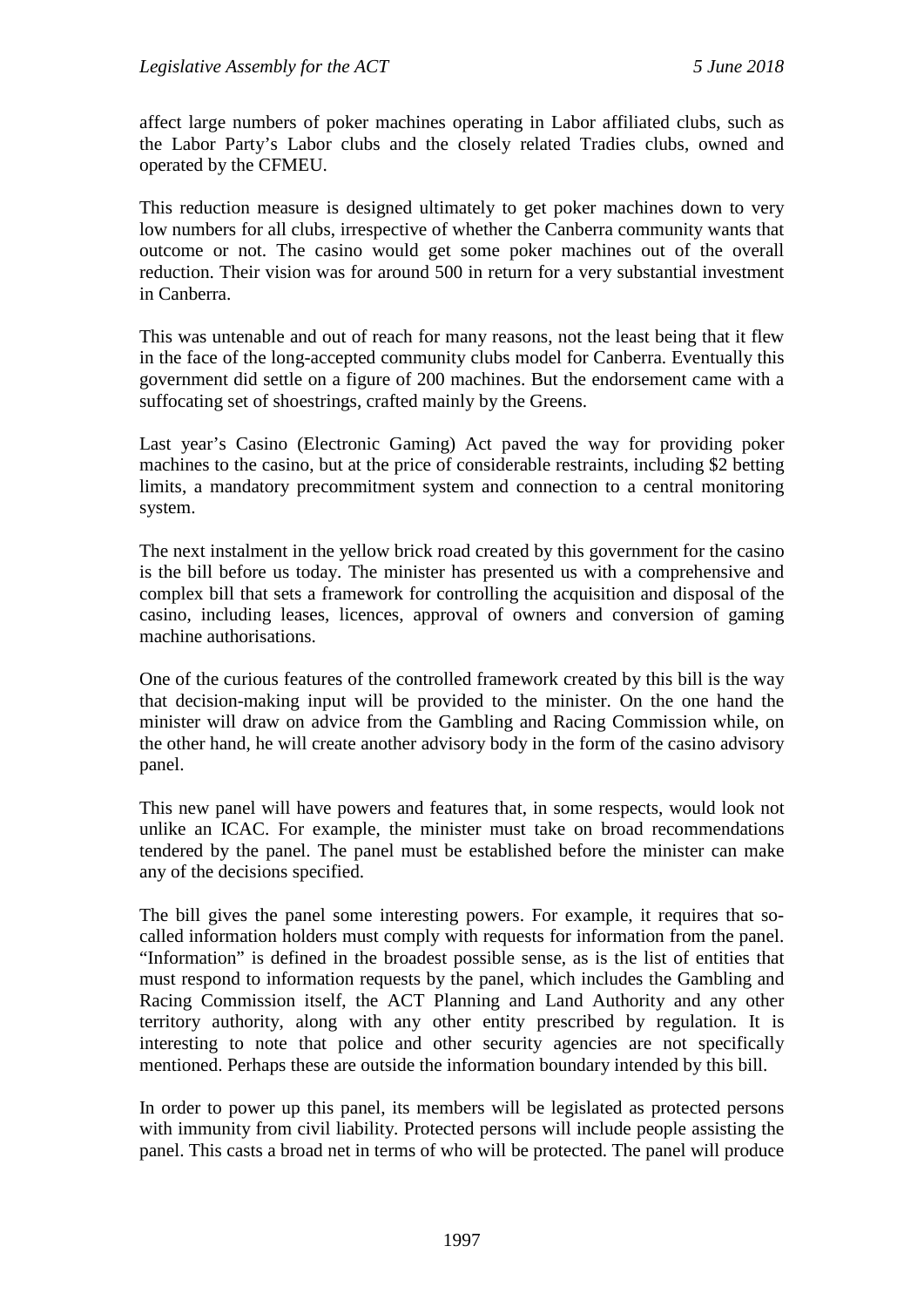affect large numbers of poker machines operating in Labor affiliated clubs, such as the Labor Party's Labor clubs and the closely related Tradies clubs, owned and operated by the CFMEU.

This reduction measure is designed ultimately to get poker machines down to very low numbers for all clubs, irrespective of whether the Canberra community wants that outcome or not. The casino would get some poker machines out of the overall reduction. Their vision was for around 500 in return for a very substantial investment in Canberra.

This was untenable and out of reach for many reasons, not the least being that it flew in the face of the long-accepted community clubs model for Canberra. Eventually this government did settle on a figure of 200 machines. But the endorsement came with a suffocating set of shoestrings, crafted mainly by the Greens.

Last year's Casino (Electronic Gaming) Act paved the way for providing poker machines to the casino, but at the price of considerable restraints, including $2 betting limits, a mandatory precommitment system and connection to a central monitoring system.

The next instalment in the yellow brick road created by this government for the casino is the bill before us today. The minister has presented us with a comprehensive and complex bill that sets a framework for controlling the acquisition and disposal of the casino, including leases, licences, approval of owners and conversion of gaming machine authorisations.

One of the curious features of the controlled framework created by this bill is the way that decision-making input will be provided to the minister. On the one hand the minister will draw on advice from the Gambling and Racing Commission while, on the other hand, he will create another advisory body in the form of the casino advisory panel.

This new panel will have powers and features that, in some respects, would look not unlike an ICAC. For example, the minister must take on broad recommendations tendered by the panel. The panel must be established before the minister can make any of the decisions specified.

The bill gives the panel some interesting powers. For example, it requires that so-called information holders must comply with requests for information from the panel. "Information" is defined in the broadest possible sense, as is the list of entities that must respond to information requests by the panel, which includes the Gambling and Racing Commission itself, the ACT Planning and Land Authority and any other territory authority, along with any other entity prescribed by regulation. It is interesting to note that police and other security agencies are not specifically mentioned. Perhaps these are outside the information boundary intended by this bill.

In order to power up this panel, its members will be legislated as protected persons with immunity from civil liability. Protected persons will include people assisting the panel. This casts a broad net in terms of who will be protected. The panel will produce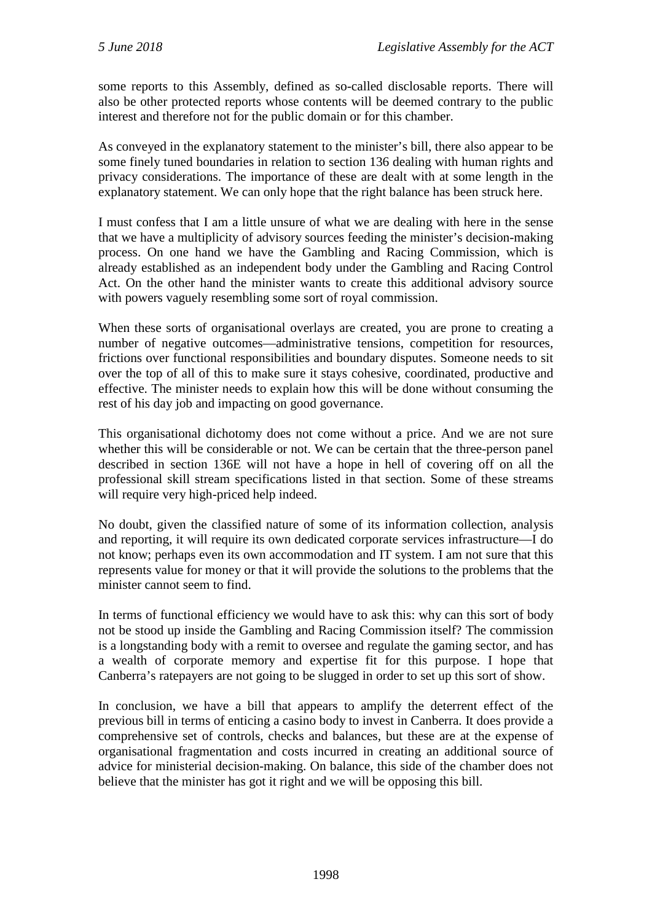some reports to this Assembly, defined as so-called disclosable reports. There will also be other protected reports whose contents will be deemed contrary to the public interest and therefore not for the public domain or for this chamber.

As conveyed in the explanatory statement to the minister's bill, there also appear to be some finely tuned boundaries in relation to section 136 dealing with human rights and privacy considerations. The importance of these are dealt with at some length in the explanatory statement. We can only hope that the right balance has been struck here.

I must confess that I am a little unsure of what we are dealing with here in the sense that we have a multiplicity of advisory sources feeding the minister's decision-making process. On one hand we have the Gambling and Racing Commission, which is already established as an independent body under the Gambling and Racing Control Act. On the other hand the minister wants to create this additional advisory source with powers vaguely resembling some sort of royal commission.

When these sorts of organisational overlays are created, you are prone to creating a number of negative outcomes—administrative tensions, competition for resources, frictions over functional responsibilities and boundary disputes. Someone needs to sit over the top of all of this to make sure it stays cohesive, coordinated, productive and effective. The minister needs to explain how this will be done without consuming the rest of his day job and impacting on good governance.

This organisational dichotomy does not come without a price. And we are not sure whether this will be considerable or not. We can be certain that the three-person panel described in section 136E will not have a hope in hell of covering off on all the professional skill stream specifications listed in that section. Some of these streams will require very high-priced help indeed.

No doubt, given the classified nature of some of its information collection, analysis and reporting, it will require its own dedicated corporate services infrastructure—I do not know; perhaps even its own accommodation and IT system. I am not sure that this represents value for money or that it will provide the solutions to the problems that the minister cannot seem to find.

In terms of functional efficiency we would have to ask this: why can this sort of body not be stood up inside the Gambling and Racing Commission itself? The commission is a longstanding body with a remit to oversee and regulate the gaming sector, and has a wealth of corporate memory and expertise fit for this purpose. I hope that Canberra's ratepayers are not going to be slugged in order to set up this sort of show.

In conclusion, we have a bill that appears to amplify the deterrent effect of the previous bill in terms of enticing a casino body to invest in Canberra. It does provide a comprehensive set of controls, checks and balances, but these are at the expense of organisational fragmentation and costs incurred in creating an additional source of advice for ministerial decision-making. On balance, this side of the chamber does not believe that the minister has got it right and we will be opposing this bill.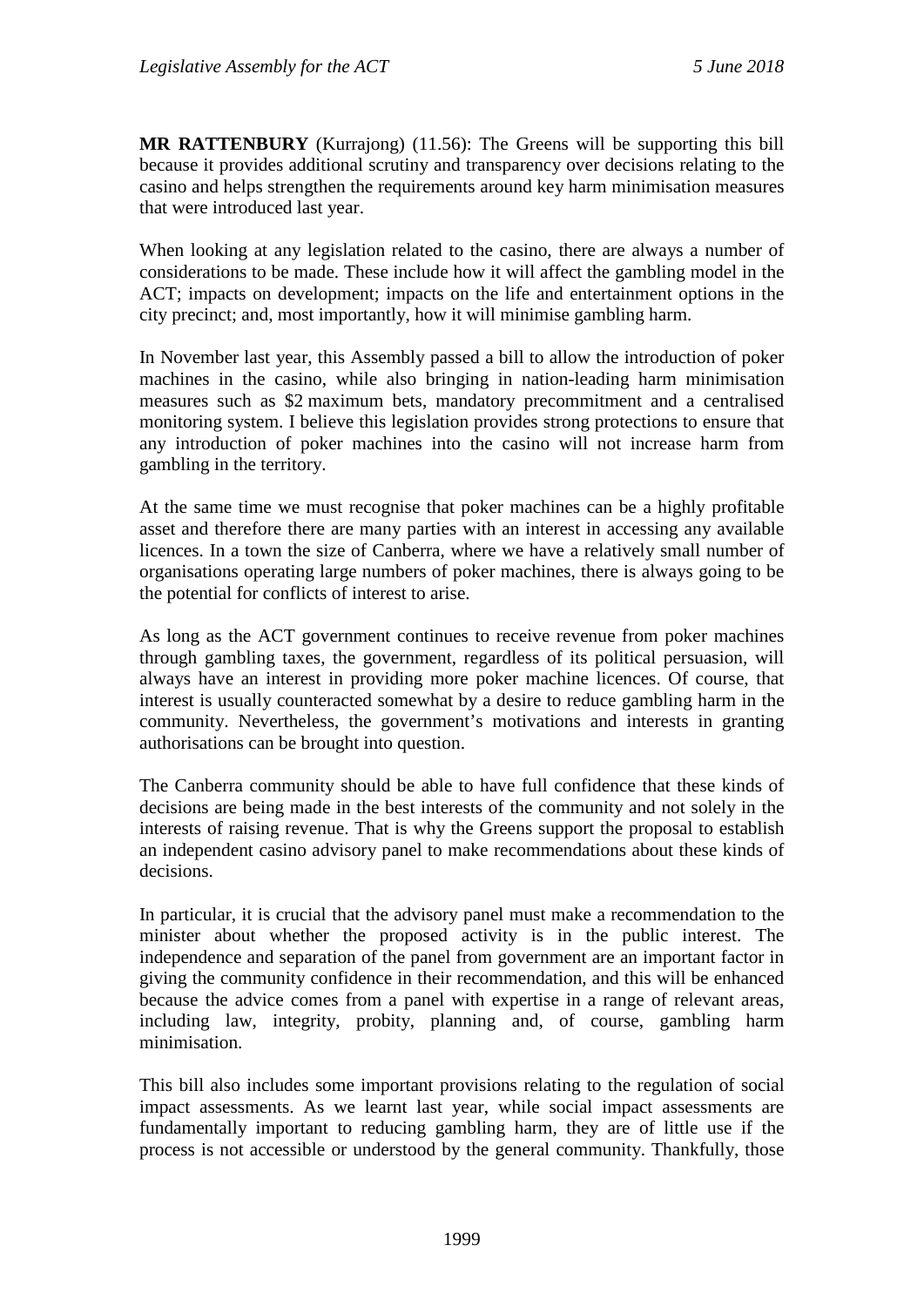**MR RATTENBURY** (Kurrajong) (11.56): The Greens will be supporting this bill because it provides additional scrutiny and transparency over decisions relating to the casino and helps strengthen the requirements around key harm minimisation measures that were introduced last year.

When looking at any legislation related to the casino, there are always a number of considerations to be made. These include how it will affect the gambling model in the ACT; impacts on development; impacts on the life and entertainment options in the city precinct; and, most importantly, how it will minimise gambling harm.

In November last year, this Assembly passed a bill to allow the introduction of poker machines in the casino, while also bringing in nation-leading harm minimisation measures such as $2 maximum bets, mandatory precommitment and a centralised monitoring system. I believe this legislation provides strong protections to ensure that any introduction of poker machines into the casino will not increase harm from gambling in the territory.

At the same time we must recognise that poker machines can be a highly profitable asset and therefore there are many parties with an interest in accessing any available licences. In a town the size of Canberra, where we have a relatively small number of organisations operating large numbers of poker machines, there is always going to be the potential for conflicts of interest to arise.

As long as the ACT government continues to receive revenue from poker machines through gambling taxes, the government, regardless of its political persuasion, will always have an interest in providing more poker machine licences. Of course, that interest is usually counteracted somewhat by a desire to reduce gambling harm in the community. Nevertheless, the government's motivations and interests in granting authorisations can be brought into question.

The Canberra community should be able to have full confidence that these kinds of decisions are being made in the best interests of the community and not solely in the interests of raising revenue. That is why the Greens support the proposal to establish an independent casino advisory panel to make recommendations about these kinds of decisions.

In particular, it is crucial that the advisory panel must make a recommendation to the minister about whether the proposed activity is in the public interest. The independence and separation of the panel from government are an important factor in giving the community confidence in their recommendation, and this will be enhanced because the advice comes from a panel with expertise in a range of relevant areas, including law, integrity, probity, planning and, of course, gambling harm minimisation.

This bill also includes some important provisions relating to the regulation of social impact assessments. As we learnt last year, while social impact assessments are fundamentally important to reducing gambling harm, they are of little use if the process is not accessible or understood by the general community. Thankfully, those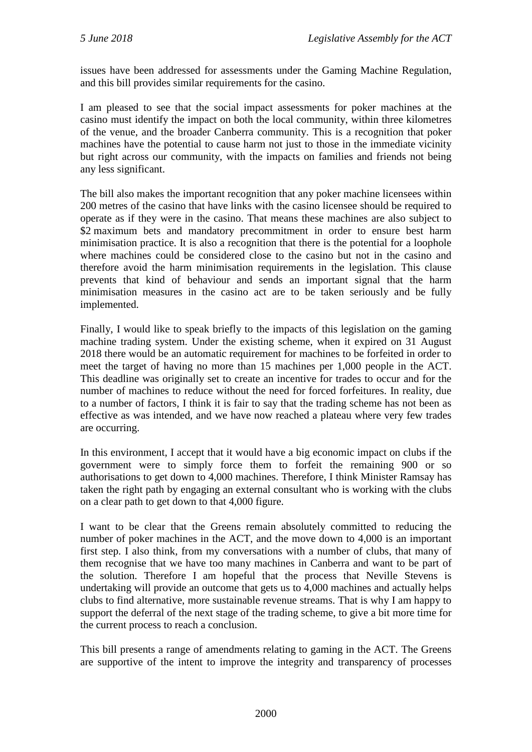issues have been addressed for assessments under the Gaming Machine Regulation, and this bill provides similar requirements for the casino.

I am pleased to see that the social impact assessments for poker machines at the casino must identify the impact on both the local community, within three kilometres of the venue, and the broader Canberra community. This is a recognition that poker machines have the potential to cause harm not just to those in the immediate vicinity but right across our community, with the impacts on families and friends not being any less significant.

The bill also makes the important recognition that any poker machine licensees within 200 metres of the casino that have links with the casino licensee should be required to operate as if they were in the casino. That means these machines are also subject to \$2 maximum bets and mandatory precommitment in order to ensure best harm minimisation practice. It is also a recognition that there is the potential for a loophole where machines could be considered close to the casino but not in the casino and therefore avoid the harm minimisation requirements in the legislation. This clause prevents that kind of behaviour and sends an important signal that the harm minimisation measures in the casino act are to be taken seriously and be fully implemented.

Finally, I would like to speak briefly to the impacts of this legislation on the gaming machine trading system. Under the existing scheme, when it expired on 31 August 2018 there would be an automatic requirement for machines to be forfeited in order to meet the target of having no more than 15 machines per 1,000 people in the ACT. This deadline was originally set to create an incentive for trades to occur and for the number of machines to reduce without the need for forced forfeitures. In reality, due to a number of factors, I think it is fair to say that the trading scheme has not been as effective as was intended, and we have now reached a plateau where very few trades are occurring.

In this environment, I accept that it would have a big economic impact on clubs if the government were to simply force them to forfeit the remaining 900 or so authorisations to get down to 4,000 machines. Therefore, I think Minister Ramsay has taken the right path by engaging an external consultant who is working with the clubs on a clear path to get down to that 4,000 figure.

I want to be clear that the Greens remain absolutely committed to reducing the number of poker machines in the ACT, and the move down to 4,000 is an important first step. I also think, from my conversations with a number of clubs, that many of them recognise that we have too many machines in Canberra and want to be part of the solution. Therefore I am hopeful that the process that Neville Stevens is undertaking will provide an outcome that gets us to 4,000 machines and actually helps clubs to find alternative, more sustainable revenue streams. That is why I am happy to support the deferral of the next stage of the trading scheme, to give a bit more time for the current process to reach a conclusion.

This bill presents a range of amendments relating to gaming in the ACT. The Greens are supportive of the intent to improve the integrity and transparency of processes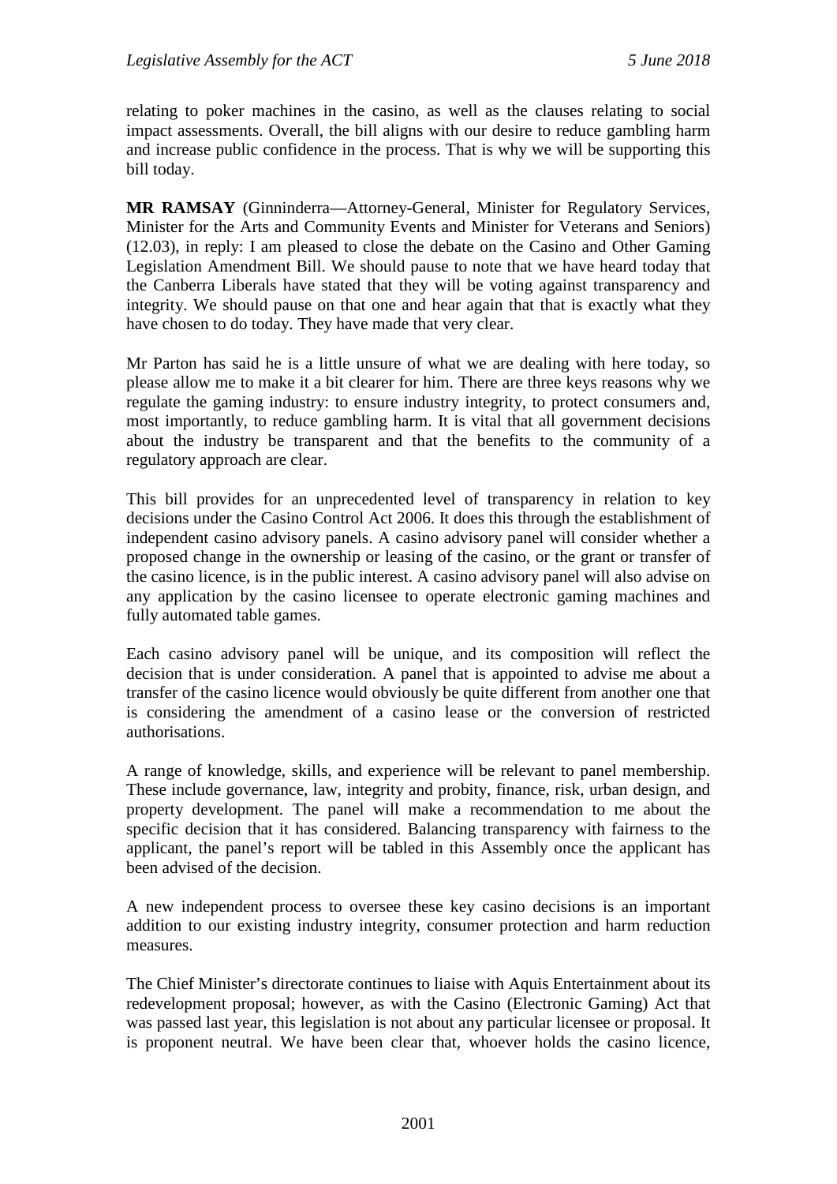relating to poker machines in the casino, as well as the clauses relating to social impact assessments. Overall, the bill aligns with our desire to reduce gambling harm and increase public confidence in the process. That is why we will be supporting this bill today.

**MR RAMSAY** (Ginninderra—Attorney-General, Minister for Regulatory Services, Minister for the Arts and Community Events and Minister for Veterans and Seniors) (12.03), in reply: I am pleased to close the debate on the Casino and Other Gaming Legislation Amendment Bill. We should pause to note that we have heard today that the Canberra Liberals have stated that they will be voting against transparency and integrity. We should pause on that one and hear again that that is exactly what they have chosen to do today. They have made that very clear.

Mr Parton has said he is a little unsure of what we are dealing with here today, so please allow me to make it a bit clearer for him. There are three keys reasons why we regulate the gaming industry: to ensure industry integrity, to protect consumers and, most importantly, to reduce gambling harm. It is vital that all government decisions about the industry be transparent and that the benefits to the community of a regulatory approach are clear.

This bill provides for an unprecedented level of transparency in relation to key decisions under the Casino Control Act 2006. It does this through the establishment of independent casino advisory panels. A casino advisory panel will consider whether a proposed change in the ownership or leasing of the casino, or the grant or transfer of the casino licence, is in the public interest. A casino advisory panel will also advise on any application by the casino licensee to operate electronic gaming machines and fully automated table games.

Each casino advisory panel will be unique, and its composition will reflect the decision that is under consideration. A panel that is appointed to advise me about a transfer of the casino licence would obviously be quite different from another one that is considering the amendment of a casino lease or the conversion of restricted authorisations.

A range of knowledge, skills, and experience will be relevant to panel membership. These include governance, law, integrity and probity, finance, risk, urban design, and property development. The panel will make a recommendation to me about the specific decision that it has considered. Balancing transparency with fairness to the applicant, the panel's report will be tabled in this Assembly once the applicant has been advised of the decision.

A new independent process to oversee these key casino decisions is an important addition to our existing industry integrity, consumer protection and harm reduction measures.

The Chief Minister's directorate continues to liaise with Aquis Entertainment about its redevelopment proposal; however, as with the Casino (Electronic Gaming) Act that was passed last year, this legislation is not about any particular licensee or proposal. It is proponent neutral. We have been clear that, whoever holds the casino licence,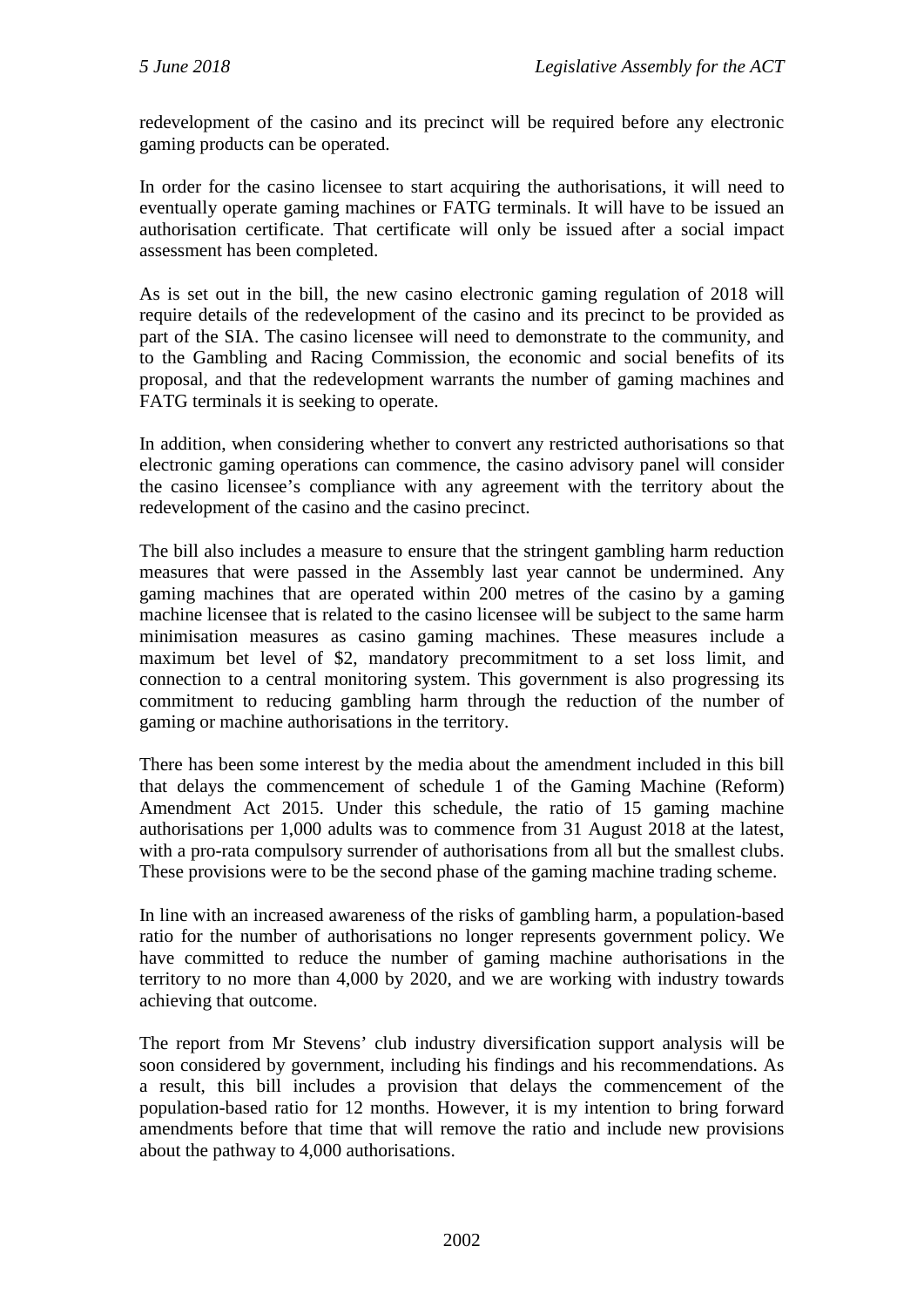redevelopment of the casino and its precinct will be required before any electronic gaming products can be operated.

In order for the casino licensee to start acquiring the authorisations, it will need to eventually operate gaming machines or FATG terminals. It will have to be issued an authorisation certificate. That certificate will only be issued after a social impact assessment has been completed.

As is set out in the bill, the new casino electronic gaming regulation of 2018 will require details of the redevelopment of the casino and its precinct to be provided as part of the SIA. The casino licensee will need to demonstrate to the community, and to the Gambling and Racing Commission, the economic and social benefits of its proposal, and that the redevelopment warrants the number of gaming machines and FATG terminals it is seeking to operate.

In addition, when considering whether to convert any restricted authorisations so that electronic gaming operations can commence, the casino advisory panel will consider the casino licensee's compliance with any agreement with the territory about the redevelopment of the casino and the casino precinct.

The bill also includes a measure to ensure that the stringent gambling harm reduction measures that were passed in the Assembly last year cannot be undermined. Any gaming machines that are operated within 200 metres of the casino by a gaming machine licensee that is related to the casino licensee will be subject to the same harm minimisation measures as casino gaming machines. These measures include a maximum bet level of $2, mandatory precommitment to a set loss limit, and connection to a central monitoring system. This government is also progressing its commitment to reducing gambling harm through the reduction of the number of gaming or machine authorisations in the territory.

There has been some interest by the media about the amendment included in this bill that delays the commencement of schedule 1 of the Gaming Machine (Reform) Amendment Act 2015. Under this schedule, the ratio of 15 gaming machine authorisations per 1,000 adults was to commence from 31 August 2018 at the latest, with a pro-rata compulsory surrender of authorisations from all but the smallest clubs. These provisions were to be the second phase of the gaming machine trading scheme.

In line with an increased awareness of the risks of gambling harm, a population-based ratio for the number of authorisations no longer represents government policy. We have committed to reduce the number of gaming machine authorisations in the territory to no more than 4,000 by 2020, and we are working with industry towards achieving that outcome.

The report from Mr Stevens' club industry diversification support analysis will be soon considered by government, including his findings and his recommendations. As a result, this bill includes a provision that delays the commencement of the population-based ratio for 12 months. However, it is my intention to bring forward amendments before that time that will remove the ratio and include new provisions about the pathway to 4,000 authorisations.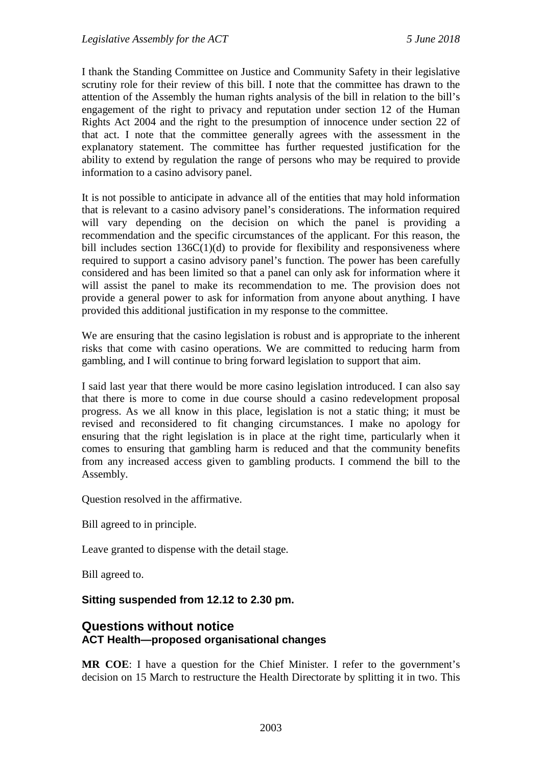I thank the Standing Committee on Justice and Community Safety in their legislative scrutiny role for their review of this bill. I note that the committee has drawn to the attention of the Assembly the human rights analysis of the bill in relation to the bill's engagement of the right to privacy and reputation under section 12 of the Human Rights Act 2004 and the right to the presumption of innocence under section 22 of that act. I note that the committee generally agrees with the assessment in the explanatory statement. The committee has further requested justification for the ability to extend by regulation the range of persons who may be required to provide information to a casino advisory panel.

It is not possible to anticipate in advance all of the entities that may hold information that is relevant to a casino advisory panel's considerations. The information required will vary depending on the decision on which the panel is providing a recommendation and the specific circumstances of the applicant. For this reason, the bill includes section 136C(1)(d) to provide for flexibility and responsiveness where required to support a casino advisory panel's function. The power has been carefully considered and has been limited so that a panel can only ask for information where it will assist the panel to make its recommendation to me. The provision does not provide a general power to ask for information from anyone about anything. I have provided this additional justification in my response to the committee.

We are ensuring that the casino legislation is robust and is appropriate to the inherent risks that come with casino operations. We are committed to reducing harm from gambling, and I will continue to bring forward legislation to support that aim.

I said last year that there would be more casino legislation introduced. I can also say that there is more to come in due course should a casino redevelopment proposal progress. As we all know in this place, legislation is not a static thing; it must be revised and reconsidered to fit changing circumstances. I make no apology for ensuring that the right legislation is in place at the right time, particularly when it comes to ensuring that gambling harm is reduced and that the community benefits from any increased access given to gambling products. I commend the bill to the Assembly.

Question resolved in the affirmative.

Bill agreed to in principle.

Leave granted to dispense with the detail stage.

Bill agreed to.

**Sitting suspended from 12.12 to 2.30 pm.**

## Questions without notice

### ACT Health—proposed organisational changes

**MR COE**: I have a question for the Chief Minister. I refer to the government's decision on 15 March to restructure the Health Directorate by splitting it in two. This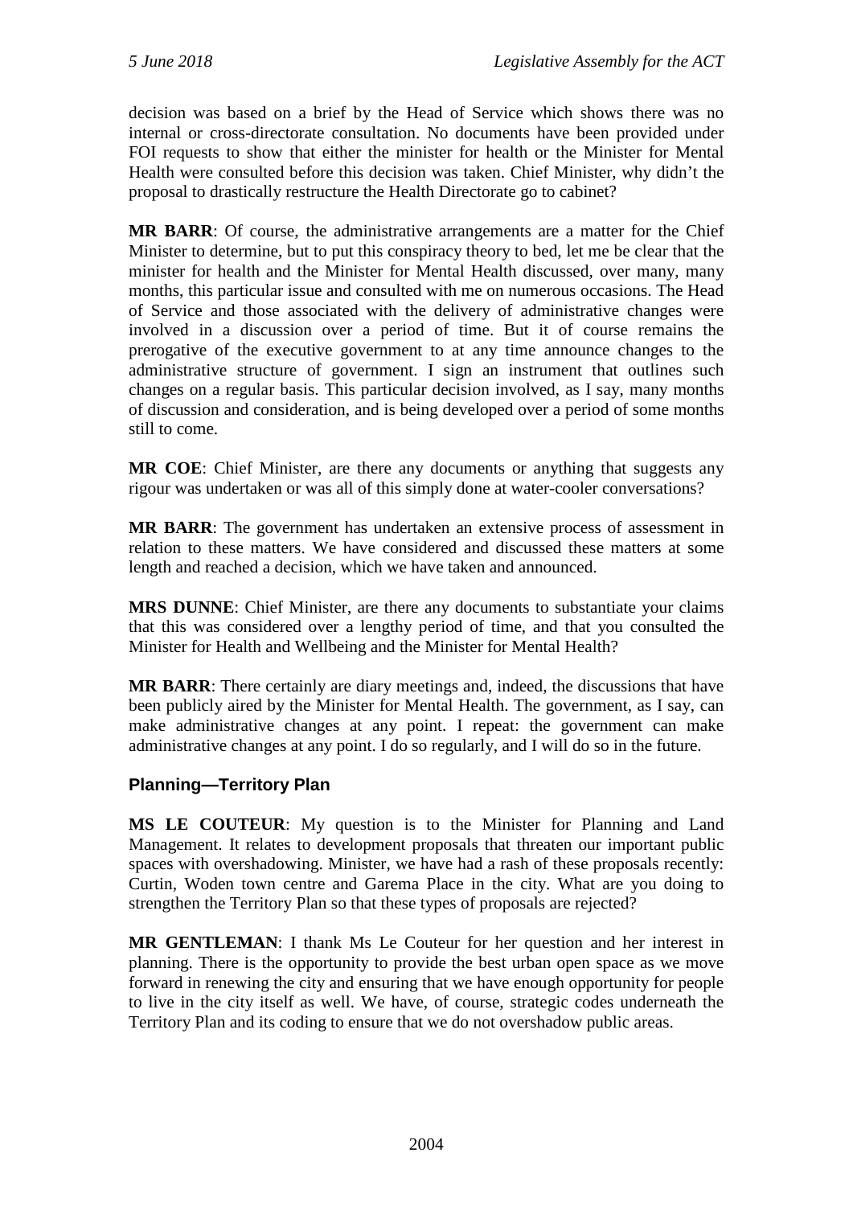decision was based on a brief by the Head of Service which shows there was no internal or cross-directorate consultation. No documents have been provided under FOI requests to show that either the minister for health or the Minister for Mental Health were consulted before this decision was taken. Chief Minister, why didn't the proposal to drastically restructure the Health Directorate go to cabinet?

**MR BARR**: Of course, the administrative arrangements are a matter for the Chief Minister to determine, but to put this conspiracy theory to bed, let me be clear that the minister for health and the Minister for Mental Health discussed, over many, many months, this particular issue and consulted with me on numerous occasions. The Head of Service and those associated with the delivery of administrative changes were involved in a discussion over a period of time. But it of course remains the prerogative of the executive government to at any time announce changes to the administrative structure of government. I sign an instrument that outlines such changes on a regular basis. This particular decision involved, as I say, many months of discussion and consideration, and is being developed over a period of some months still to come.

**MR COE**: Chief Minister, are there any documents or anything that suggests any rigour was undertaken or was all of this simply done at water-cooler conversations?

**MR BARR**: The government has undertaken an extensive process of assessment in relation to these matters. We have considered and discussed these matters at some length and reached a decision, which we have taken and announced.

**MRS DUNNE**: Chief Minister, are there any documents to substantiate your claims that this was considered over a lengthy period of time, and that you consulted the Minister for Health and Wellbeing and the Minister for Mental Health?

**MR BARR**: There certainly are diary meetings and, indeed, the discussions that have been publicly aired by the Minister for Mental Health. The government, as I say, can make administrative changes at any point. I repeat: the government can make administrative changes at any point. I do so regularly, and I will do so in the future.

### Planning—Territory Plan

**MS LE COUTEUR**: My question is to the Minister for Planning and Land Management. It relates to development proposals that threaten our important public spaces with overshadowing. Minister, we have had a rash of these proposals recently: Curtin, Woden town centre and Garema Place in the city. What are you doing to strengthen the Territory Plan so that these types of proposals are rejected?

**MR GENTLEMAN**: I thank Ms Le Couteur for her question and her interest in planning. There is the opportunity to provide the best urban open space as we move forward in renewing the city and ensuring that we have enough opportunity for people to live in the city itself as well. We have, of course, strategic codes underneath the Territory Plan and its coding to ensure that we do not overshadow public areas.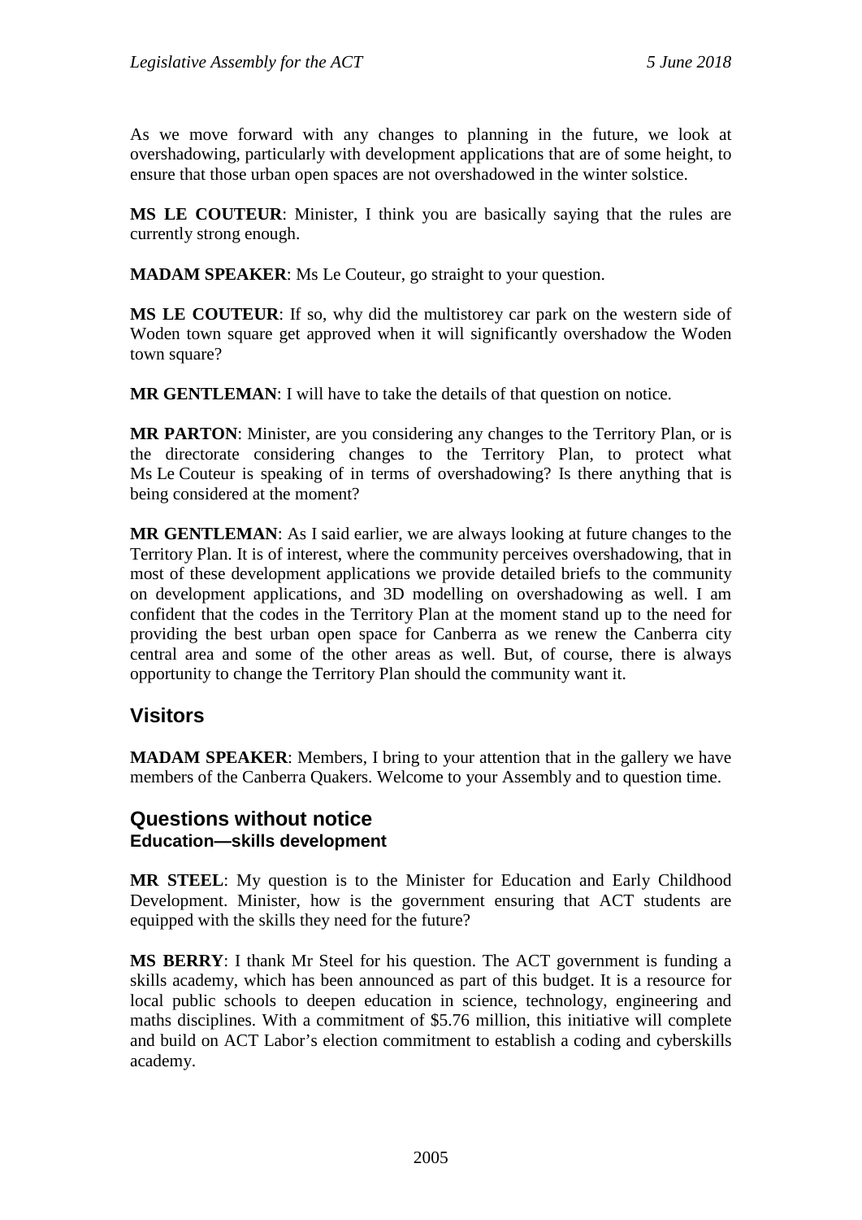As we move forward with any changes to planning in the future, we look at overshadowing, particularly with development applications that are of some height, to ensure that those urban open spaces are not overshadowed in the winter solstice.

**MS LE COUTEUR**: Minister, I think you are basically saying that the rules are currently strong enough.

**MADAM SPEAKER**: Ms Le Couteur, go straight to your question.

**MS LE COUTEUR**: If so, why did the multistorey car park on the western side of Woden town square get approved when it will significantly overshadow the Woden town square?

**MR GENTLEMAN**: I will have to take the details of that question on notice.

**MR PARTON**: Minister, are you considering any changes to the Territory Plan, or is the directorate considering changes to the Territory Plan, to protect what Ms Le Couteur is speaking of in terms of overshadowing? Is there anything that is being considered at the moment?

**MR GENTLEMAN**: As I said earlier, we are always looking at future changes to the Territory Plan. It is of interest, where the community perceives overshadowing, that in most of these development applications we provide detailed briefs to the community on development applications, and 3D modelling on overshadowing as well. I am confident that the codes in the Territory Plan at the moment stand up to the need for providing the best urban open space for Canberra as we renew the Canberra city central area and some of the other areas as well. But, of course, there is always opportunity to change the Territory Plan should the community want it.

## Visitors

**MADAM SPEAKER**: Members, I bring to your attention that in the gallery we have members of the Canberra Quakers. Welcome to your Assembly and to question time.

## Questions without notice
### Education—skills development

**MR STEEL**: My question is to the Minister for Education and Early Childhood Development. Minister, how is the government ensuring that ACT students are equipped with the skills they need for the future?

**MS BERRY**: I thank Mr Steel for his question. The ACT government is funding a skills academy, which has been announced as part of this budget. It is a resource for local public schools to deepen education in science, technology, engineering and maths disciplines. With a commitment of $5.76 million, this initiative will complete and build on ACT Labor's election commitment to establish a coding and cyberskills academy.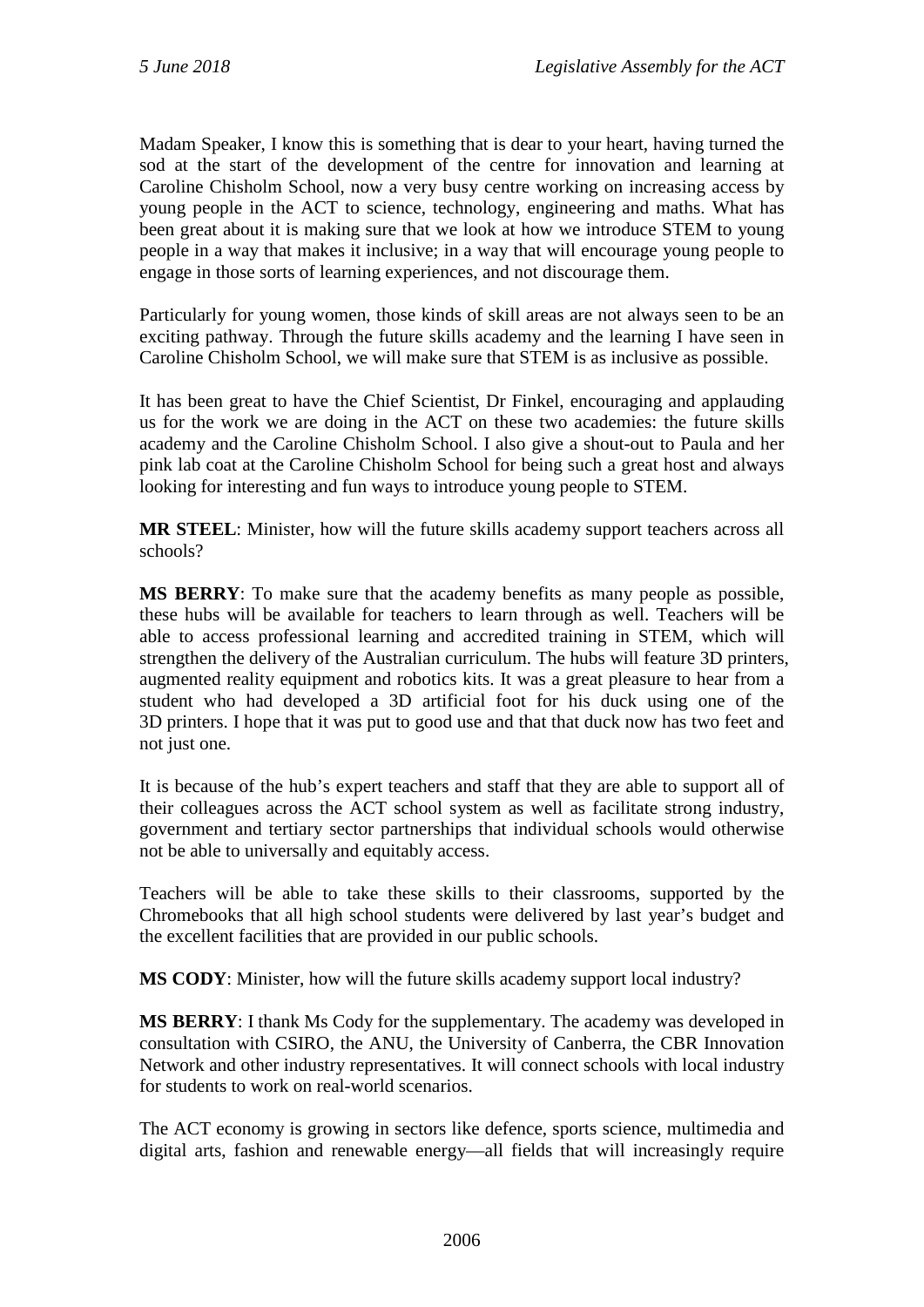Madam Speaker, I know this is something that is dear to your heart, having turned the sod at the start of the development of the centre for innovation and learning at Caroline Chisholm School, now a very busy centre working on increasing access by young people in the ACT to science, technology, engineering and maths. What has been great about it is making sure that we look at how we introduce STEM to young people in a way that makes it inclusive; in a way that will encourage young people to engage in those sorts of learning experiences, and not discourage them.

Particularly for young women, those kinds of skill areas are not always seen to be an exciting pathway. Through the future skills academy and the learning I have seen in Caroline Chisholm School, we will make sure that STEM is as inclusive as possible.

It has been great to have the Chief Scientist, Dr Finkel, encouraging and applauding us for the work we are doing in the ACT on these two academies: the future skills academy and the Caroline Chisholm School. I also give a shout-out to Paula and her pink lab coat at the Caroline Chisholm School for being such a great host and always looking for interesting and fun ways to introduce young people to STEM.

**MR STEEL**: Minister, how will the future skills academy support teachers across all schools?

**MS BERRY**: To make sure that the academy benefits as many people as possible, these hubs will be available for teachers to learn through as well. Teachers will be able to access professional learning and accredited training in STEM, which will strengthen the delivery of the Australian curriculum. The hubs will feature 3D printers, augmented reality equipment and robotics kits. It was a great pleasure to hear from a student who had developed a 3D artificial foot for his duck using one of the 3D printers. I hope that it was put to good use and that that duck now has two feet and not just one.

It is because of the hub's expert teachers and staff that they are able to support all of their colleagues across the ACT school system as well as facilitate strong industry, government and tertiary sector partnerships that individual schools would otherwise not be able to universally and equitably access.

Teachers will be able to take these skills to their classrooms, supported by the Chromebooks that all high school students were delivered by last year's budget and the excellent facilities that are provided in our public schools.

**MS CODY**: Minister, how will the future skills academy support local industry?

**MS BERRY**: I thank Ms Cody for the supplementary. The academy was developed in consultation with CSIRO, the ANU, the University of Canberra, the CBR Innovation Network and other industry representatives. It will connect schools with local industry for students to work on real-world scenarios.

The ACT economy is growing in sectors like defence, sports science, multimedia and digital arts, fashion and renewable energy—all fields that will increasingly require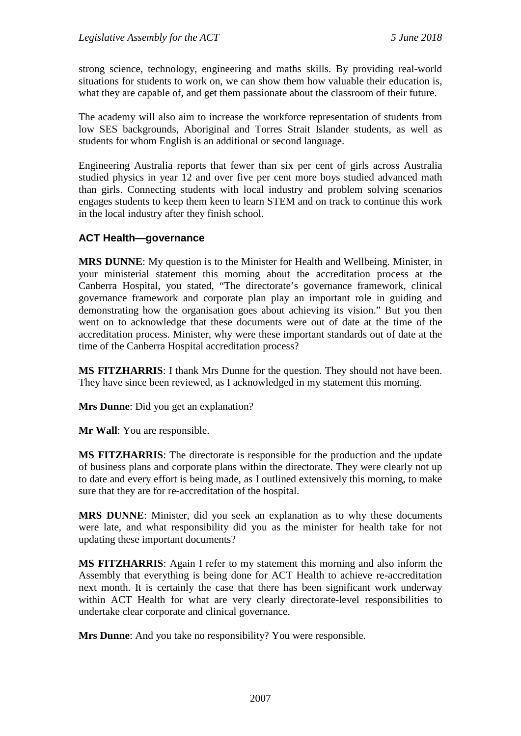strong science, technology, engineering and maths skills. By providing real-world situations for students to work on, we can show them how valuable their education is, what they are capable of, and get them passionate about the classroom of their future.

The academy will also aim to increase the workforce representation of students from low SES backgrounds, Aboriginal and Torres Strait Islander students, as well as students for whom English is an additional or second language.

Engineering Australia reports that fewer than six per cent of girls across Australia studied physics in year 12 and over five per cent more boys studied advanced math than girls. Connecting students with local industry and problem solving scenarios engages students to keep them keen to learn STEM and on track to continue this work in the local industry after they finish school.

### ACT Health—governance

**MRS DUNNE**: My question is to the Minister for Health and Wellbeing. Minister, in your ministerial statement this morning about the accreditation process at the Canberra Hospital, you stated, "The directorate's governance framework, clinical governance framework and corporate plan play an important role in guiding and demonstrating how the organisation goes about achieving its vision." But you then went on to acknowledge that these documents were out of date at the time of the accreditation process. Minister, why were these important standards out of date at the time of the Canberra Hospital accreditation process?

**MS FITZHARRIS**: I thank Mrs Dunne for the question. They should not have been. They have since been reviewed, as I acknowledged in my statement this morning.

**Mrs Dunne**: Did you get an explanation?

**Mr Wall**: You are responsible.

**MS FITZHARRIS**: The directorate is responsible for the production and the update of business plans and corporate plans within the directorate. They were clearly not up to date and every effort is being made, as I outlined extensively this morning, to make sure that they are for re-accreditation of the hospital.

**MRS DUNNE**: Minister, did you seek an explanation as to why these documents were late, and what responsibility did you as the minister for health take for not updating these important documents?

**MS FITZHARRIS**: Again I refer to my statement this morning and also inform the Assembly that everything is being done for ACT Health to achieve re-accreditation next month. It is certainly the case that there has been significant work underway within ACT Health for what are very clearly directorate-level responsibilities to undertake clear corporate and clinical governance.

**Mrs Dunne**: And you take no responsibility? You were responsible.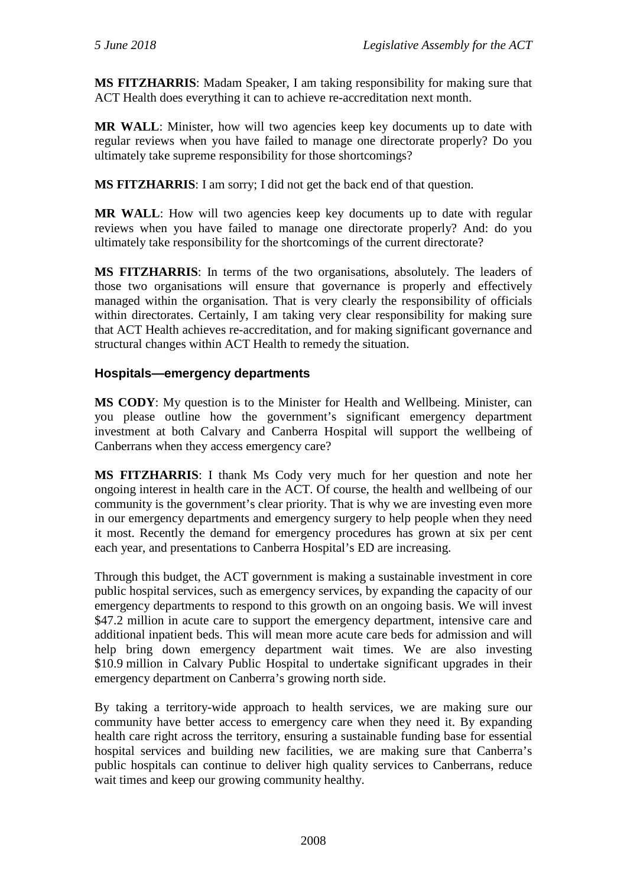**MS FITZHARRIS**: Madam Speaker, I am taking responsibility for making sure that ACT Health does everything it can to achieve re-accreditation next month.

**MR WALL**: Minister, how will two agencies keep key documents up to date with regular reviews when you have failed to manage one directorate properly? Do you ultimately take supreme responsibility for those shortcomings?

**MS FITZHARRIS**: I am sorry; I did not get the back end of that question.

**MR WALL**: How will two agencies keep key documents up to date with regular reviews when you have failed to manage one directorate properly? And: do you ultimately take responsibility for the shortcomings of the current directorate?

**MS FITZHARRIS**: In terms of the two organisations, absolutely. The leaders of those two organisations will ensure that governance is properly and effectively managed within the organisation. That is very clearly the responsibility of officials within directorates. Certainly, I am taking very clear responsibility for making sure that ACT Health achieves re-accreditation, and for making significant governance and structural changes within ACT Health to remedy the situation.

### Hospitals—emergency departments

**MS CODY**: My question is to the Minister for Health and Wellbeing. Minister, can you please outline how the government's significant emergency department investment at both Calvary and Canberra Hospital will support the wellbeing of Canberrans when they access emergency care?

**MS FITZHARRIS**: I thank Ms Cody very much for her question and note her ongoing interest in health care in the ACT. Of course, the health and wellbeing of our community is the government's clear priority. That is why we are investing even more in our emergency departments and emergency surgery to help people when they need it most. Recently the demand for emergency procedures has grown at six per cent each year, and presentations to Canberra Hospital's ED are increasing.

Through this budget, the ACT government is making a sustainable investment in core public hospital services, such as emergency services, by expanding the capacity of our emergency departments to respond to this growth on an ongoing basis. We will invest $47.2 million in acute care to support the emergency department, intensive care and additional inpatient beds. This will mean more acute care beds for admission and will help bring down emergency department wait times. We are also investing $10.9 million in Calvary Public Hospital to undertake significant upgrades in their emergency department on Canberra's growing north side.

By taking a territory-wide approach to health services, we are making sure our community have better access to emergency care when they need it. By expanding health care right across the territory, ensuring a sustainable funding base for essential hospital services and building new facilities, we are making sure that Canberra's public hospitals can continue to deliver high quality services to Canberrans, reduce wait times and keep our growing community healthy.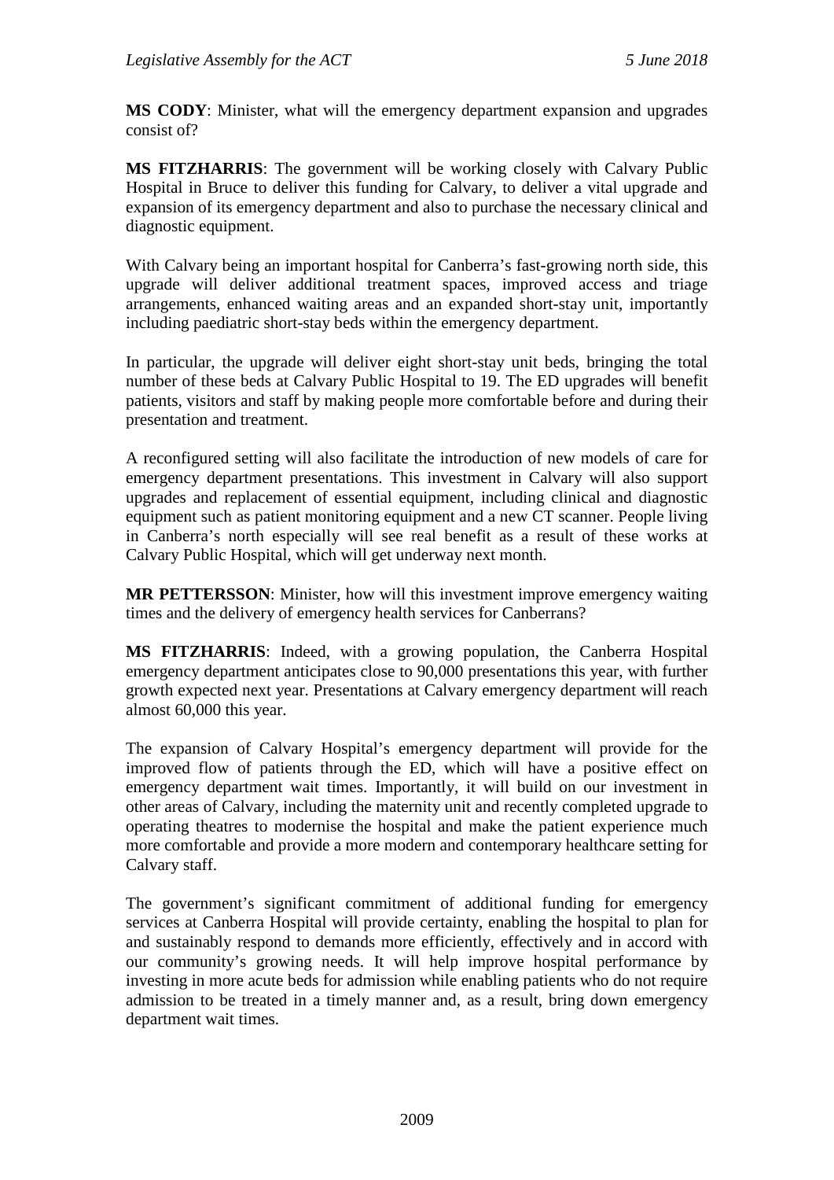**MS CODY**: Minister, what will the emergency department expansion and upgrades consist of?

**MS FITZHARRIS**: The government will be working closely with Calvary Public Hospital in Bruce to deliver this funding for Calvary, to deliver a vital upgrade and expansion of its emergency department and also to purchase the necessary clinical and diagnostic equipment.

With Calvary being an important hospital for Canberra's fast-growing north side, this upgrade will deliver additional treatment spaces, improved access and triage arrangements, enhanced waiting areas and an expanded short-stay unit, importantly including paediatric short-stay beds within the emergency department.

In particular, the upgrade will deliver eight short-stay unit beds, bringing the total number of these beds at Calvary Public Hospital to 19. The ED upgrades will benefit patients, visitors and staff by making people more comfortable before and during their presentation and treatment.

A reconfigured setting will also facilitate the introduction of new models of care for emergency department presentations. This investment in Calvary will also support upgrades and replacement of essential equipment, including clinical and diagnostic equipment such as patient monitoring equipment and a new CT scanner. People living in Canberra's north especially will see real benefit as a result of these works at Calvary Public Hospital, which will get underway next month.

**MR PETTERSSON**: Minister, how will this investment improve emergency waiting times and the delivery of emergency health services for Canberrans?

**MS FITZHARRIS**: Indeed, with a growing population, the Canberra Hospital emergency department anticipates close to 90,000 presentations this year, with further growth expected next year. Presentations at Calvary emergency department will reach almost 60,000 this year.

The expansion of Calvary Hospital's emergency department will provide for the improved flow of patients through the ED, which will have a positive effect on emergency department wait times. Importantly, it will build on our investment in other areas of Calvary, including the maternity unit and recently completed upgrade to operating theatres to modernise the hospital and make the patient experience much more comfortable and provide a more modern and contemporary healthcare setting for Calvary staff.

The government's significant commitment of additional funding for emergency services at Canberra Hospital will provide certainty, enabling the hospital to plan for and sustainably respond to demands more efficiently, effectively and in accord with our community's growing needs. It will help improve hospital performance by investing in more acute beds for admission while enabling patients who do not require admission to be treated in a timely manner and, as a result, bring down emergency department wait times.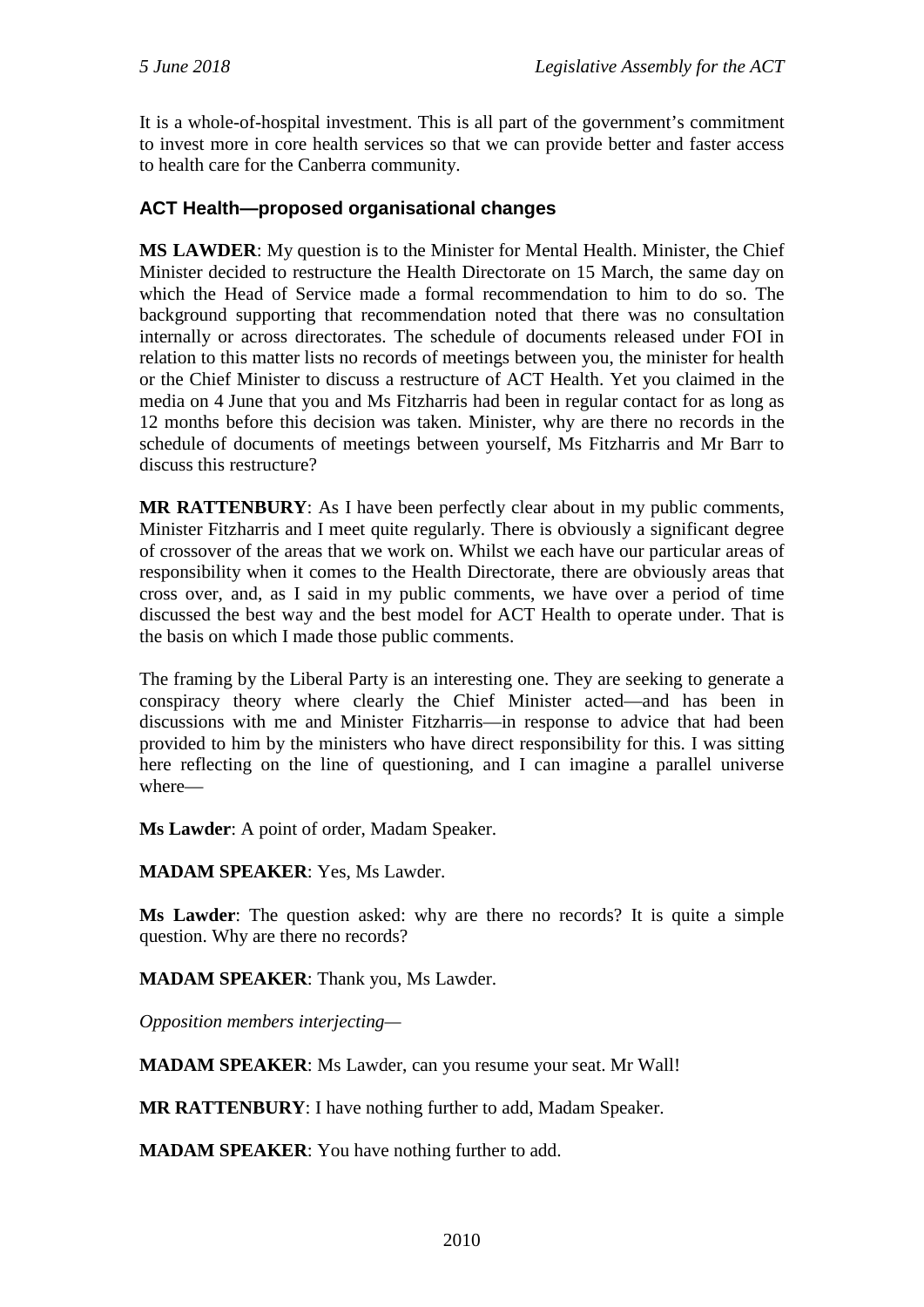It is a whole-of-hospital investment. This is all part of the government's commitment to invest more in core health services so that we can provide better and faster access to health care for the Canberra community.

### ACT Health—proposed organisational changes

**MS LAWDER**: My question is to the Minister for Mental Health. Minister, the Chief Minister decided to restructure the Health Directorate on 15 March, the same day on which the Head of Service made a formal recommendation to him to do so. The background supporting that recommendation noted that there was no consultation internally or across directorates. The schedule of documents released under FOI in relation to this matter lists no records of meetings between you, the minister for health or the Chief Minister to discuss a restructure of ACT Health. Yet you claimed in the media on 4 June that you and Ms Fitzharris had been in regular contact for as long as 12 months before this decision was taken. Minister, why are there no records in the schedule of documents of meetings between yourself, Ms Fitzharris and Mr Barr to discuss this restructure?

**MR RATTENBURY**: As I have been perfectly clear about in my public comments, Minister Fitzharris and I meet quite regularly. There is obviously a significant degree of crossover of the areas that we work on. Whilst we each have our particular areas of responsibility when it comes to the Health Directorate, there are obviously areas that cross over, and, as I said in my public comments, we have over a period of time discussed the best way and the best model for ACT Health to operate under. That is the basis on which I made those public comments.

The framing by the Liberal Party is an interesting one. They are seeking to generate a conspiracy theory where clearly the Chief Minister acted—and has been in discussions with me and Minister Fitzharris—in response to advice that had been provided to him by the ministers who have direct responsibility for this. I was sitting here reflecting on the line of questioning, and I can imagine a parallel universe where—

**Ms Lawder**: A point of order, Madam Speaker.

**MADAM SPEAKER**: Yes, Ms Lawder.

**Ms Lawder**: The question asked: why are there no records? It is quite a simple question. Why are there no records?

**MADAM SPEAKER**: Thank you, Ms Lawder.

*Opposition members interjecting—*

**MADAM SPEAKER**: Ms Lawder, can you resume your seat. Mr Wall!

**MR RATTENBURY**: I have nothing further to add, Madam Speaker.

**MADAM SPEAKER**: You have nothing further to add.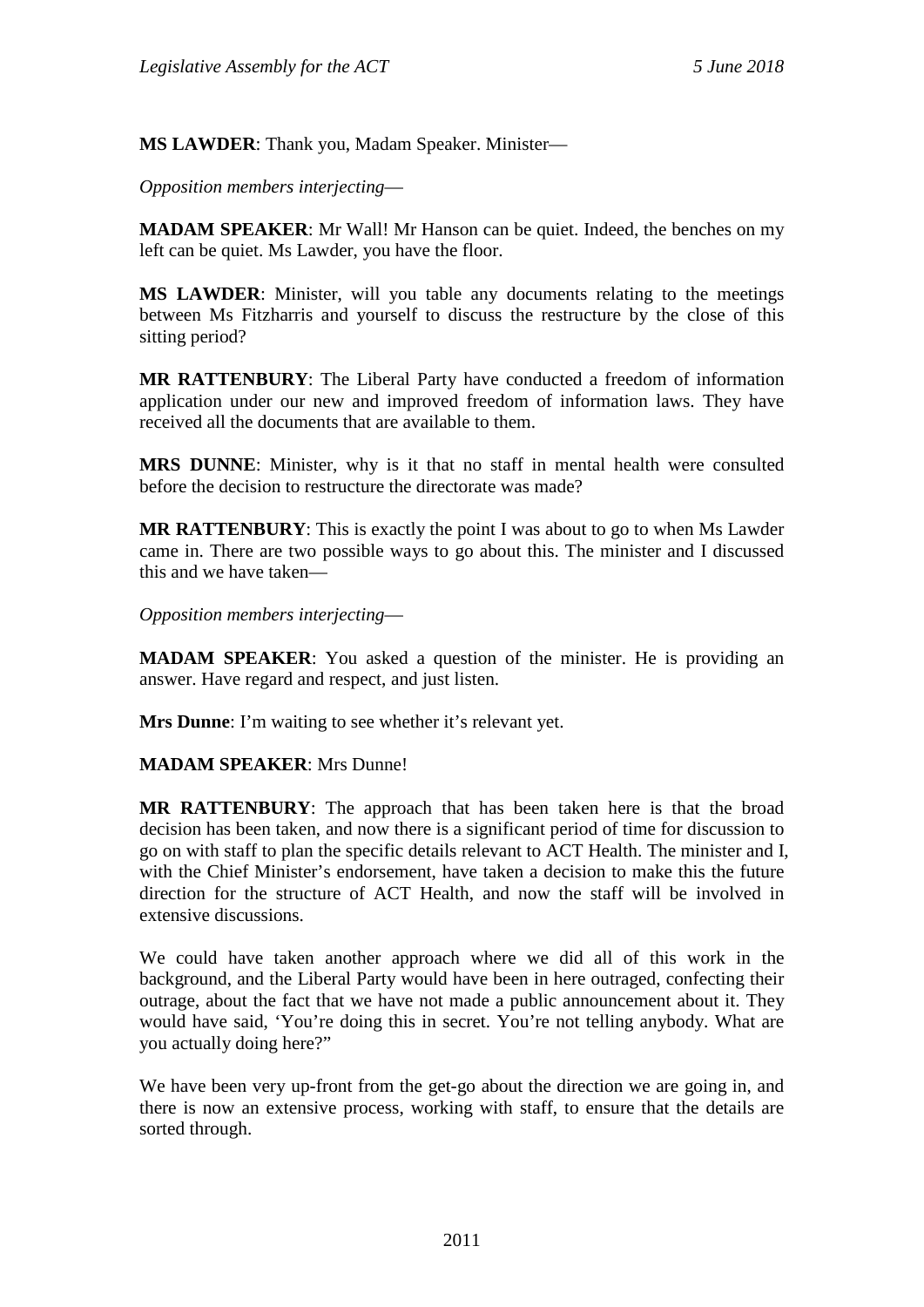**MS LAWDER**: Thank you, Madam Speaker. Minister—

*Opposition members interjecting*—

**MADAM SPEAKER**: Mr Wall! Mr Hanson can be quiet. Indeed, the benches on my left can be quiet. Ms Lawder, you have the floor.

**MS LAWDER**: Minister, will you table any documents relating to the meetings between Ms Fitzharris and yourself to discuss the restructure by the close of this sitting period?

**MR RATTENBURY**: The Liberal Party have conducted a freedom of information application under our new and improved freedom of information laws. They have received all the documents that are available to them.

**MRS DUNNE**: Minister, why is it that no staff in mental health were consulted before the decision to restructure the directorate was made?

**MR RATTENBURY**: This is exactly the point I was about to go to when Ms Lawder came in. There are two possible ways to go about this. The minister and I discussed this and we have taken—

*Opposition members interjecting*—

**MADAM SPEAKER**: You asked a question of the minister. He is providing an answer. Have regard and respect, and just listen.

**Mrs Dunne**: I'm waiting to see whether it's relevant yet.

**MADAM SPEAKER**: Mrs Dunne!

**MR RATTENBURY**: The approach that has been taken here is that the broad decision has been taken, and now there is a significant period of time for discussion to go on with staff to plan the specific details relevant to ACT Health. The minister and I, with the Chief Minister's endorsement, have taken a decision to make this the future direction for the structure of ACT Health, and now the staff will be involved in extensive discussions.

We could have taken another approach where we did all of this work in the background, and the Liberal Party would have been in here outraged, confecting their outrage, about the fact that we have not made a public announcement about it. They would have said, 'You're doing this in secret. You're not telling anybody. What are you actually doing here?"

We have been very up-front from the get-go about the direction we are going in, and there is now an extensive process, working with staff, to ensure that the details are sorted through.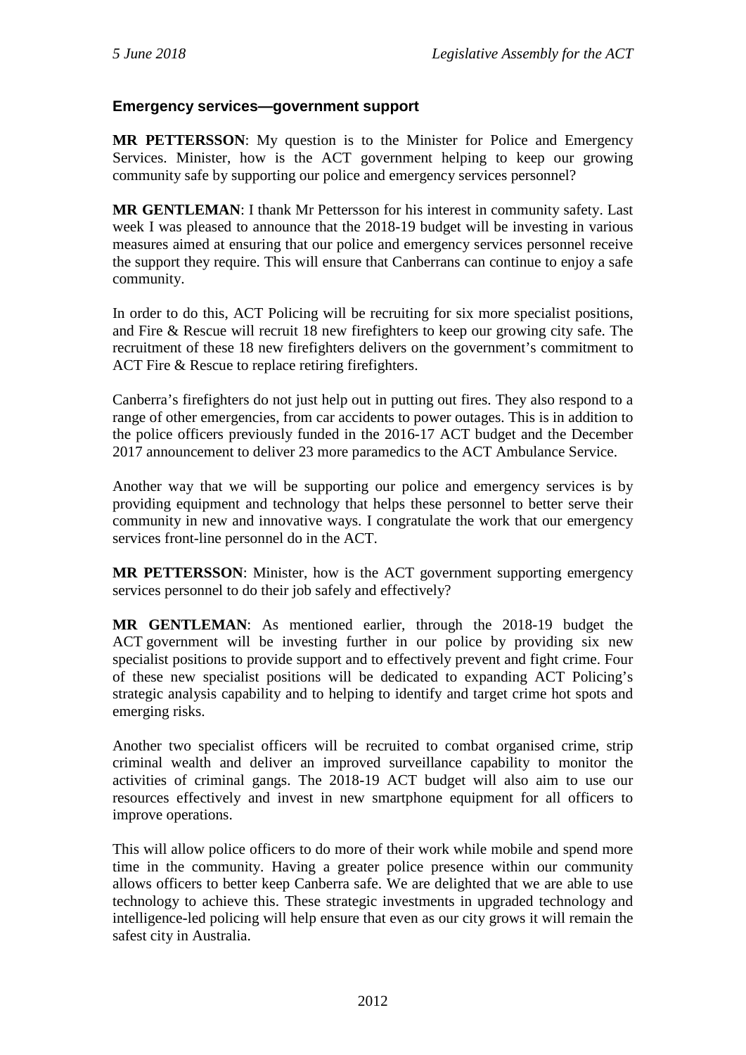### Emergency services—government support

**MR PETTERSSON**: My question is to the Minister for Police and Emergency Services. Minister, how is the ACT government helping to keep our growing community safe by supporting our police and emergency services personnel?

**MR GENTLEMAN**: I thank Mr Pettersson for his interest in community safety. Last week I was pleased to announce that the 2018-19 budget will be investing in various measures aimed at ensuring that our police and emergency services personnel receive the support they require. This will ensure that Canberrans can continue to enjoy a safe community.

In order to do this, ACT Policing will be recruiting for six more specialist positions, and Fire & Rescue will recruit 18 new firefighters to keep our growing city safe. The recruitment of these 18 new firefighters delivers on the government's commitment to ACT Fire & Rescue to replace retiring firefighters.

Canberra's firefighters do not just help out in putting out fires. They also respond to a range of other emergencies, from car accidents to power outages. This is in addition to the police officers previously funded in the 2016-17 ACT budget and the December 2017 announcement to deliver 23 more paramedics to the ACT Ambulance Service.

Another way that we will be supporting our police and emergency services is by providing equipment and technology that helps these personnel to better serve their community in new and innovative ways. I congratulate the work that our emergency services front-line personnel do in the ACT.

**MR PETTERSSON**: Minister, how is the ACT government supporting emergency services personnel to do their job safely and effectively?

**MR GENTLEMAN**: As mentioned earlier, through the 2018-19 budget the ACT government will be investing further in our police by providing six new specialist positions to provide support and to effectively prevent and fight crime. Four of these new specialist positions will be dedicated to expanding ACT Policing's strategic analysis capability and to helping to identify and target crime hot spots and emerging risks.

Another two specialist officers will be recruited to combat organised crime, strip criminal wealth and deliver an improved surveillance capability to monitor the activities of criminal gangs. The 2018-19 ACT budget will also aim to use our resources effectively and invest in new smartphone equipment for all officers to improve operations.

This will allow police officers to do more of their work while mobile and spend more time in the community. Having a greater police presence within our community allows officers to better keep Canberra safe. We are delighted that we are able to use technology to achieve this. These strategic investments in upgraded technology and intelligence-led policing will help ensure that even as our city grows it will remain the safest city in Australia.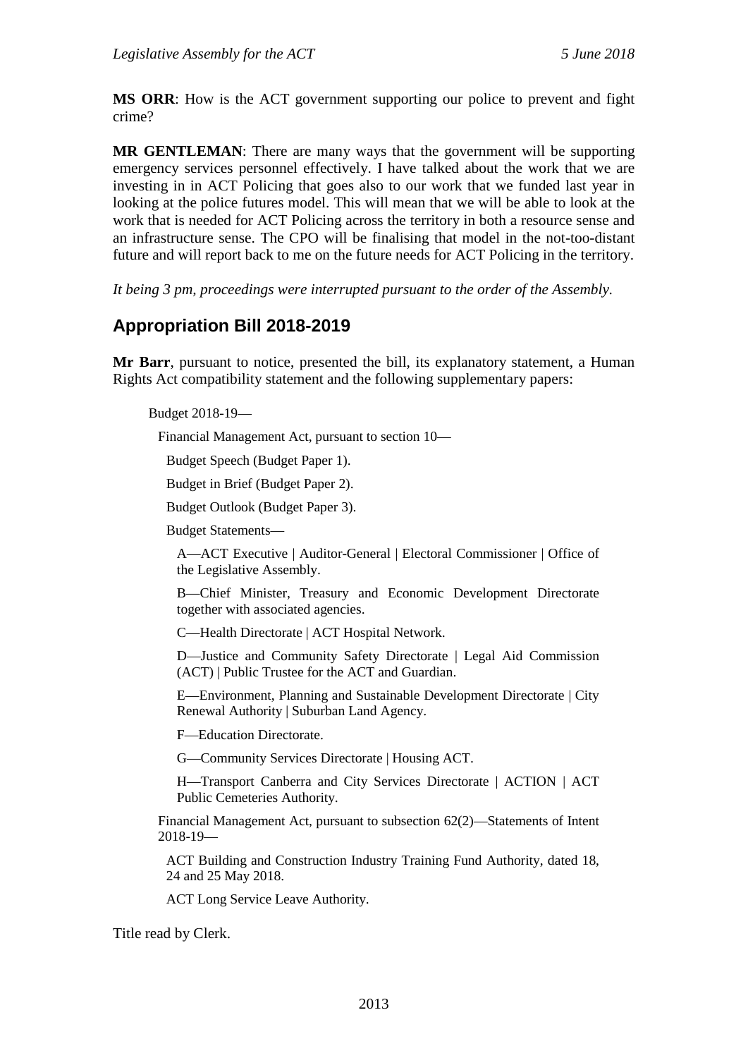**MS ORR**: How is the ACT government supporting our police to prevent and fight crime?

**MR GENTLEMAN**: There are many ways that the government will be supporting emergency services personnel effectively. I have talked about the work that we are investing in in ACT Policing that goes also to our work that we funded last year in looking at the police futures model. This will mean that we will be able to look at the work that is needed for ACT Policing across the territory in both a resource sense and an infrastructure sense. The CPO will be finalising that model in the not-too-distant future and will report back to me on the future needs for ACT Policing in the territory.

*It being 3 pm, proceedings were interrupted pursuant to the order of the Assembly.*

## Appropriation Bill 2018-2019

**Mr Barr**, pursuant to notice, presented the bill, its explanatory statement, a Human Rights Act compatibility statement and the following supplementary papers:

Budget 2018-19—

Financial Management Act, pursuant to section 10—

Budget Speech (Budget Paper 1).

Budget in Brief (Budget Paper 2).

Budget Outlook (Budget Paper 3).

Budget Statements—

A—ACT Executive | Auditor-General | Electoral Commissioner | Office of the Legislative Assembly.

B—Chief Minister, Treasury and Economic Development Directorate together with associated agencies.

C—Health Directorate | ACT Hospital Network.

D—Justice and Community Safety Directorate | Legal Aid Commission (ACT) | Public Trustee for the ACT and Guardian.

E—Environment, Planning and Sustainable Development Directorate | City Renewal Authority | Suburban Land Agency.

F—Education Directorate.

G—Community Services Directorate | Housing ACT.

H—Transport Canberra and City Services Directorate | ACTION | ACT Public Cemeteries Authority.

Financial Management Act, pursuant to subsection 62(2)—Statements of Intent 2018-19—

ACT Building and Construction Industry Training Fund Authority, dated 18, 24 and 25 May 2018.

ACT Long Service Leave Authority.

Title read by Clerk.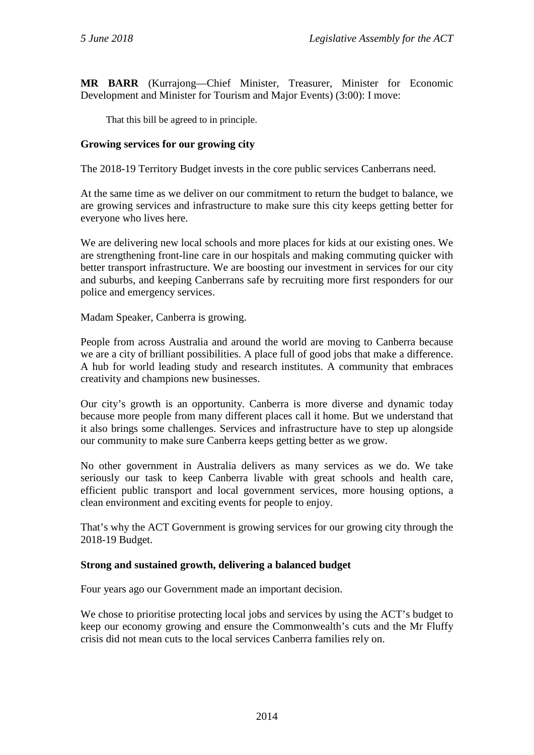**MR BARR** (Kurrajong—Chief Minister, Treasurer, Minister for Economic Development and Minister for Tourism and Major Events) (3:00): I move:

That this bill be agreed to in principle.

**Growing services for our growing city**

The 2018-19 Territory Budget invests in the core public services Canberrans need.

At the same time as we deliver on our commitment to return the budget to balance, we are growing services and infrastructure to make sure this city keeps getting better for everyone who lives here.

We are delivering new local schools and more places for kids at our existing ones. We are strengthening front-line care in our hospitals and making commuting quicker with better transport infrastructure. We are boosting our investment in services for our city and suburbs, and keeping Canberrans safe by recruiting more first responders for our police and emergency services.

Madam Speaker, Canberra is growing.

People from across Australia and around the world are moving to Canberra because we are a city of brilliant possibilities. A place full of good jobs that make a difference. A hub for world leading study and research institutes. A community that embraces creativity and champions new businesses.

Our city's growth is an opportunity. Canberra is more diverse and dynamic today because more people from many different places call it home. But we understand that it also brings some challenges. Services and infrastructure have to step up alongside our community to make sure Canberra keeps getting better as we grow.

No other government in Australia delivers as many services as we do. We take seriously our task to keep Canberra livable with great schools and health care, efficient public transport and local government services, more housing options, a clean environment and exciting events for people to enjoy.

That's why the ACT Government is growing services for our growing city through the 2018-19 Budget.

**Strong and sustained growth, delivering a balanced budget**

Four years ago our Government made an important decision.

We chose to prioritise protecting local jobs and services by using the ACT's budget to keep our economy growing and ensure the Commonwealth's cuts and the Mr Fluffy crisis did not mean cuts to the local services Canberra families rely on.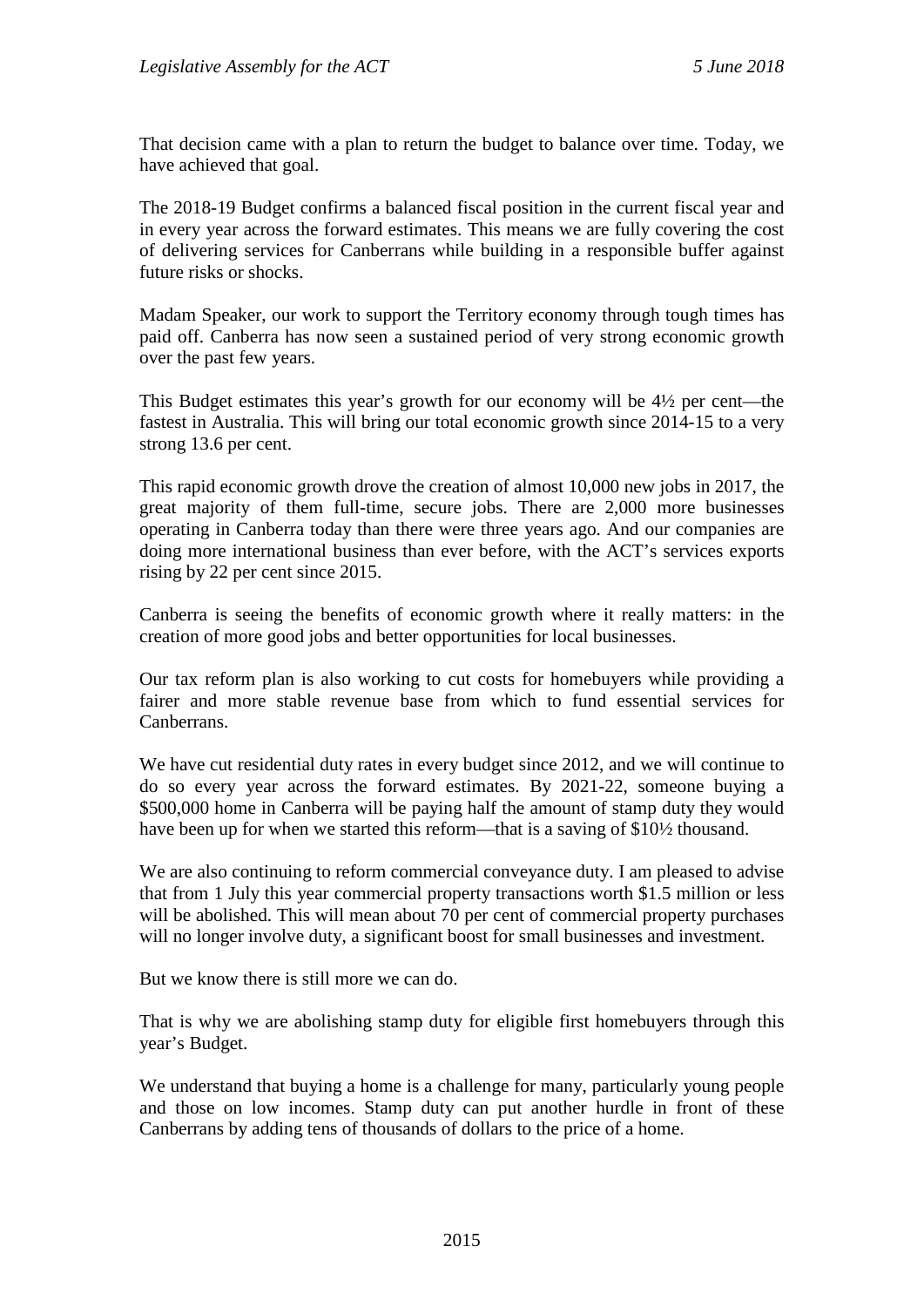That decision came with a plan to return the budget to balance over time. Today, we have achieved that goal.

The 2018-19 Budget confirms a balanced fiscal position in the current fiscal year and in every year across the forward estimates. This means we are fully covering the cost of delivering services for Canberrans while building in a responsible buffer against future risks or shocks.

Madam Speaker, our work to support the Territory economy through tough times has paid off. Canberra has now seen a sustained period of very strong economic growth over the past few years.

This Budget estimates this year's growth for our economy will be 4½ per cent—the fastest in Australia. This will bring our total economic growth since 2014-15 to a very strong 13.6 per cent.

This rapid economic growth drove the creation of almost 10,000 new jobs in 2017, the great majority of them full-time, secure jobs. There are 2,000 more businesses operating in Canberra today than there were three years ago. And our companies are doing more international business than ever before, with the ACT's services exports rising by 22 per cent since 2015.

Canberra is seeing the benefits of economic growth where it really matters: in the creation of more good jobs and better opportunities for local businesses.

Our tax reform plan is also working to cut costs for homebuyers while providing a fairer and more stable revenue base from which to fund essential services for Canberrans.

We have cut residential duty rates in every budget since 2012, and we will continue to do so every year across the forward estimates. By 2021-22, someone buying a $500,000 home in Canberra will be paying half the amount of stamp duty they would have been up for when we started this reform—that is a saving of $10½ thousand.

We are also continuing to reform commercial conveyance duty. I am pleased to advise that from 1 July this year commercial property transactions worth $1.5 million or less will be abolished. This will mean about 70 per cent of commercial property purchases will no longer involve duty, a significant boost for small businesses and investment.

But we know there is still more we can do.

That is why we are abolishing stamp duty for eligible first homebuyers through this year's Budget.

We understand that buying a home is a challenge for many, particularly young people and those on low incomes. Stamp duty can put another hurdle in front of these Canberrans by adding tens of thousands of dollars to the price of a home.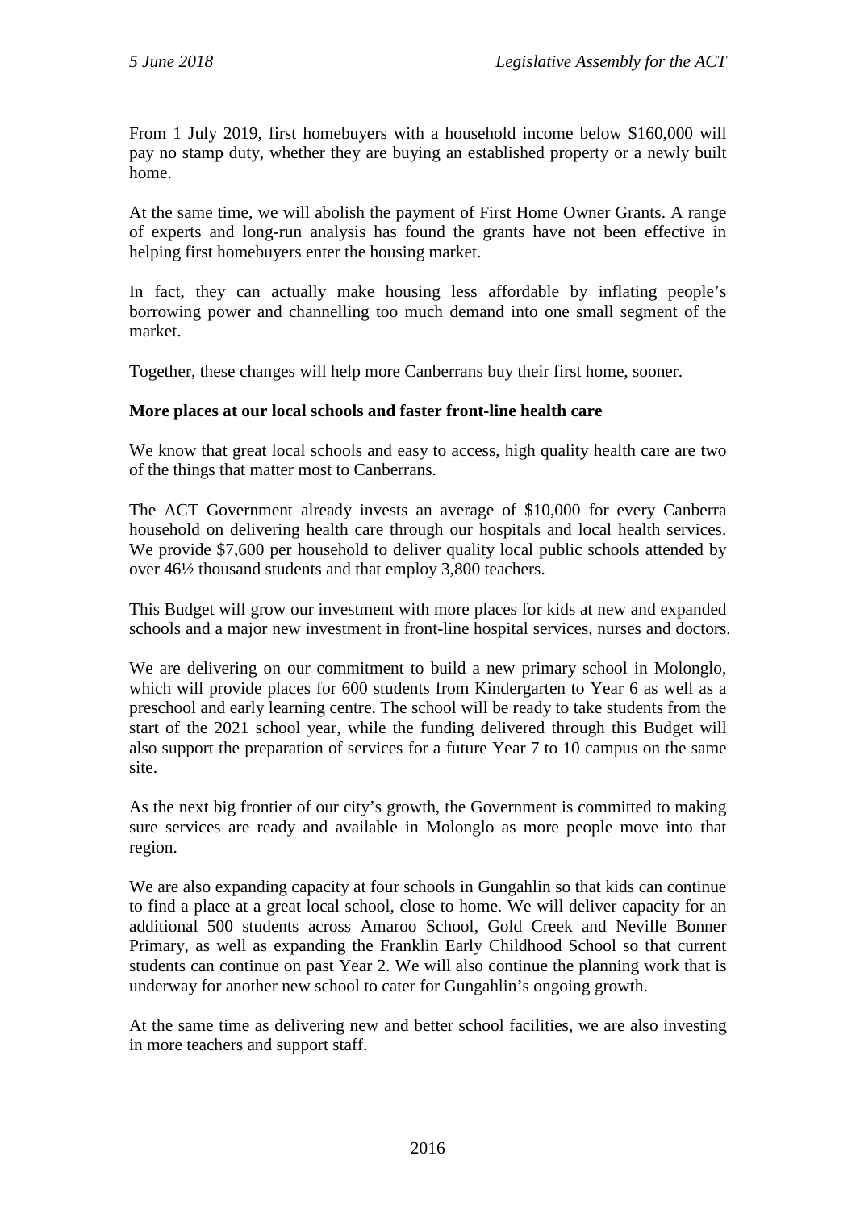From 1 July 2019, first homebuyers with a household income below $160,000 will pay no stamp duty, whether they are buying an established property or a newly built home.

At the same time, we will abolish the payment of First Home Owner Grants. A range of experts and long-run analysis has found the grants have not been effective in helping first homebuyers enter the housing market.

In fact, they can actually make housing less affordable by inflating people's borrowing power and channelling too much demand into one small segment of the market.

Together, these changes will help more Canberrans buy their first home, sooner.

**More places at our local schools and faster front-line health care**

We know that great local schools and easy to access, high quality health care are two of the things that matter most to Canberrans.

The ACT Government already invests an average of $10,000 for every Canberra household on delivering health care through our hospitals and local health services. We provide $7,600 per household to deliver quality local public schools attended by over 46½ thousand students and that employ 3,800 teachers.

This Budget will grow our investment with more places for kids at new and expanded schools and a major new investment in front-line hospital services, nurses and doctors.

We are delivering on our commitment to build a new primary school in Molonglo, which will provide places for 600 students from Kindergarten to Year 6 as well as a preschool and early learning centre. The school will be ready to take students from the start of the 2021 school year, while the funding delivered through this Budget will also support the preparation of services for a future Year 7 to 10 campus on the same site.

As the next big frontier of our city's growth, the Government is committed to making sure services are ready and available in Molonglo as more people move into that region.

We are also expanding capacity at four schools in Gungahlin so that kids can continue to find a place at a great local school, close to home. We will deliver capacity for an additional 500 students across Amaroo School, Gold Creek and Neville Bonner Primary, as well as expanding the Franklin Early Childhood School so that current students can continue on past Year 2. We will also continue the planning work that is underway for another new school to cater for Gungahlin's ongoing growth.

At the same time as delivering new and better school facilities, we are also investing in more teachers and support staff.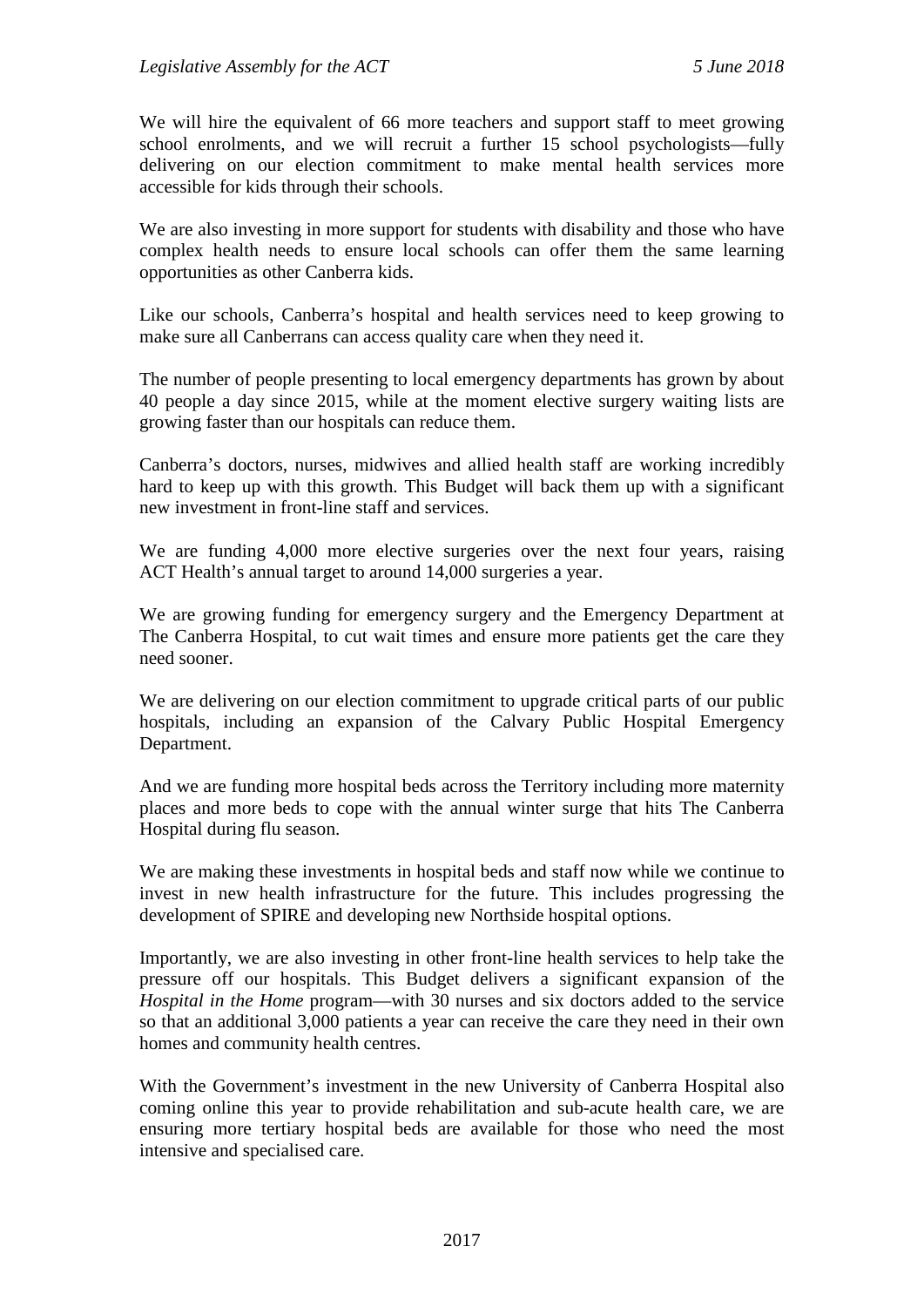We will hire the equivalent of 66 more teachers and support staff to meet growing school enrolments, and we will recruit a further 15 school psychologists—fully delivering on our election commitment to make mental health services more accessible for kids through their schools.

We are also investing in more support for students with disability and those who have complex health needs to ensure local schools can offer them the same learning opportunities as other Canberra kids.

Like our schools, Canberra's hospital and health services need to keep growing to make sure all Canberrans can access quality care when they need it.

The number of people presenting to local emergency departments has grown by about 40 people a day since 2015, while at the moment elective surgery waiting lists are growing faster than our hospitals can reduce them.

Canberra's doctors, nurses, midwives and allied health staff are working incredibly hard to keep up with this growth. This Budget will back them up with a significant new investment in front-line staff and services.

We are funding 4,000 more elective surgeries over the next four years, raising ACT Health's annual target to around 14,000 surgeries a year.

We are growing funding for emergency surgery and the Emergency Department at The Canberra Hospital, to cut wait times and ensure more patients get the care they need sooner.

We are delivering on our election commitment to upgrade critical parts of our public hospitals, including an expansion of the Calvary Public Hospital Emergency Department.

And we are funding more hospital beds across the Territory including more maternity places and more beds to cope with the annual winter surge that hits The Canberra Hospital during flu season.

We are making these investments in hospital beds and staff now while we continue to invest in new health infrastructure for the future. This includes progressing the development of SPIRE and developing new Northside hospital options.

Importantly, we are also investing in other front-line health services to help take the pressure off our hospitals. This Budget delivers a significant expansion of the *Hospital in the Home* program—with 30 nurses and six doctors added to the service so that an additional 3,000 patients a year can receive the care they need in their own homes and community health centres.

With the Government's investment in the new University of Canberra Hospital also coming online this year to provide rehabilitation and sub-acute health care, we are ensuring more tertiary hospital beds are available for those who need the most intensive and specialised care.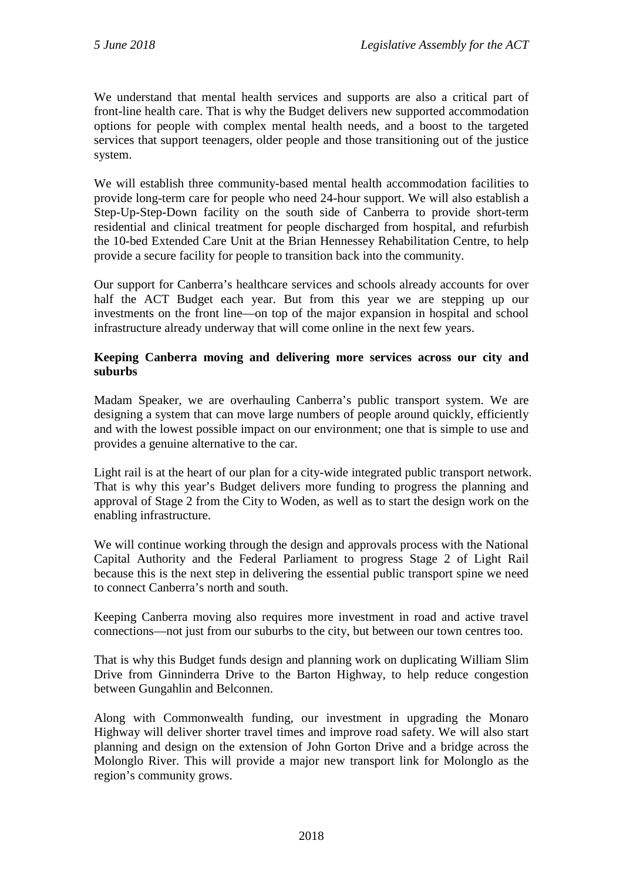We understand that mental health services and supports are also a critical part of front-line health care. That is why the Budget delivers new supported accommodation options for people with complex mental health needs, and a boost to the targeted services that support teenagers, older people and those transitioning out of the justice system.

We will establish three community-based mental health accommodation facilities to provide long-term care for people who need 24-hour support. We will also establish a Step-Up-Step-Down facility on the south side of Canberra to provide short-term residential and clinical treatment for people discharged from hospital, and refurbish the 10-bed Extended Care Unit at the Brian Hennessey Rehabilitation Centre, to help provide a secure facility for people to transition back into the community.

Our support for Canberra's healthcare services and schools already accounts for over half the ACT Budget each year. But from this year we are stepping up our investments on the front line—on top of the major expansion in hospital and school infrastructure already underway that will come online in the next few years.

**Keeping Canberra moving and delivering more services across our city and suburbs**

Madam Speaker, we are overhauling Canberra's public transport system. We are designing a system that can move large numbers of people around quickly, efficiently and with the lowest possible impact on our environment; one that is simple to use and provides a genuine alternative to the car.

Light rail is at the heart of our plan for a city-wide integrated public transport network. That is why this year's Budget delivers more funding to progress the planning and approval of Stage 2 from the City to Woden, as well as to start the design work on the enabling infrastructure.

We will continue working through the design and approvals process with the National Capital Authority and the Federal Parliament to progress Stage 2 of Light Rail because this is the next step in delivering the essential public transport spine we need to connect Canberra's north and south.

Keeping Canberra moving also requires more investment in road and active travel connections—not just from our suburbs to the city, but between our town centres too.

That is why this Budget funds design and planning work on duplicating William Slim Drive from Ginninderra Drive to the Barton Highway, to help reduce congestion between Gungahlin and Belconnen.

Along with Commonwealth funding, our investment in upgrading the Monaro Highway will deliver shorter travel times and improve road safety. We will also start planning and design on the extension of John Gorton Drive and a bridge across the Molonglo River. This will provide a major new transport link for Molonglo as the region's community grows.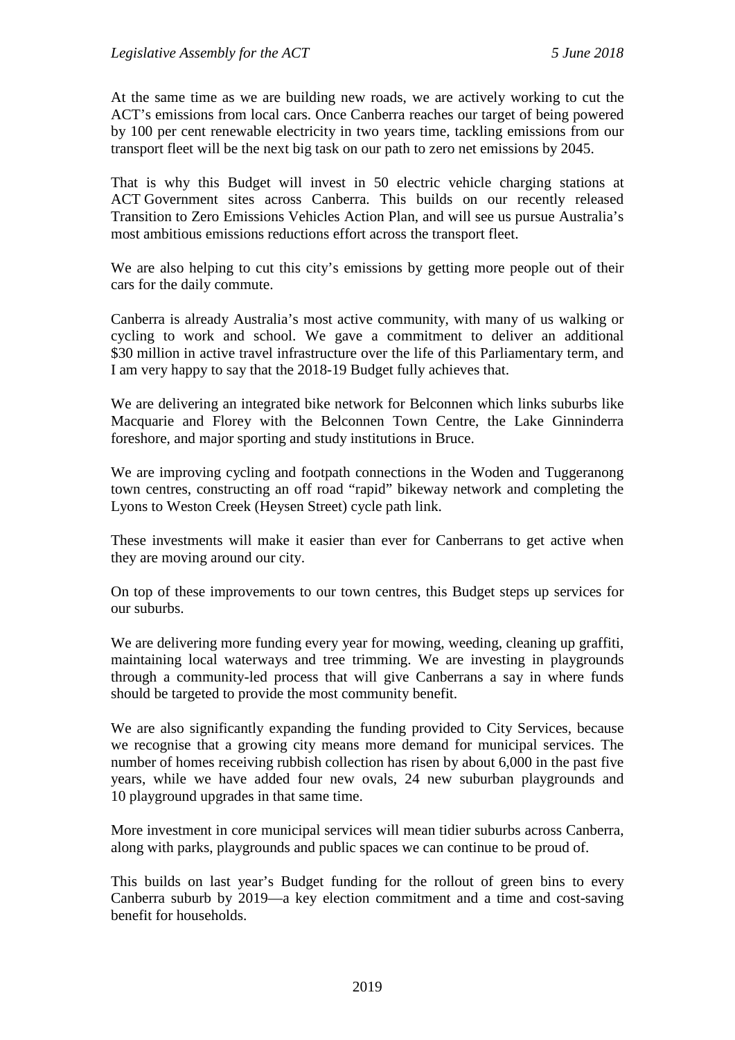At the same time as we are building new roads, we are actively working to cut the ACT's emissions from local cars. Once Canberra reaches our target of being powered by 100 per cent renewable electricity in two years time, tackling emissions from our transport fleet will be the next big task on our path to zero net emissions by 2045.

That is why this Budget will invest in 50 electric vehicle charging stations at ACT Government sites across Canberra. This builds on our recently released Transition to Zero Emissions Vehicles Action Plan, and will see us pursue Australia's most ambitious emissions reductions effort across the transport fleet.

We are also helping to cut this city's emissions by getting more people out of their cars for the daily commute.

Canberra is already Australia's most active community, with many of us walking or cycling to work and school. We gave a commitment to deliver an additional $30 million in active travel infrastructure over the life of this Parliamentary term, and I am very happy to say that the 2018-19 Budget fully achieves that.

We are delivering an integrated bike network for Belconnen which links suburbs like Macquarie and Florey with the Belconnen Town Centre, the Lake Ginninderra foreshore, and major sporting and study institutions in Bruce.

We are improving cycling and footpath connections in the Woden and Tuggeranong town centres, constructing an off road "rapid" bikeway network and completing the Lyons to Weston Creek (Heysen Street) cycle path link.

These investments will make it easier than ever for Canberrans to get active when they are moving around our city.

On top of these improvements to our town centres, this Budget steps up services for our suburbs.

We are delivering more funding every year for mowing, weeding, cleaning up graffiti, maintaining local waterways and tree trimming. We are investing in playgrounds through a community-led process that will give Canberrans a say in where funds should be targeted to provide the most community benefit.

We are also significantly expanding the funding provided to City Services, because we recognise that a growing city means more demand for municipal services. The number of homes receiving rubbish collection has risen by about 6,000 in the past five years, while we have added four new ovals, 24 new suburban playgrounds and 10 playground upgrades in that same time.

More investment in core municipal services will mean tidier suburbs across Canberra, along with parks, playgrounds and public spaces we can continue to be proud of.

This builds on last year's Budget funding for the rollout of green bins to every Canberra suburb by 2019—a key election commitment and a time and cost-saving benefit for households.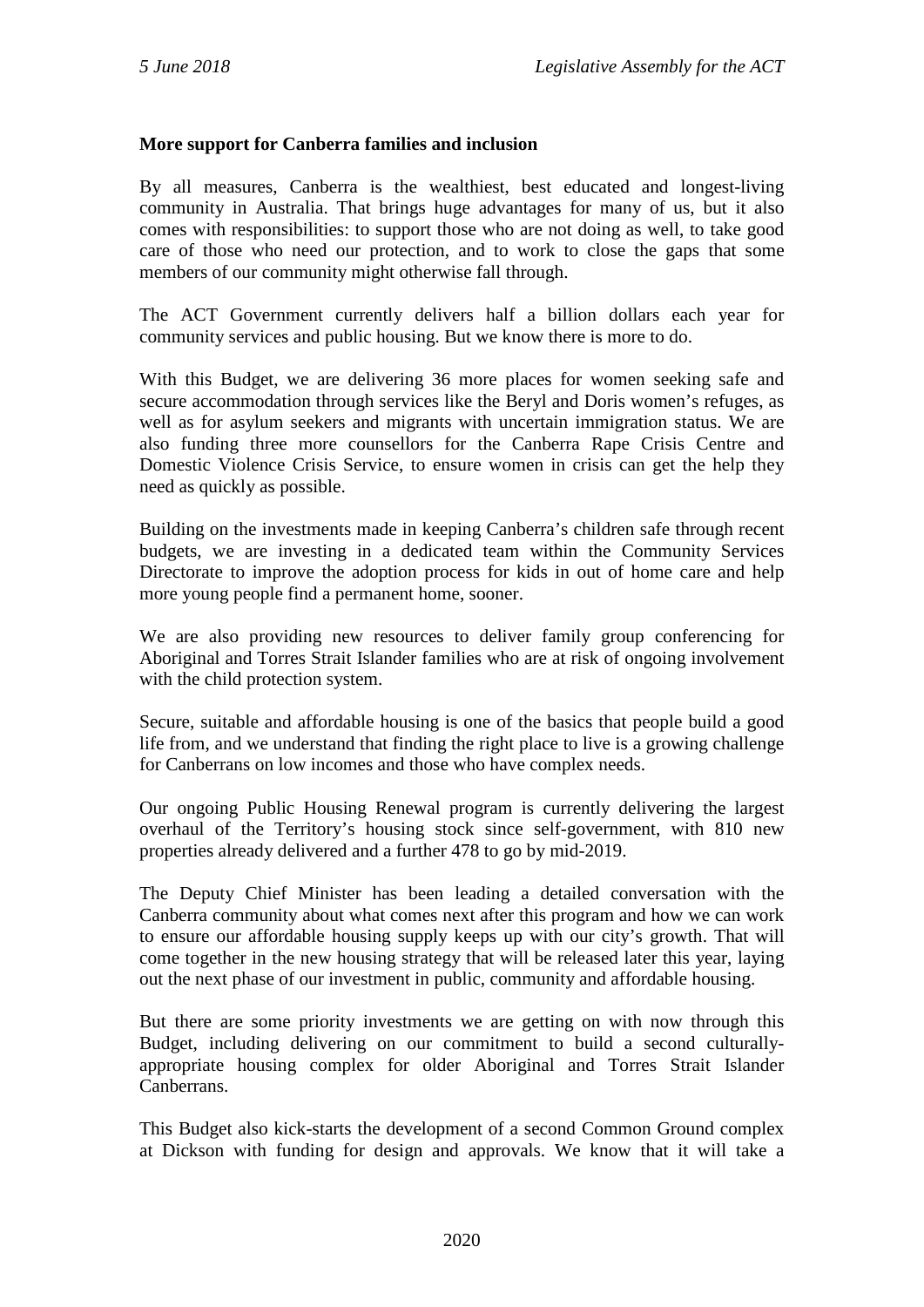**More support for Canberra families and inclusion**

By all measures, Canberra is the wealthiest, best educated and longest-living community in Australia. That brings huge advantages for many of us, but it also comes with responsibilities: to support those who are not doing as well, to take good care of those who need our protection, and to work to close the gaps that some members of our community might otherwise fall through.

The ACT Government currently delivers half a billion dollars each year for community services and public housing. But we know there is more to do.

With this Budget, we are delivering 36 more places for women seeking safe and secure accommodation through services like the Beryl and Doris women's refuges, as well as for asylum seekers and migrants with uncertain immigration status. We are also funding three more counsellors for the Canberra Rape Crisis Centre and Domestic Violence Crisis Service, to ensure women in crisis can get the help they need as quickly as possible.

Building on the investments made in keeping Canberra's children safe through recent budgets, we are investing in a dedicated team within the Community Services Directorate to improve the adoption process for kids in out of home care and help more young people find a permanent home, sooner.

We are also providing new resources to deliver family group conferencing for Aboriginal and Torres Strait Islander families who are at risk of ongoing involvement with the child protection system.

Secure, suitable and affordable housing is one of the basics that people build a good life from, and we understand that finding the right place to live is a growing challenge for Canberrans on low incomes and those who have complex needs.

Our ongoing Public Housing Renewal program is currently delivering the largest overhaul of the Territory's housing stock since self-government, with 810 new properties already delivered and a further 478 to go by mid-2019.

The Deputy Chief Minister has been leading a detailed conversation with the Canberra community about what comes next after this program and how we can work to ensure our affordable housing supply keeps up with our city's growth. That will come together in the new housing strategy that will be released later this year, laying out the next phase of our investment in public, community and affordable housing.

But there are some priority investments we are getting on with now through this Budget, including delivering on our commitment to build a second culturally-appropriate housing complex for older Aboriginal and Torres Strait Islander Canberrans.

This Budget also kick-starts the development of a second Common Ground complex at Dickson with funding for design and approvals. We know that it will take a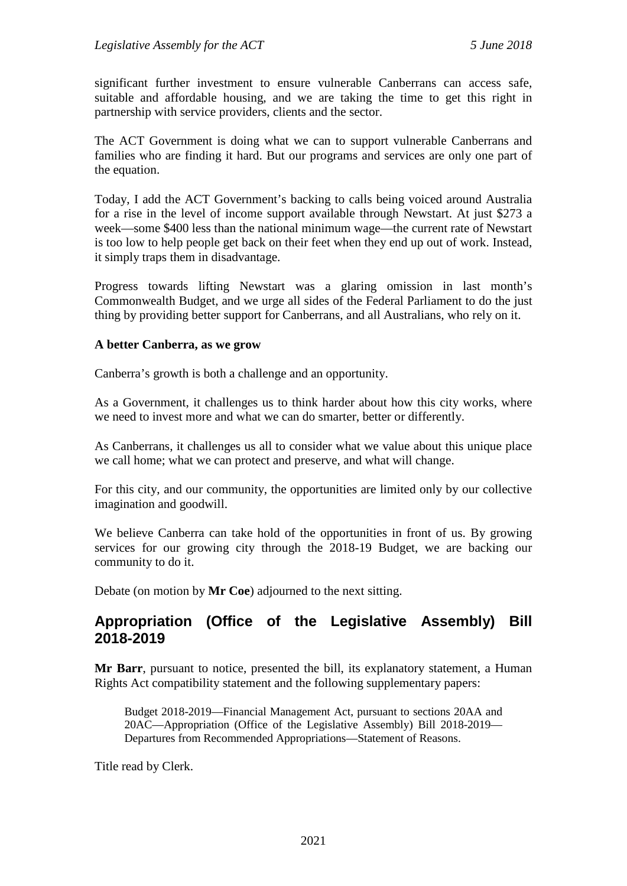significant further investment to ensure vulnerable Canberrans can access safe, suitable and affordable housing, and we are taking the time to get this right in partnership with service providers, clients and the sector.

The ACT Government is doing what we can to support vulnerable Canberrans and families who are finding it hard. But our programs and services are only one part of the equation.

Today, I add the ACT Government's backing to calls being voiced around Australia for a rise in the level of income support available through Newstart. At just $273 a week—some $400 less than the national minimum wage—the current rate of Newstart is too low to help people get back on their feet when they end up out of work. Instead, it simply traps them in disadvantage.

Progress towards lifting Newstart was a glaring omission in last month's Commonwealth Budget, and we urge all sides of the Federal Parliament to do the just thing by providing better support for Canberrans, and all Australians, who rely on it.

**A better Canberra, as we grow**

Canberra's growth is both a challenge and an opportunity.

As a Government, it challenges us to think harder about how this city works, where we need to invest more and what we can do smarter, better or differently.

As Canberrans, it challenges us all to consider what we value about this unique place we call home; what we can protect and preserve, and what will change.

For this city, and our community, the opportunities are limited only by our collective imagination and goodwill.

We believe Canberra can take hold of the opportunities in front of us. By growing services for our growing city through the 2018-19 Budget, we are backing our community to do it.

Debate (on motion by **Mr Coe**) adjourned to the next sitting.

## Appropriation (Office of the Legislative Assembly) Bill 2018-2019

**Mr Barr**, pursuant to notice, presented the bill, its explanatory statement, a Human Rights Act compatibility statement and the following supplementary papers:

> Budget 2018-2019—Financial Management Act, pursuant to sections 20AA and 20AC—Appropriation (Office of the Legislative Assembly) Bill 2018-2019—Departures from Recommended Appropriations—Statement of Reasons.

Title read by Clerk.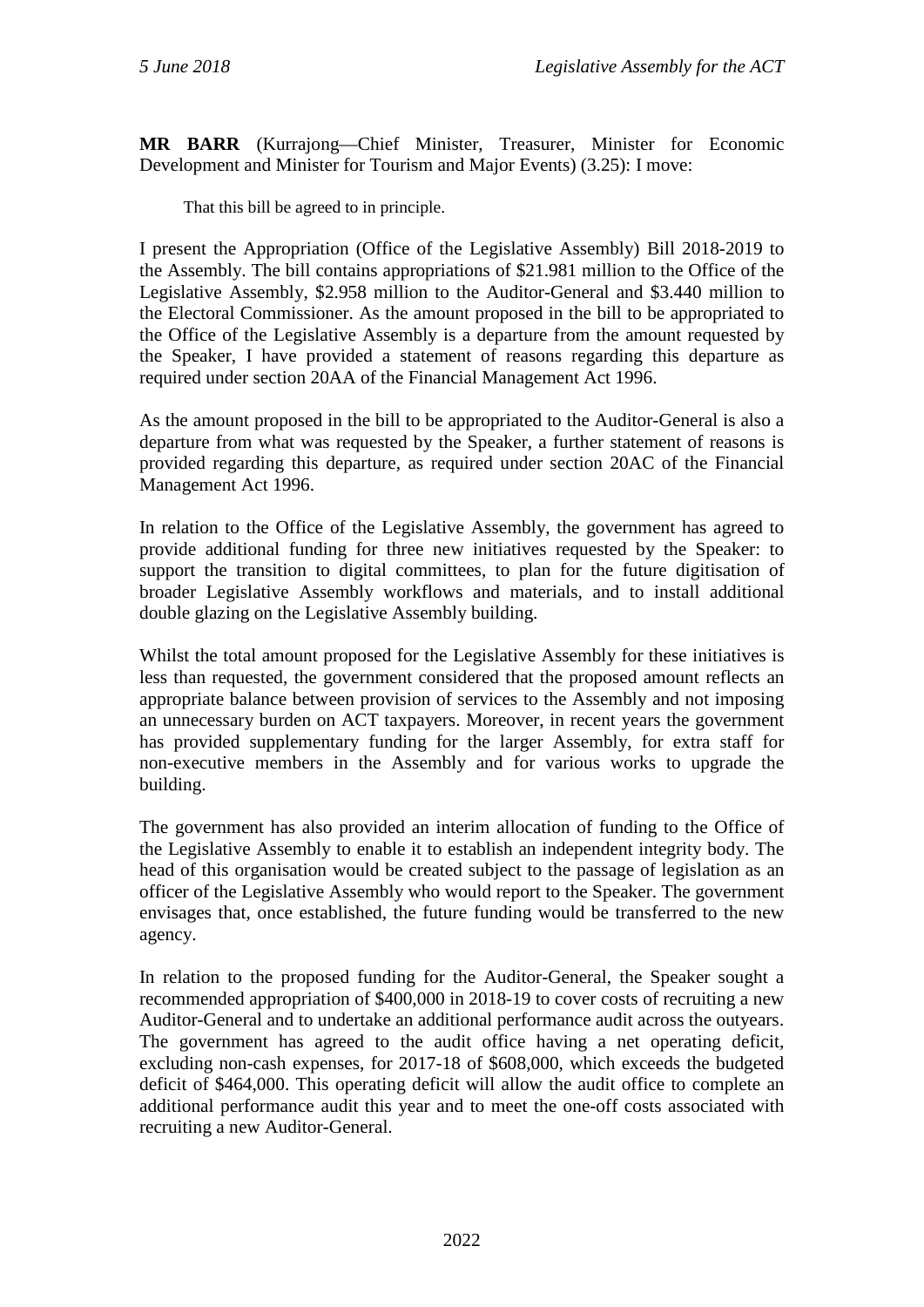**MR BARR** (Kurrajong—Chief Minister, Treasurer, Minister for Economic Development and Minister for Tourism and Major Events) (3.25): I move:

> That this bill be agreed to in principle.

I present the Appropriation (Office of the Legislative Assembly) Bill 2018-2019 to the Assembly. The bill contains appropriations of $21.981 million to the Office of the Legislative Assembly, $2.958 million to the Auditor-General and $3.440 million to the Electoral Commissioner. As the amount proposed in the bill to be appropriated to the Office of the Legislative Assembly is a departure from the amount requested by the Speaker, I have provided a statement of reasons regarding this departure as required under section 20AA of the Financial Management Act 1996.

As the amount proposed in the bill to be appropriated to the Auditor-General is also a departure from what was requested by the Speaker, a further statement of reasons is provided regarding this departure, as required under section 20AC of the Financial Management Act 1996.

In relation to the Office of the Legislative Assembly, the government has agreed to provide additional funding for three new initiatives requested by the Speaker: to support the transition to digital committees, to plan for the future digitisation of broader Legislative Assembly workflows and materials, and to install additional double glazing on the Legislative Assembly building.

Whilst the total amount proposed for the Legislative Assembly for these initiatives is less than requested, the government considered that the proposed amount reflects an appropriate balance between provision of services to the Assembly and not imposing an unnecessary burden on ACT taxpayers. Moreover, in recent years the government has provided supplementary funding for the larger Assembly, for extra staff for non-executive members in the Assembly and for various works to upgrade the building.

The government has also provided an interim allocation of funding to the Office of the Legislative Assembly to enable it to establish an independent integrity body. The head of this organisation would be created subject to the passage of legislation as an officer of the Legislative Assembly who would report to the Speaker. The government envisages that, once established, the future funding would be transferred to the new agency.

In relation to the proposed funding for the Auditor-General, the Speaker sought a recommended appropriation of $400,000 in 2018-19 to cover costs of recruiting a new Auditor-General and to undertake an additional performance audit across the outyears. The government has agreed to the audit office having a net operating deficit, excluding non-cash expenses, for 2017-18 of $608,000, which exceeds the budgeted deficit of $464,000. This operating deficit will allow the audit office to complete an additional performance audit this year and to meet the one-off costs associated with recruiting a new Auditor-General.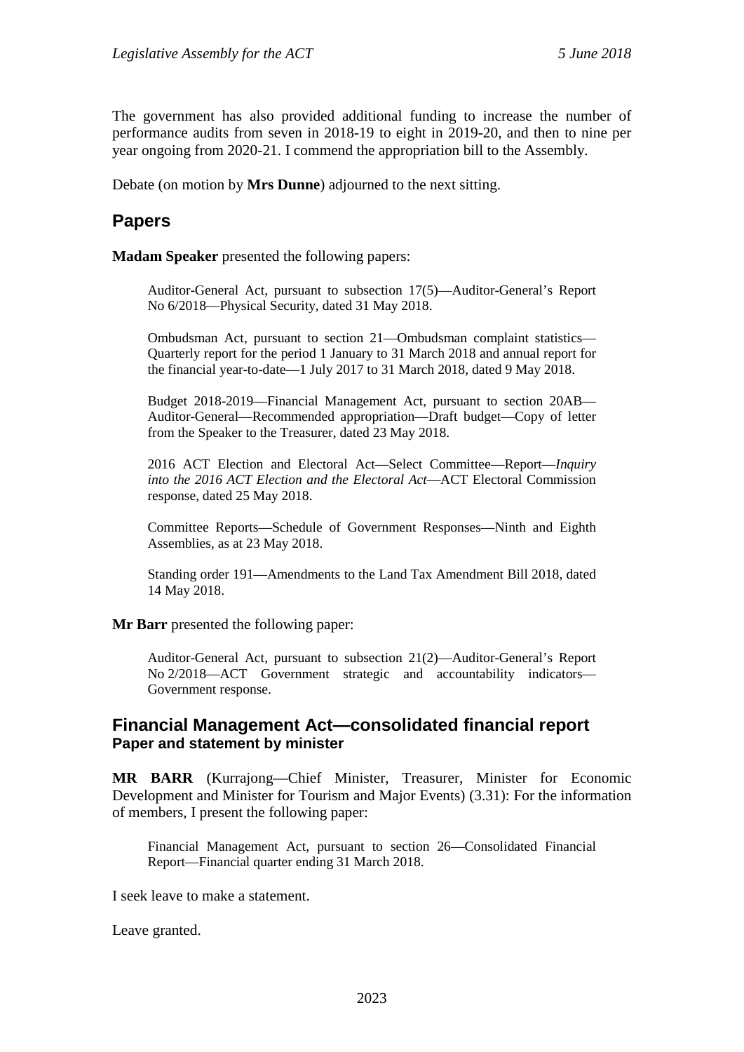The government has also provided additional funding to increase the number of performance audits from seven in 2018-19 to eight in 2019-20, and then to nine per year ongoing from 2020-21. I commend the appropriation bill to the Assembly.

Debate (on motion by **Mrs Dunne**) adjourned to the next sitting.

## Papers

**Madam Speaker** presented the following papers:

> Auditor-General Act, pursuant to subsection 17(5)—Auditor-General's Report No 6/2018—Physical Security, dated 31 May 2018.
>
> Ombudsman Act, pursuant to section 21—Ombudsman complaint statistics—Quarterly report for the period 1 January to 31 March 2018 and annual report for the financial year-to-date—1 July 2017 to 31 March 2018, dated 9 May 2018.
>
> Budget 2018-2019—Financial Management Act, pursuant to section 20AB—Auditor-General—Recommended appropriation—Draft budget—Copy of letter from the Speaker to the Treasurer, dated 23 May 2018.
>
> 2016 ACT Election and Electoral Act—Select Committee—Report—*Inquiry into the 2016 ACT Election and the Electoral Act*—ACT Electoral Commission response, dated 25 May 2018.
>
> Committee Reports—Schedule of Government Responses—Ninth and Eighth Assemblies, as at 23 May 2018.
>
> Standing order 191—Amendments to the Land Tax Amendment Bill 2018, dated 14 May 2018.

**Mr Barr** presented the following paper:

> Auditor-General Act, pursuant to subsection 21(2)—Auditor-General's Report No 2/2018—ACT Government strategic and accountability indicators—Government response.

## Financial Management Act—consolidated financial report

### Paper and statement by minister

**MR BARR** (Kurrajong—Chief Minister, Treasurer, Minister for Economic Development and Minister for Tourism and Major Events) (3.31): For the information of members, I present the following paper:

> Financial Management Act, pursuant to section 26—Consolidated Financial Report—Financial quarter ending 31 March 2018.

I seek leave to make a statement.

Leave granted.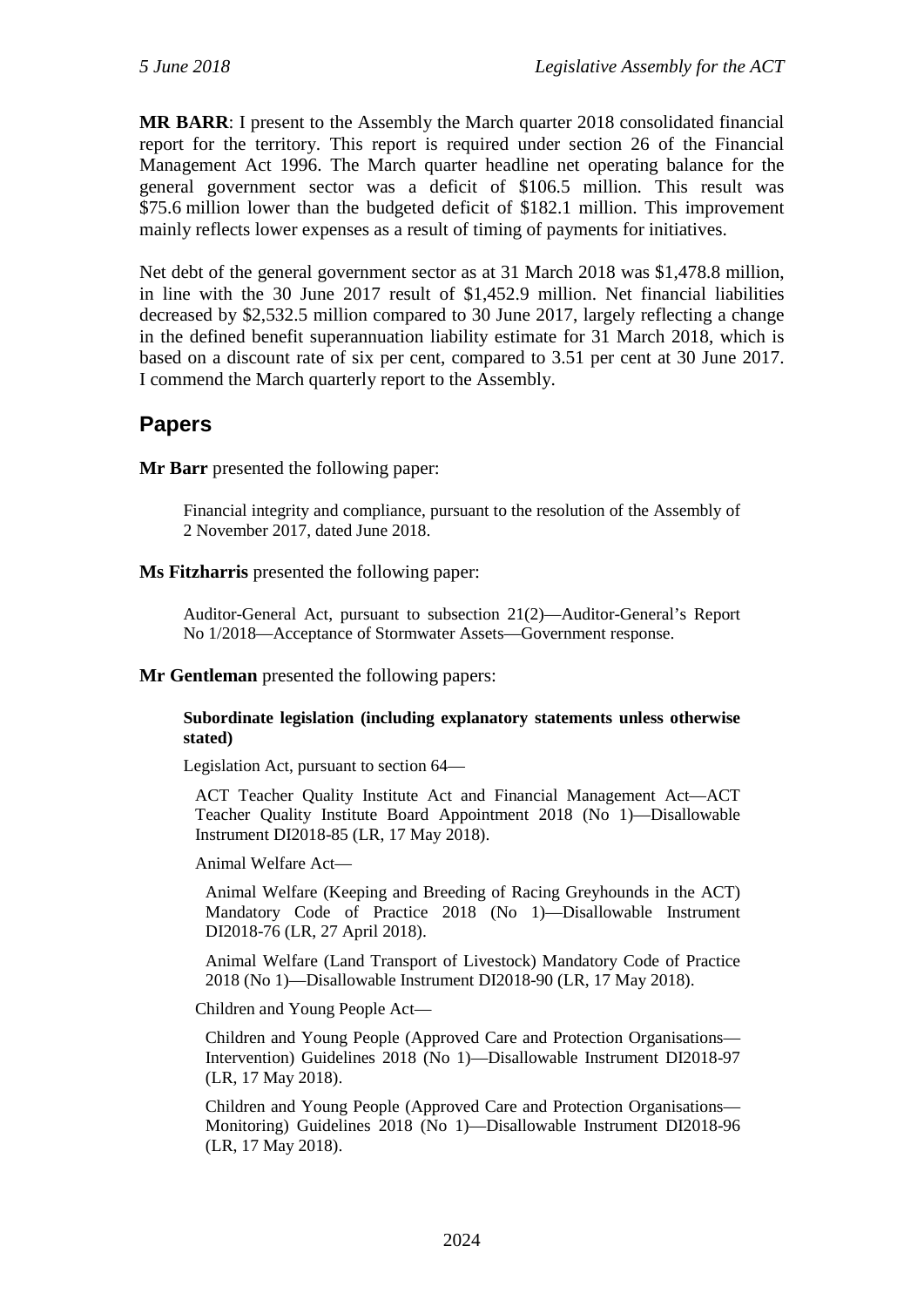**MR BARR**: I present to the Assembly the March quarter 2018 consolidated financial report for the territory. This report is required under section 26 of the Financial Management Act 1996. The March quarter headline net operating balance for the general government sector was a deficit of $106.5 million. This result was $75.6 million lower than the budgeted deficit of $182.1 million. This improvement mainly reflects lower expenses as a result of timing of payments for initiatives.

Net debt of the general government sector as at 31 March 2018 was $1,478.8 million, in line with the 30 June 2017 result of $1,452.9 million. Net financial liabilities decreased by $2,532.5 million compared to 30 June 2017, largely reflecting a change in the defined benefit superannuation liability estimate for 31 March 2018, which is based on a discount rate of six per cent, compared to 3.51 per cent at 30 June 2017. I commend the March quarterly report to the Assembly.

## Papers

**Mr Barr** presented the following paper:

> Financial integrity and compliance, pursuant to the resolution of the Assembly of 2 November 2017, dated June 2018.

**Ms Fitzharris** presented the following paper:

> Auditor-General Act, pursuant to subsection 21(2)—Auditor-General's Report No 1/2018—Acceptance of Stormwater Assets—Government response.

**Mr Gentleman** presented the following papers:

> **Subordinate legislation (including explanatory statements unless otherwise stated)**
>
> Legislation Act, pursuant to section 64—
>
> ACT Teacher Quality Institute Act and Financial Management Act—ACT Teacher Quality Institute Board Appointment 2018 (No 1)—Disallowable Instrument DI2018-85 (LR, 17 May 2018).
>
> Animal Welfare Act—
>
> Animal Welfare (Keeping and Breeding of Racing Greyhounds in the ACT) Mandatory Code of Practice 2018 (No 1)—Disallowable Instrument DI2018-76 (LR, 27 April 2018).
>
> Animal Welfare (Land Transport of Livestock) Mandatory Code of Practice 2018 (No 1)—Disallowable Instrument DI2018-90 (LR, 17 May 2018).
>
> Children and Young People Act—
>
> Children and Young People (Approved Care and Protection Organisations—Intervention) Guidelines 2018 (No 1)—Disallowable Instrument DI2018-97 (LR, 17 May 2018).
>
> Children and Young People (Approved Care and Protection Organisations—Monitoring) Guidelines 2018 (No 1)—Disallowable Instrument DI2018-96 (LR, 17 May 2018).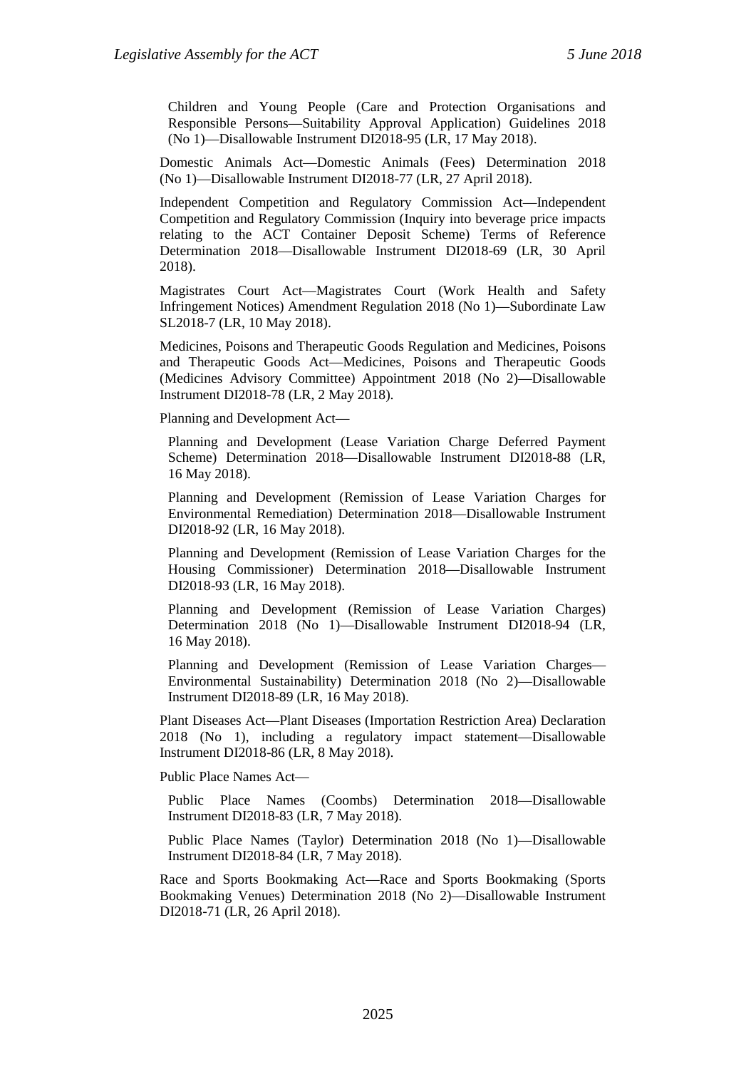Children and Young People (Care and Protection Organisations and Responsible Persons—Suitability Approval Application) Guidelines 2018 (No 1)—Disallowable Instrument DI2018-95 (LR, 17 May 2018).

Domestic Animals Act—Domestic Animals (Fees) Determination 2018 (No 1)—Disallowable Instrument DI2018-77 (LR, 27 April 2018).

Independent Competition and Regulatory Commission Act—Independent Competition and Regulatory Commission (Inquiry into beverage price impacts relating to the ACT Container Deposit Scheme) Terms of Reference Determination 2018—Disallowable Instrument DI2018-69 (LR, 30 April 2018).

Magistrates Court Act—Magistrates Court (Work Health and Safety Infringement Notices) Amendment Regulation 2018 (No 1)—Subordinate Law SL2018-7 (LR, 10 May 2018).

Medicines, Poisons and Therapeutic Goods Regulation and Medicines, Poisons and Therapeutic Goods Act—Medicines, Poisons and Therapeutic Goods (Medicines Advisory Committee) Appointment 2018 (No 2)—Disallowable Instrument DI2018-78 (LR, 2 May 2018).

Planning and Development Act—

Planning and Development (Lease Variation Charge Deferred Payment Scheme) Determination 2018—Disallowable Instrument DI2018-88 (LR, 16 May 2018).

Planning and Development (Remission of Lease Variation Charges for Environmental Remediation) Determination 2018—Disallowable Instrument DI2018-92 (LR, 16 May 2018).

Planning and Development (Remission of Lease Variation Charges for the Housing Commissioner) Determination 2018—Disallowable Instrument DI2018-93 (LR, 16 May 2018).

Planning and Development (Remission of Lease Variation Charges) Determination 2018 (No 1)—Disallowable Instrument DI2018-94 (LR, 16 May 2018).

Planning and Development (Remission of Lease Variation Charges—Environmental Sustainability) Determination 2018 (No 2)—Disallowable Instrument DI2018-89 (LR, 16 May 2018).

Plant Diseases Act—Plant Diseases (Importation Restriction Area) Declaration 2018 (No 1), including a regulatory impact statement—Disallowable Instrument DI2018-86 (LR, 8 May 2018).

Public Place Names Act—

Public Place Names (Coombs) Determination 2018—Disallowable Instrument DI2018-83 (LR, 7 May 2018).

Public Place Names (Taylor) Determination 2018 (No 1)—Disallowable Instrument DI2018-84 (LR, 7 May 2018).

Race and Sports Bookmaking Act—Race and Sports Bookmaking (Sports Bookmaking Venues) Determination 2018 (No 2)—Disallowable Instrument DI2018-71 (LR, 26 April 2018).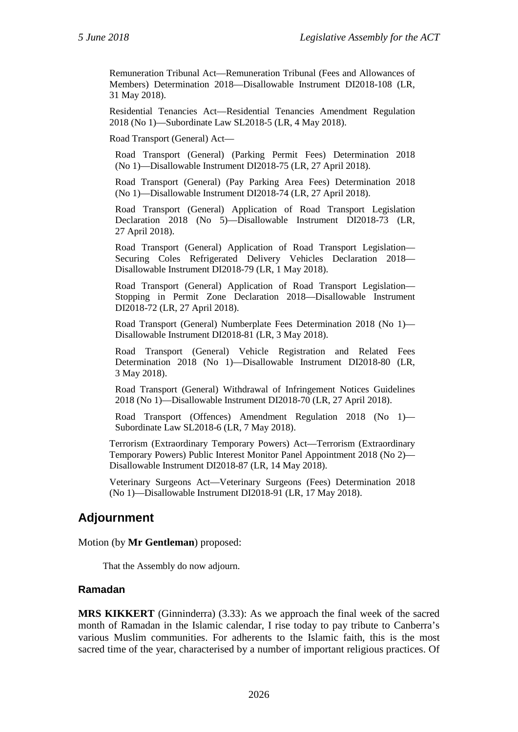Remuneration Tribunal Act—Remuneration Tribunal (Fees and Allowances of Members) Determination 2018—Disallowable Instrument DI2018-108 (LR, 31 May 2018).

Residential Tenancies Act—Residential Tenancies Amendment Regulation 2018 (No 1)—Subordinate Law SL2018-5 (LR, 4 May 2018).

Road Transport (General) Act—

Road Transport (General) (Parking Permit Fees) Determination 2018 (No 1)—Disallowable Instrument DI2018-75 (LR, 27 April 2018).

Road Transport (General) (Pay Parking Area Fees) Determination 2018 (No 1)—Disallowable Instrument DI2018-74 (LR, 27 April 2018).

Road Transport (General) Application of Road Transport Legislation Declaration 2018 (No 5)—Disallowable Instrument DI2018-73 (LR, 27 April 2018).

Road Transport (General) Application of Road Transport Legislation—Securing Coles Refrigerated Delivery Vehicles Declaration 2018—Disallowable Instrument DI2018-79 (LR, 1 May 2018).

Road Transport (General) Application of Road Transport Legislation—Stopping in Permit Zone Declaration 2018—Disallowable Instrument DI2018-72 (LR, 27 April 2018).

Road Transport (General) Numberplate Fees Determination 2018 (No 1)—Disallowable Instrument DI2018-81 (LR, 3 May 2018).

Road Transport (General) Vehicle Registration and Related Fees Determination 2018 (No 1)—Disallowable Instrument DI2018-80 (LR, 3 May 2018).

Road Transport (General) Withdrawal of Infringement Notices Guidelines 2018 (No 1)—Disallowable Instrument DI2018-70 (LR, 27 April 2018).

Road Transport (Offences) Amendment Regulation 2018 (No 1)—Subordinate Law SL2018-6 (LR, 7 May 2018).

Terrorism (Extraordinary Temporary Powers) Act—Terrorism (Extraordinary Temporary Powers) Public Interest Monitor Panel Appointment 2018 (No 2)—Disallowable Instrument DI2018-87 (LR, 14 May 2018).

Veterinary Surgeons Act—Veterinary Surgeons (Fees) Determination 2018 (No 1)—Disallowable Instrument DI2018-91 (LR, 17 May 2018).

## Adjournment

Motion (by **Mr Gentleman**) proposed:

That the Assembly do now adjourn.

### Ramadan

**MRS KIKKERT** (Ginninderra) (3.33): As we approach the final week of the sacred month of Ramadan in the Islamic calendar, I rise today to pay tribute to Canberra's various Muslim communities. For adherents to the Islamic faith, this is the most sacred time of the year, characterised by a number of important religious practices. Of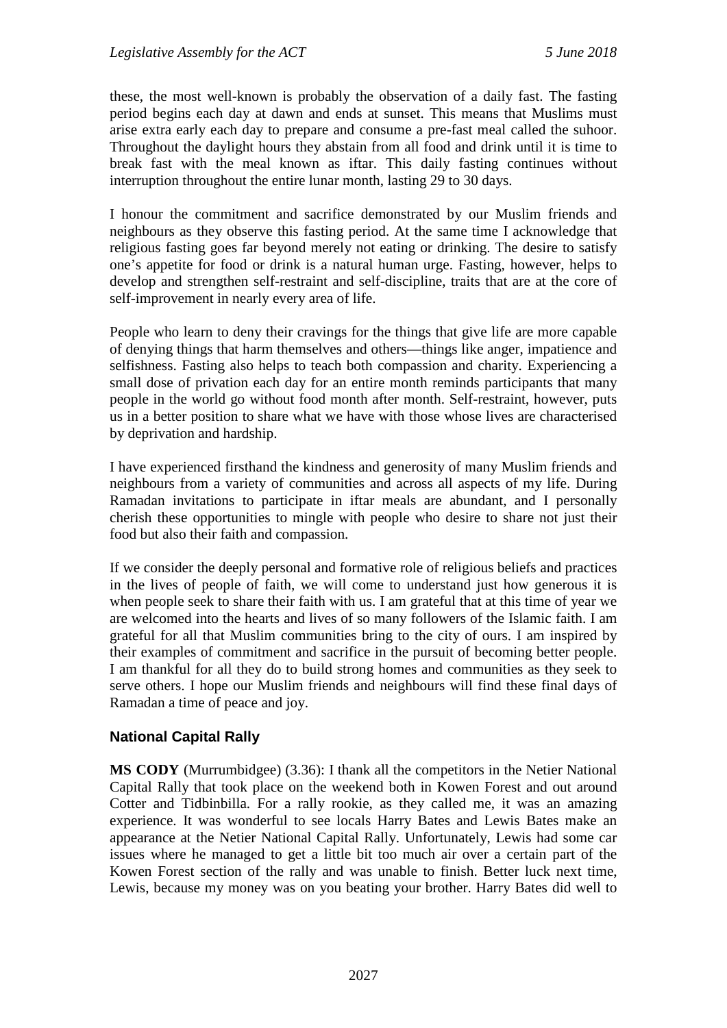these, the most well-known is probably the observation of a daily fast. The fasting period begins each day at dawn and ends at sunset. This means that Muslims must arise extra early each day to prepare and consume a pre-fast meal called the suhoor. Throughout the daylight hours they abstain from all food and drink until it is time to break fast with the meal known as iftar. This daily fasting continues without interruption throughout the entire lunar month, lasting 29 to 30 days.

I honour the commitment and sacrifice demonstrated by our Muslim friends and neighbours as they observe this fasting period. At the same time I acknowledge that religious fasting goes far beyond merely not eating or drinking. The desire to satisfy one's appetite for food or drink is a natural human urge. Fasting, however, helps to develop and strengthen self-restraint and self-discipline, traits that are at the core of self-improvement in nearly every area of life.

People who learn to deny their cravings for the things that give life are more capable of denying things that harm themselves and others—things like anger, impatience and selfishness. Fasting also helps to teach both compassion and charity. Experiencing a small dose of privation each day for an entire month reminds participants that many people in the world go without food month after month. Self-restraint, however, puts us in a better position to share what we have with those whose lives are characterised by deprivation and hardship.

I have experienced firsthand the kindness and generosity of many Muslim friends and neighbours from a variety of communities and across all aspects of my life. During Ramadan invitations to participate in iftar meals are abundant, and I personally cherish these opportunities to mingle with people who desire to share not just their food but also their faith and compassion.

If we consider the deeply personal and formative role of religious beliefs and practices in the lives of people of faith, we will come to understand just how generous it is when people seek to share their faith with us. I am grateful that at this time of year we are welcomed into the hearts and lives of so many followers of the Islamic faith. I am grateful for all that Muslim communities bring to the city of ours. I am inspired by their examples of commitment and sacrifice in the pursuit of becoming better people. I am thankful for all they do to build strong homes and communities as they seek to serve others. I hope our Muslim friends and neighbours will find these final days of Ramadan a time of peace and joy.

## National Capital Rally

**MS CODY** (Murrumbidgee) (3.36): I thank all the competitors in the Netier National Capital Rally that took place on the weekend both in Kowen Forest and out around Cotter and Tidbinbilla. For a rally rookie, as they called me, it was an amazing experience. It was wonderful to see locals Harry Bates and Lewis Bates make an appearance at the Netier National Capital Rally. Unfortunately, Lewis had some car issues where he managed to get a little bit too much air over a certain part of the Kowen Forest section of the rally and was unable to finish. Better luck next time, Lewis, because my money was on you beating your brother. Harry Bates did well to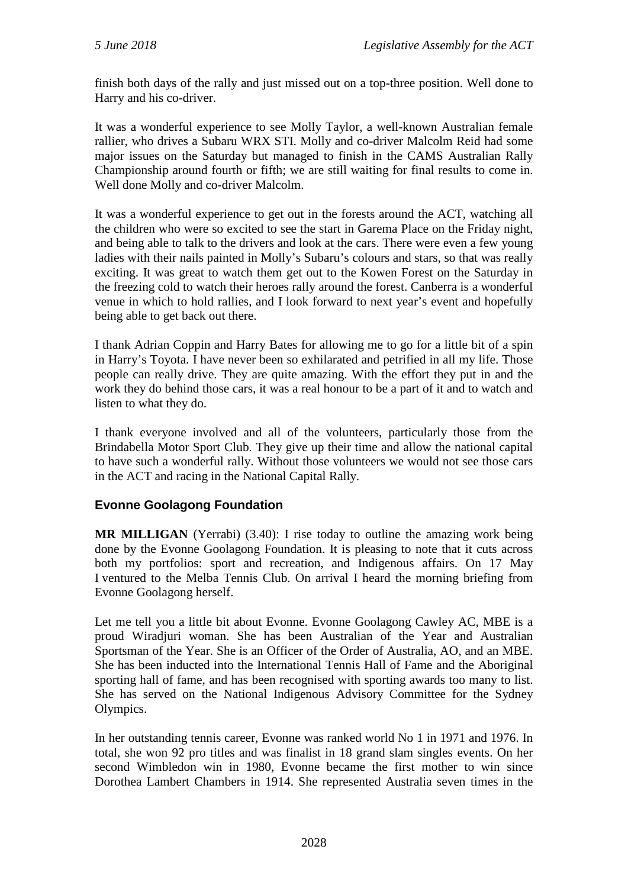finish both days of the rally and just missed out on a top-three position. Well done to Harry and his co-driver.

It was a wonderful experience to see Molly Taylor, a well-known Australian female rallier, who drives a Subaru WRX STI. Molly and co-driver Malcolm Reid had some major issues on the Saturday but managed to finish in the CAMS Australian Rally Championship around fourth or fifth; we are still waiting for final results to come in. Well done Molly and co-driver Malcolm.

It was a wonderful experience to get out in the forests around the ACT, watching all the children who were so excited to see the start in Garema Place on the Friday night, and being able to talk to the drivers and look at the cars. There were even a few young ladies with their nails painted in Molly's Subaru's colours and stars, so that was really exciting. It was great to watch them get out to the Kowen Forest on the Saturday in the freezing cold to watch their heroes rally around the forest. Canberra is a wonderful venue in which to hold rallies, and I look forward to next year's event and hopefully being able to get back out there.

I thank Adrian Coppin and Harry Bates for allowing me to go for a little bit of a spin in Harry's Toyota. I have never been so exhilarated and petrified in all my life. Those people can really drive. They are quite amazing. With the effort they put in and the work they do behind those cars, it was a real honour to be a part of it and to watch and listen to what they do.

I thank everyone involved and all of the volunteers, particularly those from the Brindabella Motor Sport Club. They give up their time and allow the national capital to have such a wonderful rally. Without those volunteers we would not see those cars in the ACT and racing in the National Capital Rally.

## Evonne Goolagong Foundation

**MR MILLIGAN** (Yerrabi) (3.40): I rise today to outline the amazing work being done by the Evonne Goolagong Foundation. It is pleasing to note that it cuts across both my portfolios: sport and recreation, and Indigenous affairs. On 17 May I ventured to the Melba Tennis Club. On arrival I heard the morning briefing from Evonne Goolagong herself.

Let me tell you a little bit about Evonne. Evonne Goolagong Cawley AC, MBE is a proud Wiradjuri woman. She has been Australian of the Year and Australian Sportsman of the Year. She is an Officer of the Order of Australia, AO, and an MBE. She has been inducted into the International Tennis Hall of Fame and the Aboriginal sporting hall of fame, and has been recognised with sporting awards too many to list. She has served on the National Indigenous Advisory Committee for the Sydney Olympics.

In her outstanding tennis career, Evonne was ranked world No 1 in 1971 and 1976. In total, she won 92 pro titles and was finalist in 18 grand slam singles events. On her second Wimbledon win in 1980, Evonne became the first mother to win since Dorothea Lambert Chambers in 1914. She represented Australia seven times in the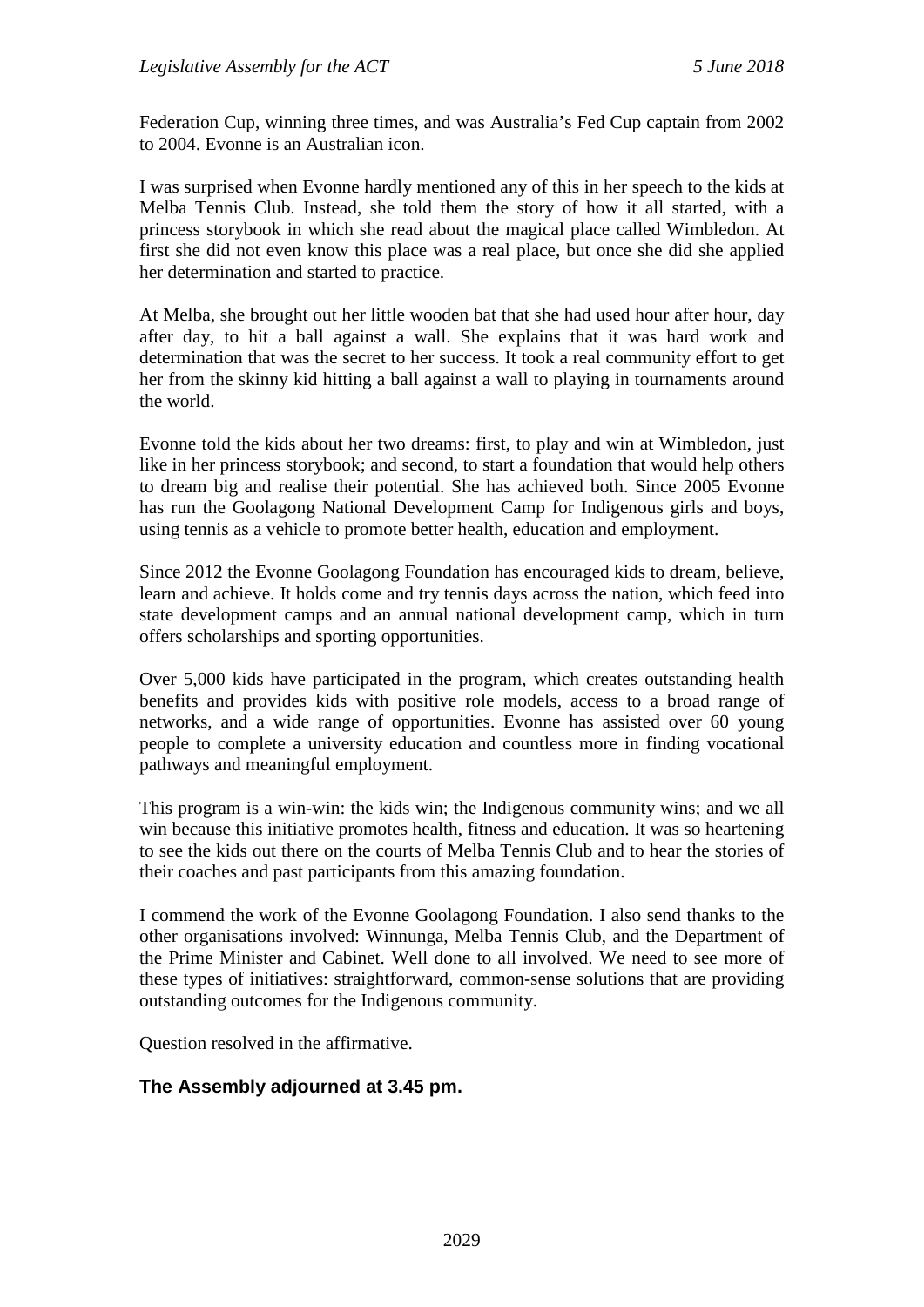Federation Cup, winning three times, and was Australia's Fed Cup captain from 2002 to 2004. Evonne is an Australian icon.

I was surprised when Evonne hardly mentioned any of this in her speech to the kids at Melba Tennis Club. Instead, she told them the story of how it all started, with a princess storybook in which she read about the magical place called Wimbledon. At first she did not even know this place was a real place, but once she did she applied her determination and started to practice.

At Melba, she brought out her little wooden bat that she had used hour after hour, day after day, to hit a ball against a wall. She explains that it was hard work and determination that was the secret to her success. It took a real community effort to get her from the skinny kid hitting a ball against a wall to playing in tournaments around the world.

Evonne told the kids about her two dreams: first, to play and win at Wimbledon, just like in her princess storybook; and second, to start a foundation that would help others to dream big and realise their potential. She has achieved both. Since 2005 Evonne has run the Goolagong National Development Camp for Indigenous girls and boys, using tennis as a vehicle to promote better health, education and employment.

Since 2012 the Evonne Goolagong Foundation has encouraged kids to dream, believe, learn and achieve. It holds come and try tennis days across the nation, which feed into state development camps and an annual national development camp, which in turn offers scholarships and sporting opportunities.

Over 5,000 kids have participated in the program, which creates outstanding health benefits and provides kids with positive role models, access to a broad range of networks, and a wide range of opportunities. Evonne has assisted over 60 young people to complete a university education and countless more in finding vocational pathways and meaningful employment.

This program is a win-win: the kids win; the Indigenous community wins; and we all win because this initiative promotes health, fitness and education. It was so heartening to see the kids out there on the courts of Melba Tennis Club and to hear the stories of their coaches and past participants from this amazing foundation.

I commend the work of the Evonne Goolagong Foundation. I also send thanks to the other organisations involved: Winnunga, Melba Tennis Club, and the Department of the Prime Minister and Cabinet. Well done to all involved. We need to see more of these types of initiatives: straightforward, common-sense solutions that are providing outstanding outcomes for the Indigenous community.

Question resolved in the affirmative.

**The Assembly adjourned at 3.45 pm.**